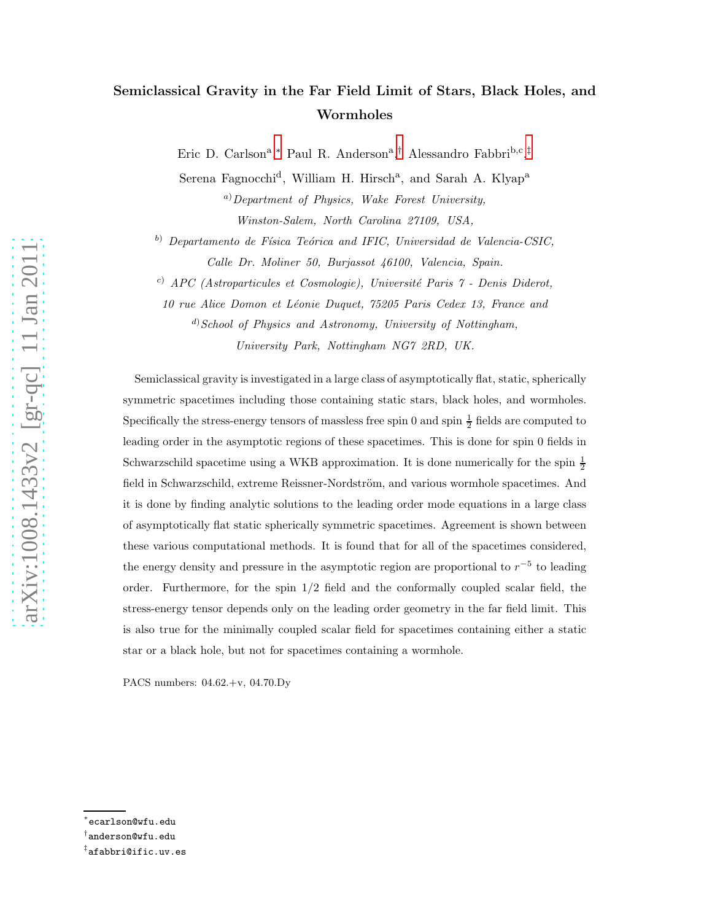# Semiclassical Gravity in the Far Field Limit of Stars, Black Holes, and Wormholes

Eric D. Carlson[a,*], Paul R. Anderson[a,†], Alessandro Fabbri[b,c,‡]

Serena Fagnocchi[d], William H. Hirsch[a], and Sarah A. Klyap[a]

[a] *Department of Physics, Wake Forest University, Winston-Salem, North Carolina 27109, USA,*

[b] *Departamento de Física Teórica and IFIC, Universidad de Valencia-CSIC, Calle Dr. Moliner 50, Burjassot 46100, Valencia, Spain.*

[c] *APC (Astroparticules et Cosmologie), Université Paris 7 - Denis Diderot, 10 rue Alice Domon et Léonie Duquet, 75205 Paris Cedex 13, France and*

[d] *School of Physics and Astronomy, University of Nottingham, University Park, Nottingham NG7 2RD, UK.*

Semiclassical gravity is investigated in a large class of asymptotically flat, static, spherically symmetric spacetimes including those containing static stars, black holes, and wormholes. Specifically the stress-energy tensors of massless free spin 0 and spin $\frac{1}{2}$ fields are computed to leading order in the asymptotic regions of these spacetimes. This is done for spin 0 fields in Schwarzschild spacetime using a WKB approximation. It is done numerically for the spin $\frac{1}{2}$ field in Schwarzschild, extreme Reissner-Nordström, and various wormhole spacetimes. And it is done by finding analytic solutions to the leading order mode equations in a large class of asymptotically flat static spherically symmetric spacetimes. Agreement is shown between these various computational methods. It is found that for all of the spacetimes considered, the energy density and pressure in the asymptotic region are proportional to $r^{-5}$ to leading order. Furthermore, for the spin 1/2 field and the conformally coupled scalar field, the stress-energy tensor depends only on the leading order geometry in the far field limit. This is also true for the minimally coupled scalar field for spacetimes containing either a static star or a black hole, but not for spacetimes containing a wormhole.

PACS numbers: 04.62.+v, 04.70.Dy

[*] ecarlson@wfu.edu

[†] anderson@wfu.edu

[‡] afabbri@ific.uv.es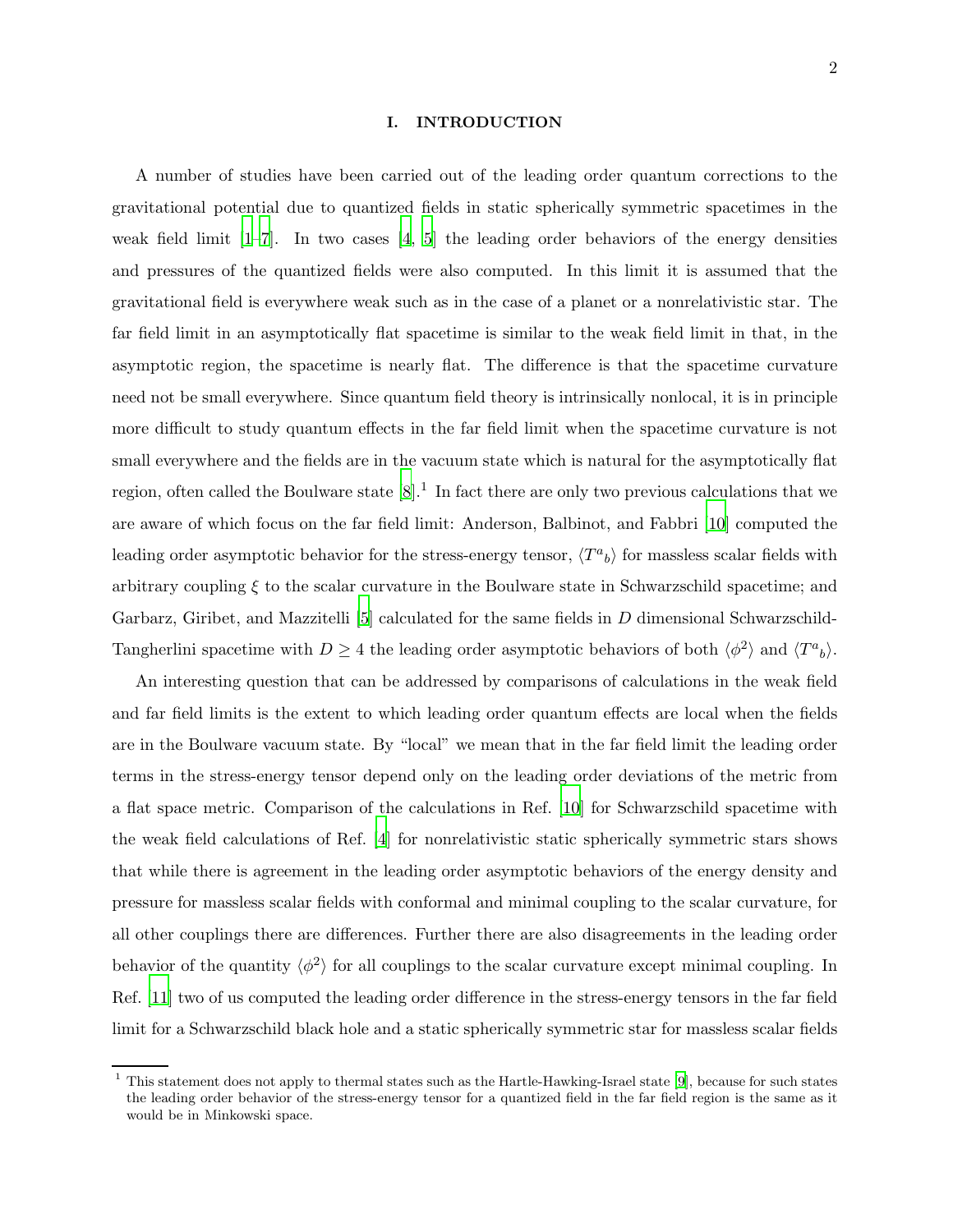## I. INTRODUCTION

A number of studies have been carried out of the leading order quantum corrections to the gravitational potential due to quantized fields in static spherically symmetric spacetimes in the weak field limit [1–7]. In two cases [4, 5] the leading order behaviors of the energy densities and pressures of the quantized fields were also computed. In this limit it is assumed that the gravitational field is everywhere weak such as in the case of a planet or a nonrelativistic star. The far field limit in an asymptotically flat spacetime is similar to the weak field limit in that, in the asymptotic region, the spacetime is nearly flat. The difference is that the spacetime curvature need not be small everywhere. Since quantum field theory is intrinsically nonlocal, it is in principle more difficult to study quantum effects in the far field limit when the spacetime curvature is not small everywhere and the fields are in the vacuum state which is natural for the asymptotically flat region, often called the Boulware state [8].[1] In fact there are only two previous calculations that we are aware of which focus on the far field limit: Anderson, Balbinot, and Fabbri [10] computed the leading order asymptotic behavior for the stress-energy tensor, $\langle T^a{}_b \rangle$ for massless scalar fields with arbitrary coupling $\xi$ to the scalar curvature in the Boulware state in Schwarzschild spacetime; and Garbarz, Giribet, and Mazzitelli [5] calculated for the same fields in $D$ dimensional Schwarzschild-Tangherlini spacetime with $D \geq 4$ the leading order asymptotic behaviors of both $\langle \phi^2 \rangle$ and $\langle T^a{}_b \rangle$.

An interesting question that can be addressed by comparisons of calculations in the weak field and far field limits is the extent to which leading order quantum effects are local when the fields are in the Boulware vacuum state. By "local" we mean that in the far field limit the leading order terms in the stress-energy tensor depend only on the leading order deviations of the metric from a flat space metric. Comparison of the calculations in Ref. [10] for Schwarzschild spacetime with the weak field calculations of Ref. [4] for nonrelativistic static spherically symmetric stars shows that while there is agreement in the leading order asymptotic behaviors of the energy density and pressure for massless scalar fields with conformal and minimal coupling to the scalar curvature, for all other couplings there are differences. Further there are also disagreements in the leading order behavior of the quantity $\langle \phi^2 \rangle$ for all couplings to the scalar curvature except minimal coupling. In Ref. [11] two of us computed the leading order difference in the stress-energy tensors in the far field limit for a Schwarzschild black hole and a static spherically symmetric star for massless scalar fields

[1] This statement does not apply to thermal states such as the Hartle-Hawking-Israel state [9], because for such states the leading order behavior of the stress-energy tensor for a quantized field in the far field region is the same as it would be in Minkowski space.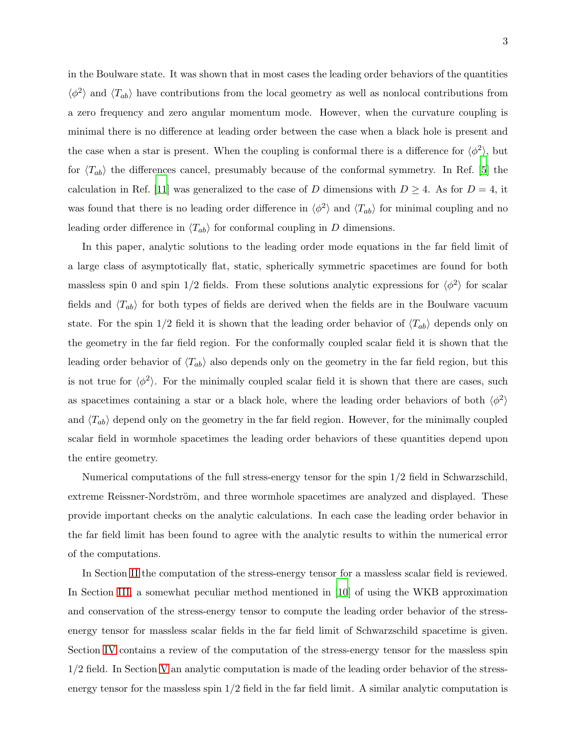in the Boulware state. It was shown that in most cases the leading order behaviors of the quantities $\langle\phi^2\rangle$ and $\langle T_{ab}\rangle$ have contributions from the local geometry as well as nonlocal contributions from a zero frequency and zero angular momentum mode. However, when the curvature coupling is minimal there is no difference at leading order between the case when a black hole is present and the case when a star is present. When the coupling is conformal there is a difference for $\langle\phi^2\rangle$, but for $\langle T_{ab}\rangle$ the differences cancel, presumably because of the conformal symmetry. In Ref. [5] the calculation in Ref. [11] was generalized to the case of $D$ dimensions with $D \geq 4$. As for $D = 4$, it was found that there is no leading order difference in $\langle\phi^2\rangle$ and $\langle T_{ab}\rangle$ for minimal coupling and no leading order difference in $\langle T_{ab}\rangle$ for conformal coupling in $D$ dimensions.

In this paper, analytic solutions to the leading order mode equations in the far field limit of a large class of asymptotically flat, static, spherically symmetric spacetimes are found for both massless spin 0 and spin 1/2 fields. From these solutions analytic expressions for $\langle\phi^2\rangle$ for scalar fields and $\langle T_{ab}\rangle$ for both types of fields are derived when the fields are in the Boulware vacuum state. For the spin 1/2 field it is shown that the leading order behavior of $\langle T_{ab}\rangle$ depends only on the geometry in the far field region. For the conformally coupled scalar field it is shown that the leading order behavior of $\langle T_{ab}\rangle$ also depends only on the geometry in the far field region, but this is not true for $\langle\phi^2\rangle$. For the minimally coupled scalar field it is shown that there are cases, such as spacetimes containing a star or a black hole, where the leading order behaviors of both $\langle\phi^2\rangle$ and $\langle T_{ab}\rangle$ depend only on the geometry in the far field region. However, for the minimally coupled scalar field in wormhole spacetimes the leading order behaviors of these quantities depend upon the entire geometry.

Numerical computations of the full stress-energy tensor for the spin 1/2 field in Schwarzschild, extreme Reissner-Nordström, and three wormhole spacetimes are analyzed and displayed. These provide important checks on the analytic calculations. In each case the leading order behavior in the far field limit has been found to agree with the analytic results to within the numerical error of the computations.

In Section II the computation of the stress-energy tensor for a massless scalar field is reviewed. In Section III, a somewhat peculiar method mentioned in [10] of using the WKB approximation and conservation of the stress-energy tensor to compute the leading order behavior of the stress-energy tensor for massless scalar fields in the far field limit of Schwarzschild spacetime is given. Section IV contains a review of the computation of the stress-energy tensor for the massless spin 1/2 field. In Section V an analytic computation is made of the leading order behavior of the stress-energy tensor for the massless spin 1/2 field in the far field limit. A similar analytic computation is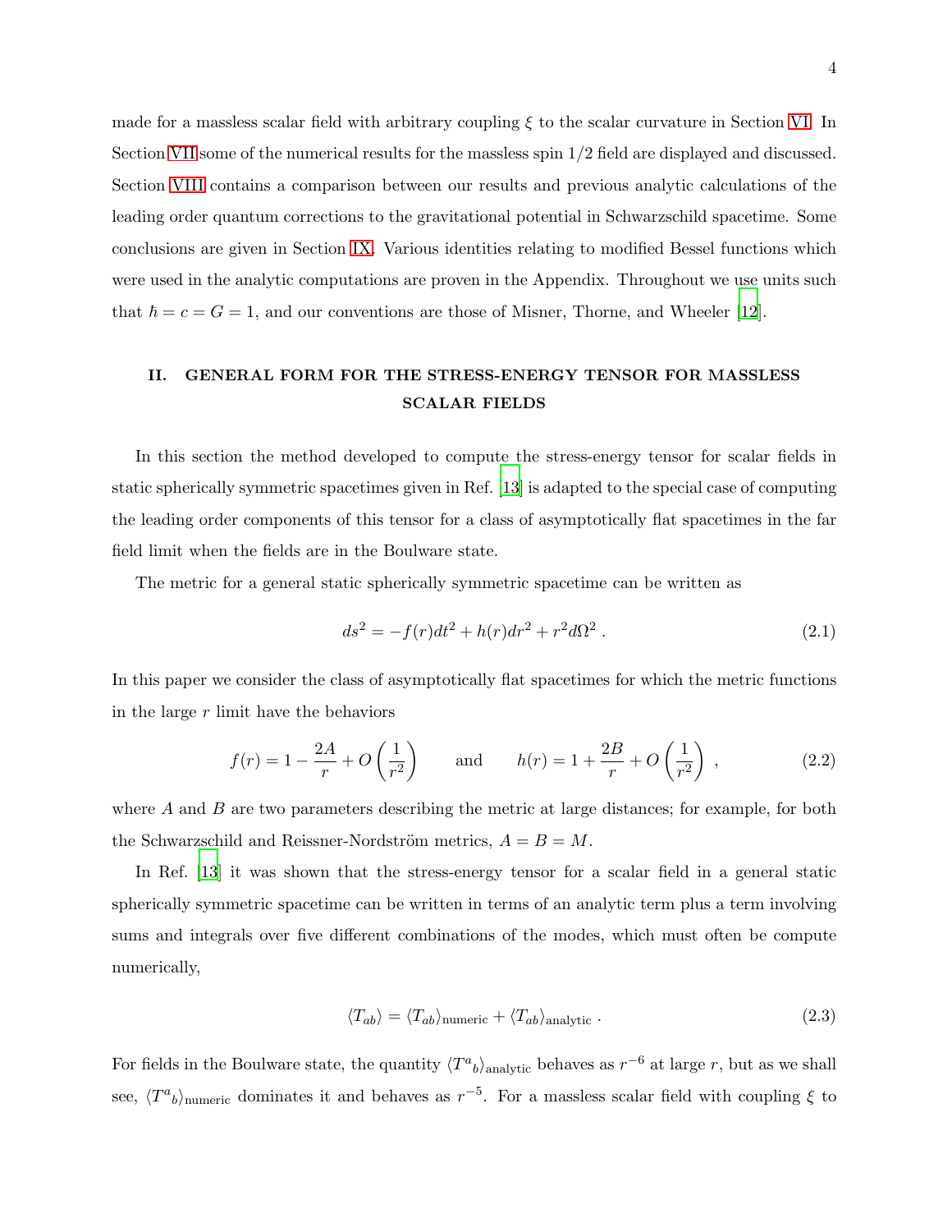made for a massless scalar field with arbitrary coupling $\xi$ to the scalar curvature in Section VI. In Section VII some of the numerical results for the massless spin 1/2 field are displayed and discussed. Section VIII contains a comparison between our results and previous analytic calculations of the leading order quantum corrections to the gravitational potential in Schwarzschild spacetime. Some conclusions are given in Section IX. Various identities relating to modified Bessel functions which were used in the analytic computations are proven in the Appendix. Throughout we use units such that $\hbar = c = G = 1$, and our conventions are those of Misner, Thorne, and Wheeler [12].

## II. GENERAL FORM FOR THE STRESS-ENERGY TENSOR FOR MASSLESS SCALAR FIELDS

In this section the method developed to compute the stress-energy tensor for scalar fields in static spherically symmetric spacetimes given in Ref. [13] is adapted to the special case of computing the leading order components of this tensor for a class of asymptotically flat spacetimes in the far field limit when the fields are in the Boulware state.

The metric for a general static spherically symmetric spacetime can be written as

$$ds^2 = -f(r)dt^2 + h(r)dr^2 + r^2 d\Omega^2 \; . \tag{2.1}$$

In this paper we consider the class of asymptotically flat spacetimes for which the metric functions in the large $r$ limit have the behaviors

$$f(r) = 1 - \frac{2A}{r} + O\left(\frac{1}{r^2}\right) \qquad \text{and} \qquad h(r) = 1 + \frac{2B}{r} + O\left(\frac{1}{r^2}\right) \; , \tag{2.2}$$

where $A$ and $B$ are two parameters describing the metric at large distances; for example, for both the Schwarzschild and Reissner-Nordström metrics, $A = B = M$.

In Ref. [13] it was shown that the stress-energy tensor for a scalar field in a general static spherically symmetric spacetime can be written in terms of an analytic term plus a term involving sums and integrals over five different combinations of the modes, which must often be compute numerically,

$$\langle T_{ab} \rangle = \langle T_{ab} \rangle_{\text{numeric}} + \langle T_{ab} \rangle_{\text{analytic}} \; . \tag{2.3}$$

For fields in the Boulware state, the quantity $\langle T^a{}_b \rangle_{\text{analytic}}$ behaves as $r^{-6}$ at large $r$, but as we shall see, $\langle T^a{}_b \rangle_{\text{numeric}}$ dominates it and behaves as $r^{-5}$. For a massless scalar field with coupling $\xi$ to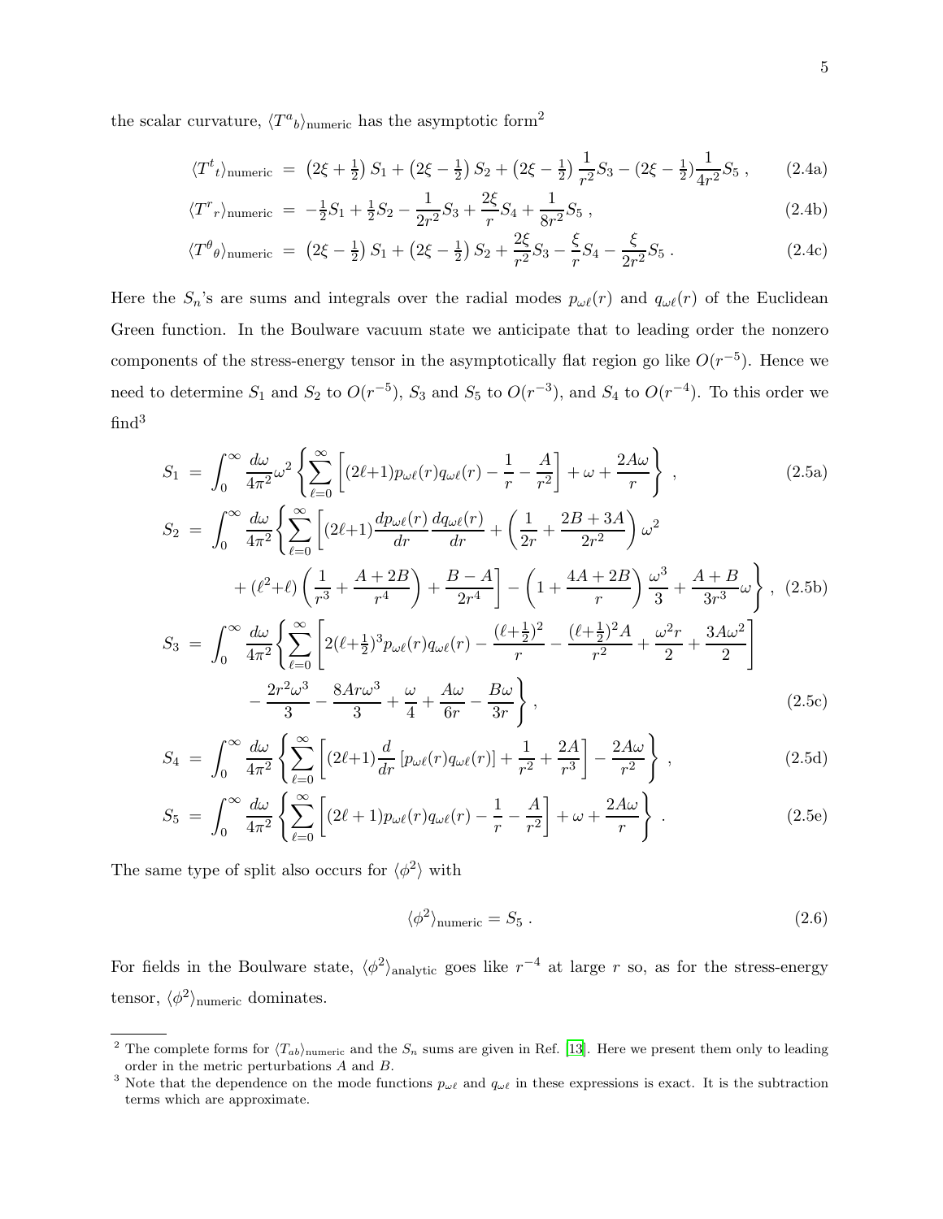the scalar curvature, $\langle T^a{}_b\rangle_{\rm numeric}$ has the asymptotic form[2]

$$
\begin{aligned}
\langle T^t{}_t\rangle_{\rm numeric} &= \left(2\xi+\tfrac{1}{2}\right)S_1+\left(2\xi-\tfrac{1}{2}\right)S_2+\left(2\xi-\tfrac{1}{2}\right)\frac{1}{r^2}S_3-(2\xi-\tfrac{1}{2})\frac{1}{4r^2}S_5\,, && \text{(2.4a)}\\
\langle T^r{}_r\rangle_{\rm numeric} &= -\tfrac{1}{2}S_1+\tfrac{1}{2}S_2-\frac{1}{2r^2}S_3+\frac{2\xi}{r}S_4+\frac{1}{8r^2}S_5\,, && \text{(2.4b)}\\
\langle T^\theta{}_\theta\rangle_{\rm numeric} &= \left(2\xi-\tfrac{1}{2}\right)S_1+\left(2\xi-\tfrac{1}{2}\right)S_2+\frac{2\xi}{r^2}S_3-\frac{\xi}{r}S_4-\frac{\xi}{2r^2}S_5\,. && \text{(2.4c)}
\end{aligned}
$$

Here the $S_n$'s are sums and integrals over the radial modes $p_{\omega\ell}(r)$ and $q_{\omega\ell}(r)$ of the Euclidean Green function. In the Boulware vacuum state we anticipate that to leading order the nonzero components of the stress-energy tensor in the asymptotically flat region go like $O(r^{-5})$. Hence we need to determine $S_1$ and $S_2$ to $O(r^{-5})$, $S_3$ and $S_5$ to $O(r^{-3})$, and $S_4$ to $O(r^{-4})$. To this order we find[3]

$$
S_1 = \int_0^\infty \frac{d\omega}{4\pi^2}\omega^2\left\{\sum_{\ell=0}^\infty\left[(2\ell+1)p_{\omega\ell}(r)q_{\omega\ell}(r)-\frac{1}{r}-\frac{A}{r^2}\right]+\omega+\frac{2A\omega}{r}\right\}\,, \tag{2.5a}
$$

$$
\begin{aligned}
S_2 = \int_0^\infty \frac{d\omega}{4\pi^2}\Bigg\{&\sum_{\ell=0}^\infty\Bigg[(2\ell+1)\frac{dp_{\omega\ell}(r)}{dr}\frac{dq_{\omega\ell}(r)}{dr}+\left(\frac{1}{2r}+\frac{2B+3A}{2r^2}\right)\omega^2\\
&+(\ell^2+\ell)\left(\frac{1}{r^3}+\frac{A+2B}{r^4}\right)+\frac{B-A}{2r^4}\Bigg]-\left(1+\frac{4A+2B}{r}\right)\frac{\omega^3}{3}+\frac{A+B}{3r^3}\omega\Bigg\}\,,
\end{aligned} \tag{2.5b}
$$

$$
\begin{aligned}
S_3 = \int_0^\infty \frac{d\omega}{4\pi^2}\Bigg\{&\sum_{\ell=0}^\infty\left[2(\ell+\tfrac{1}{2})^3p_{\omega\ell}(r)q_{\omega\ell}(r)-\frac{(\ell+\frac{1}{2})^2}{r}-\frac{(\ell+\frac{1}{2})^2A}{r^2}+\frac{\omega^2r}{2}+\frac{3A\omega^2}{2}\right]\\
&-\frac{2r^2\omega^3}{3}-\frac{8Ar\omega^3}{3}+\frac{\omega}{4}+\frac{A\omega}{6r}-\frac{B\omega}{3r}\Bigg\}\,,
\end{aligned} \tag{2.5c}
$$

$$
S_4 = \int_0^\infty \frac{d\omega}{4\pi^2}\left\{\sum_{\ell=0}^\infty\left[(2\ell+1)\frac{d}{dr}\left[p_{\omega\ell}(r)q_{\omega\ell}(r)\right]+\frac{1}{r^2}+\frac{2A}{r^3}\right]-\frac{2A\omega}{r^2}\right\}\,, \tag{2.5d}
$$

$$
S_5 = \int_0^\infty \frac{d\omega}{4\pi^2}\left\{\sum_{\ell=0}^\infty\left[(2\ell+1)p_{\omega\ell}(r)q_{\omega\ell}(r)-\frac{1}{r}-\frac{A}{r^2}\right]+\omega+\frac{2A\omega}{r}\right\}\,. \tag{2.5e}
$$

The same type of split also occurs for $\langle\phi^2\rangle$ with

$$
\langle\phi^2\rangle_{\rm numeric} = S_5\,. \tag{2.6}
$$

For fields in the Boulware state, $\langle\phi^2\rangle_{\rm analytic}$ goes like $r^{-4}$ at large $r$ so, as for the stress-energy tensor, $\langle\phi^2\rangle_{\rm numeric}$ dominates.

---

[2] The complete forms for $\langle T_{ab}\rangle_{\rm numeric}$ and the $S_n$ sums are given in Ref. [13]. Here we present them only to leading order in the metric perturbations $A$ and $B$.

[3] Note that the dependence on the mode functions $p_{\omega\ell}$ and $q_{\omega\ell}$ in these expressions is exact. It is the subtraction terms which are approximate.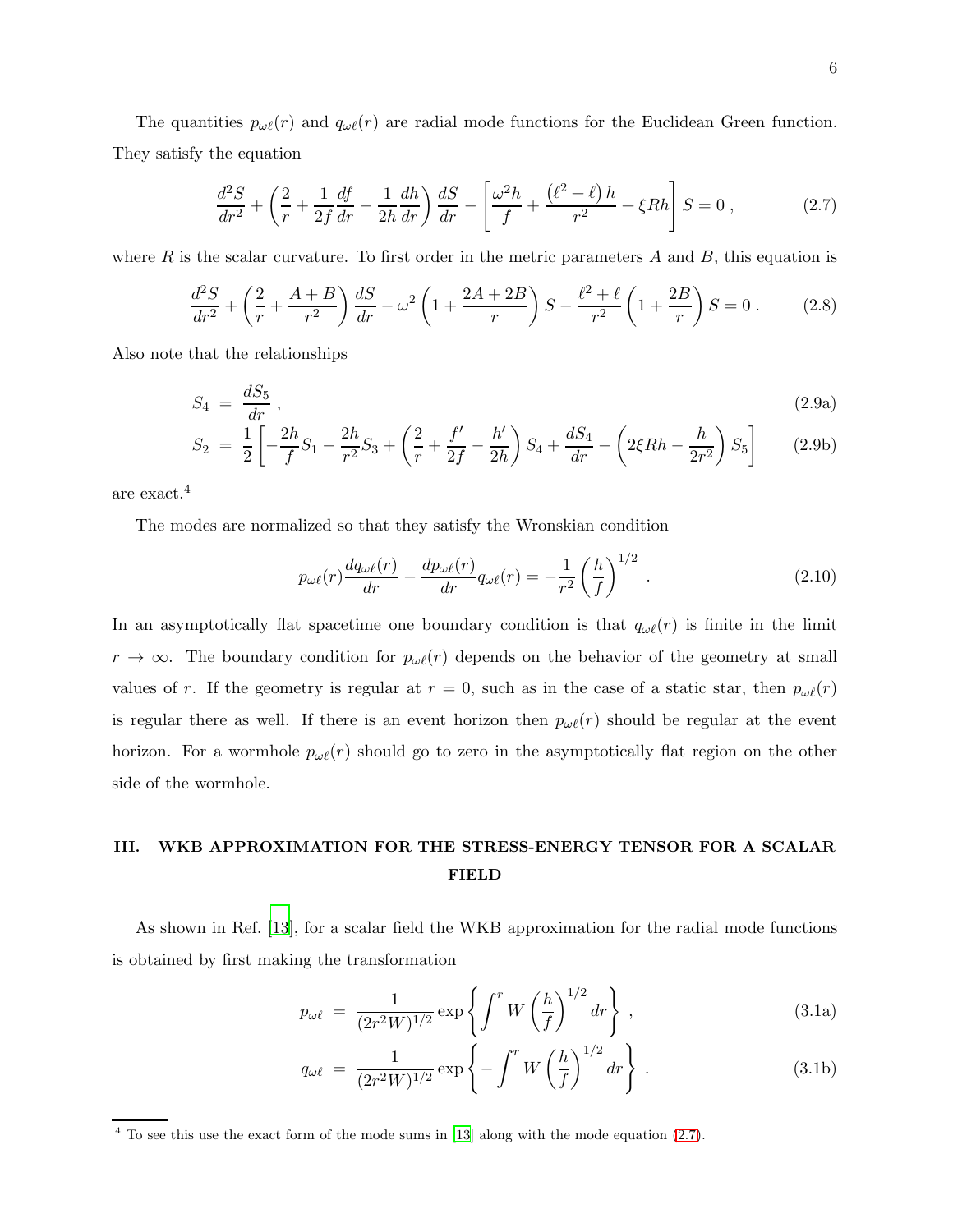The quantities $p_{\omega\ell}(r)$ and $q_{\omega\ell}(r)$ are radial mode functions for the Euclidean Green function. They satisfy the equation

$$\frac{d^2S}{dr^2} + \left(\frac{2}{r} + \frac{1}{2f}\frac{df}{dr} - \frac{1}{2h}\frac{dh}{dr}\right)\frac{dS}{dr} - \left[\frac{\omega^2 h}{f} + \frac{\left(\ell^2+\ell\right)h}{r^2} + \xi R h\right] S = 0 \,, \tag{2.7}$$

where $R$ is the scalar curvature. To first order in the metric parameters $A$ and $B$, this equation is

$$\frac{d^2S}{dr^2} + \left(\frac{2}{r} + \frac{A+B}{r^2}\right)\frac{dS}{dr} - \omega^2\left(1 + \frac{2A+2B}{r}\right)S - \frac{\ell^2+\ell}{r^2}\left(1+\frac{2B}{r}\right)S = 0 \,. \tag{2.8}$$

Also note that the relationships

$$S_4 = \frac{dS_5}{dr} \,, \tag{2.9a}$$

$$S_2 = \frac{1}{2}\left[-\frac{2h}{f}S_1 - \frac{2h}{r^2}S_3 + \left(\frac{2}{r} + \frac{f'}{2f} - \frac{h'}{2h}\right)S_4 + \frac{dS_4}{dr} - \left(2\xi R h - \frac{h}{2r^2}\right)S_5\right] \tag{2.9b}$$

are exact.[4]

The modes are normalized so that they satisfy the Wronskian condition

$$p_{\omega\ell}(r)\frac{dq_{\omega\ell}(r)}{dr} - \frac{dp_{\omega\ell}(r)}{dr}q_{\omega\ell}(r) = -\frac{1}{r^2}\left(\frac{h}{f}\right)^{1/2} \,. \tag{2.10}$$

In an asymptotically flat spacetime one boundary condition is that $q_{\omega\ell}(r)$ is finite in the limit $r \to \infty$. The boundary condition for $p_{\omega\ell}(r)$ depends on the behavior of the geometry at small values of $r$. If the geometry is regular at $r = 0$, such as in the case of a static star, then $p_{\omega\ell}(r)$ is regular there as well. If there is an event horizon then $p_{\omega\ell}(r)$ should be regular at the event horizon. For a wormhole $p_{\omega\ell}(r)$ should go to zero in the asymptotically flat region on the other side of the wormhole.

## III. WKB APPROXIMATION FOR THE STRESS-ENERGY TENSOR FOR A SCALAR FIELD

As shown in Ref. [13], for a scalar field the WKB approximation for the radial mode functions is obtained by first making the transformation

$$p_{\omega\ell} = \frac{1}{(2r^2W)^{1/2}}\exp\left\{\int^r W\left(\frac{h}{f}\right)^{1/2} dr\right\} \,, \tag{3.1a}$$

$$q_{\omega\ell} = \frac{1}{(2r^2W)^{1/2}}\exp\left\{-\int^r W\left(\frac{h}{f}\right)^{1/2} dr\right\} \,. \tag{3.1b}$$

[4] To see this use the exact form of the mode sums in [13] along with the mode equation (2.7).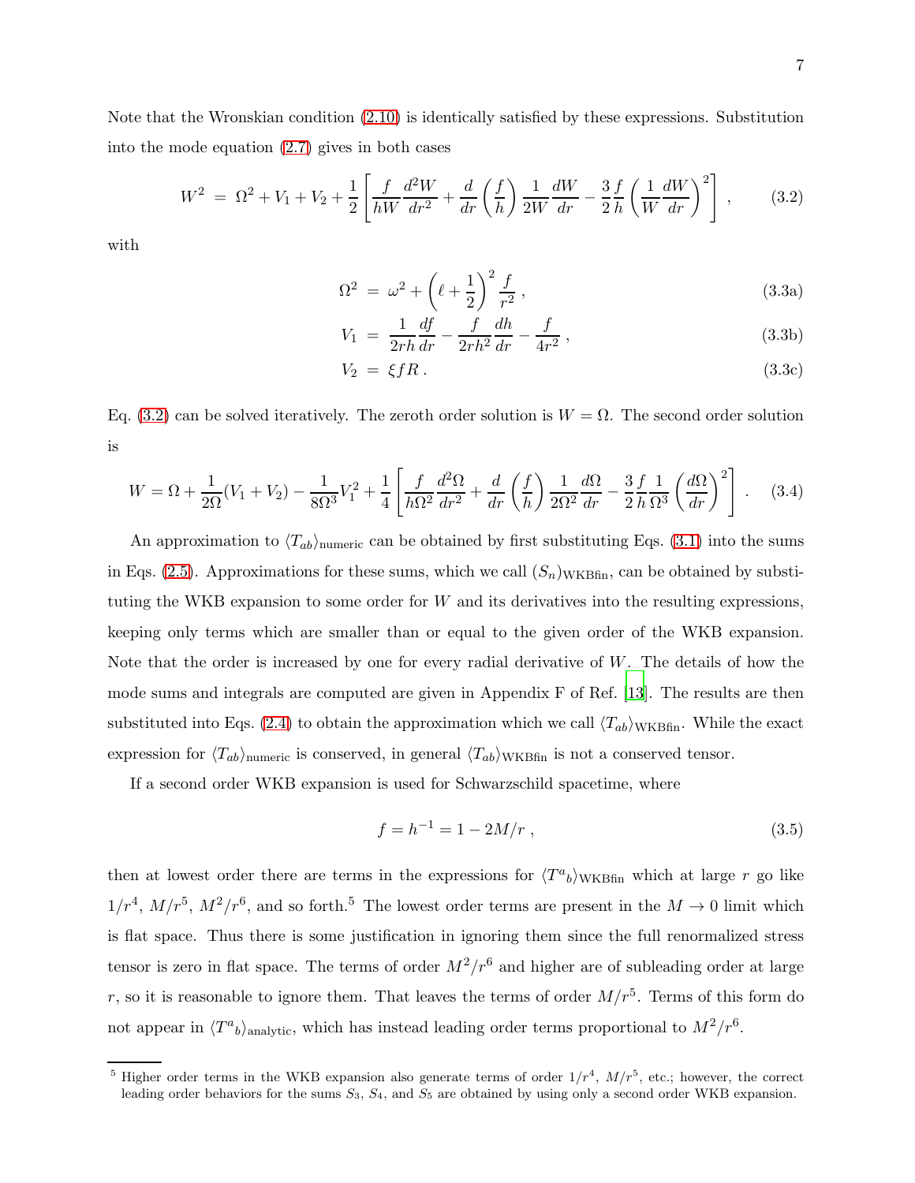Note that the Wronskian condition (2.10) is identically satisfied by these expressions. Substitution into the mode equation (2.7) gives in both cases

$$W^2 \;=\; \Omega^2 + V_1 + V_2 + \frac{1}{2}\left[\frac{f}{hW}\frac{d^2W}{dr^2} + \frac{d}{dr}\left(\frac{f}{h}\right)\frac{1}{2W}\frac{dW}{dr} - \frac{3}{2}\frac{f}{h}\left(\frac{1}{W}\frac{dW}{dr}\right)^2\right] , \tag{3.2}$$

with

$$\Omega^2 \;=\; \omega^2 + \left(\ell + \frac{1}{2}\right)^2 \frac{f}{r^2} , \tag{3.3a}$$

$$V_1 \;=\; \frac{1}{2rh}\frac{df}{dr} - \frac{f}{2rh^2}\frac{dh}{dr} - \frac{f}{4r^2} , \tag{3.3b}$$

$$V_2 \;=\; \xi f R . \tag{3.3c}$$

Eq. (3.2) can be solved iteratively. The zeroth order solution is $W = \Omega$. The second order solution is

$$W = \Omega + \frac{1}{2\Omega}(V_1 + V_2) - \frac{1}{8\Omega^3}V_1^2 + \frac{1}{4}\left[\frac{f}{h\Omega^2}\frac{d^2\Omega}{dr^2} + \frac{d}{dr}\left(\frac{f}{h}\right)\frac{1}{2\Omega^2}\frac{d\Omega}{dr} - \frac{3}{2}\frac{f}{h}\frac{1}{\Omega^3}\left(\frac{d\Omega}{dr}\right)^2\right] . \tag{3.4}$$

An approximation to $\langle T_{ab}\rangle_{\rm numeric}$ can be obtained by first substituting Eqs. (3.1) into the sums in Eqs. (2.5). Approximations for these sums, which we call $(S_n)_{\rm WKBfin}$, can be obtained by substituting the WKB expansion to some order for $W$ and its derivatives into the resulting expressions, keeping only terms which are smaller than or equal to the given order of the WKB expansion. Note that the order is increased by one for every radial derivative of $W$. The details of how the mode sums and integrals are computed are given in Appendix F of Ref. [13]. The results are then substituted into Eqs. (2.4) to obtain the approximation which we call $\langle T_{ab}\rangle_{\rm WKBfin}$. While the exact expression for $\langle T_{ab}\rangle_{\rm numeric}$ is conserved, in general $\langle T_{ab}\rangle_{\rm WKBfin}$ is not a conserved tensor.

If a second order WKB expansion is used for Schwarzschild spacetime, where

$$f = h^{-1} = 1 - 2M/r , \tag{3.5}$$

then at lowest order there are terms in the expressions for $\langle T^a{}_b\rangle_{\rm WKBfin}$ which at large $r$ go like $1/r^4$, $M/r^5$, $M^2/r^6$, and so forth.[5] The lowest order terms are present in the $M \to 0$ limit which is flat space. Thus there is some justification in ignoring them since the full renormalized stress tensor is zero in flat space. The terms of order $M^2/r^6$ and higher are of subleading order at large $r$, so it is reasonable to ignore them. That leaves the terms of order $M/r^5$. Terms of this form do not appear in $\langle T^a{}_b\rangle_{\rm analytic}$, which has instead leading order terms proportional to $M^2/r^6$.

[5] Higher order terms in the WKB expansion also generate terms of order $1/r^4$, $M/r^5$, etc.; however, the correct leading order behaviors for the sums $S_3$, $S_4$, and $S_5$ are obtained by using only a second order WKB expansion.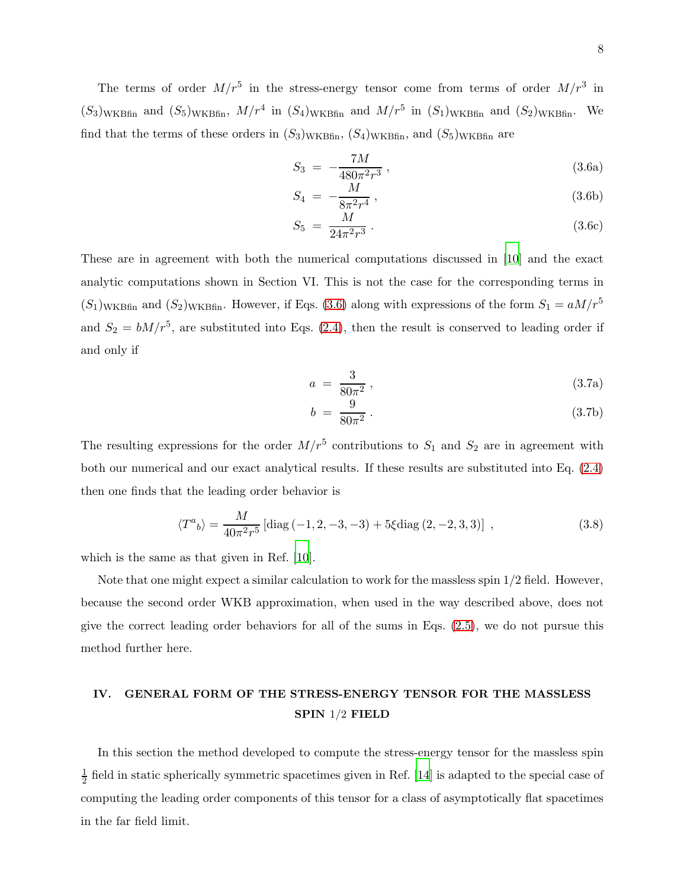The terms of order $M/r^5$ in the stress-energy tensor come from terms of order $M/r^3$ in $(S_3)_{\rm WKBfin}$ and $(S_5)_{\rm WKBfin}$, $M/r^4$ in $(S_4)_{\rm WKBfin}$ and $M/r^5$ in $(S_1)_{\rm WKBfin}$ and $(S_2)_{\rm WKBfin}$. We find that the terms of these orders in $(S_3)_{\rm WKBfin}$, $(S_4)_{\rm WKBfin}$, and $(S_5)_{\rm WKBfin}$ are

$$S_3 \;=\; -\frac{7M}{480\pi^2 r^3}\;, \tag{3.6a}$$

$$S_4 \;=\; -\frac{M}{8\pi^2 r^4}\;, \tag{3.6b}$$

$$S_5 \;=\; \frac{M}{24\pi^2 r^3}\;. \tag{3.6c}$$

These are in agreement with both the numerical computations discussed in [10] and the exact analytic computations shown in Section VI. This is not the case for the corresponding terms in $(S_1)_{\rm WKBfin}$ and $(S_2)_{\rm WKBfin}$. However, if Eqs. (3.6) along with expressions of the form $S_1 = aM/r^5$ and $S_2 = bM/r^5$, are substituted into Eqs. (2.4), then the result is conserved to leading order if and only if

$$a \;=\; \frac{3}{80\pi^2}\;, \tag{3.7a}$$

$$b \;=\; \frac{9}{80\pi^2}\;. \tag{3.7b}$$

The resulting expressions for the order $M/r^5$ contributions to $S_1$ and $S_2$ are in agreement with both our numerical and our exact analytical results. If these results are substituted into Eq. (2.4) then one finds that the leading order behavior is

$$\langle T^a{}_b\rangle = \frac{M}{40\pi^2 r^5}\left[\mathrm{diag}\,(-1,2,-3,-3) + 5\xi\,\mathrm{diag}\,(2,-2,3,3)\right]\;, \tag{3.8}$$

which is the same as that given in Ref. [10].

Note that one might expect a similar calculation to work for the massless spin 1/2 field. However, because the second order WKB approximation, when used in the way described above, does not give the correct leading order behaviors for all of the sums in Eqs. (2.5), we do not pursue this method further here.

## IV. GENERAL FORM OF THE STRESS-ENERGY TENSOR FOR THE MASSLESS SPIN 1/2 FIELD

In this section the method developed to compute the stress-energy tensor for the massless spin $\frac{1}{2}$ field in static spherically symmetric spacetimes given in Ref. [14] is adapted to the special case of computing the leading order components of this tensor for a class of asymptotically flat spacetimes in the far field limit.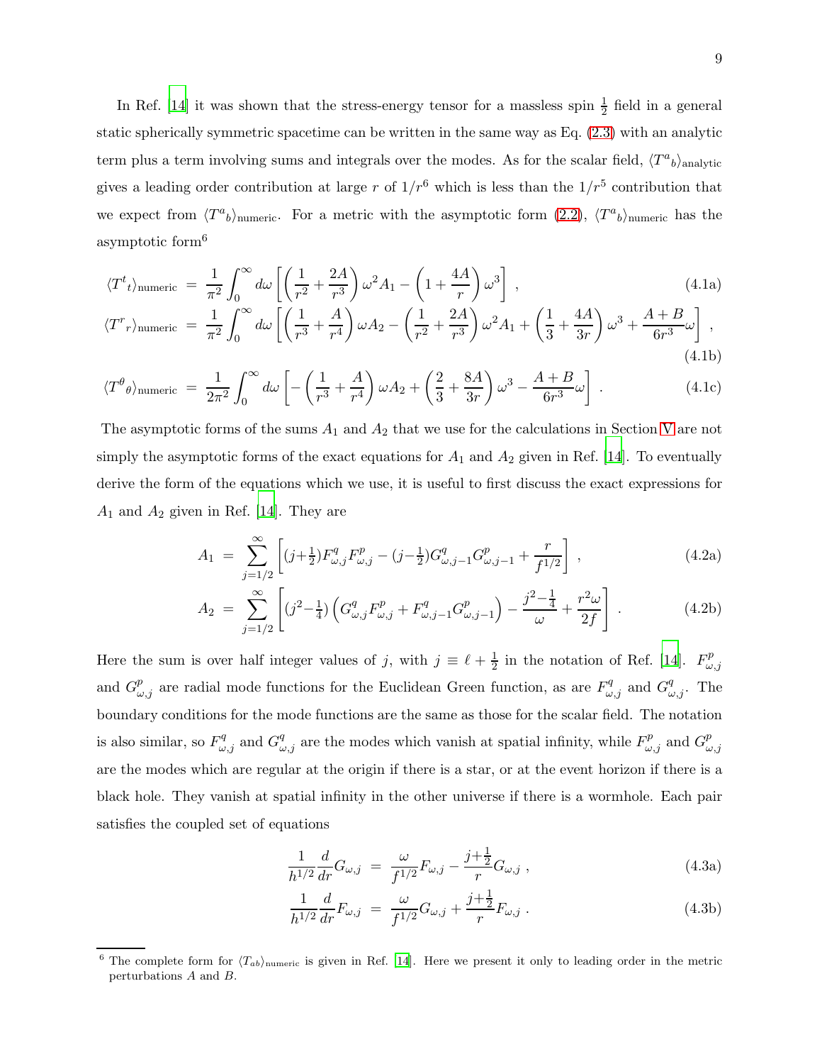In Ref. [14] it was shown that the stress-energy tensor for a massless spin $\frac{1}{2}$ field in a general static spherically symmetric spacetime can be written in the same way as Eq. (2.3) with an analytic term plus a term involving sums and integrals over the modes. As for the scalar field, $\langle T^a{}_b\rangle_{\rm analytic}$ gives a leading order contribution at large $r$ of $1/r^6$ which is less than the $1/r^5$ contribution that we expect from $\langle T^a{}_b\rangle_{\rm numeric}$. For a metric with the asymptotic form (2.2), $\langle T^a{}_b\rangle_{\rm numeric}$ has the asymptotic form[6]

$$\langle T^t{}_t\rangle_{\rm numeric} = \frac{1}{\pi^2}\int_0^\infty d\omega\left[\left(\frac{1}{r^2}+\frac{2A}{r^3}\right)\omega^2 A_1 - \left(1+\frac{4A}{r}\right)\omega^3\right] , \tag{4.1a}$$

$$\langle T^r{}_r\rangle_{\rm numeric} = \frac{1}{\pi^2}\int_0^\infty d\omega\left[\left(\frac{1}{r^3}+\frac{A}{r^4}\right)\omega A_2 - \left(\frac{1}{r^2}+\frac{2A}{r^3}\right)\omega^2 A_1 + \left(\frac{1}{3}+\frac{4A}{3r}\right)\omega^3 + \frac{A+B}{6r^3}\omega\right] , \tag{4.1b}$$

$$\langle T^\theta{}_\theta\rangle_{\rm numeric} = \frac{1}{2\pi^2}\int_0^\infty d\omega\left[-\left(\frac{1}{r^3}+\frac{A}{r^4}\right)\omega A_2 + \left(\frac{2}{3}+\frac{8A}{3r}\right)\omega^3 - \frac{A+B}{6r^3}\omega\right] . \tag{4.1c}$$

The asymptotic forms of the sums $A_1$ and $A_2$ that we use for the calculations in Section V are not simply the asymptotic forms of the exact equations for $A_1$ and $A_2$ given in Ref. [14]. To eventually derive the form of the equations which we use, it is useful to first discuss the exact expressions for $A_1$ and $A_2$ given in Ref. [14]. They are

$$A_1 = \sum_{j=1/2}^{\infty}\left[(j+\tfrac{1}{2})F^q_{\omega,j}F^p_{\omega,j} - (j-\tfrac{1}{2})G^q_{\omega,j-1}G^p_{\omega,j-1} + \frac{r}{f^{1/2}}\right] , \tag{4.2a}$$

$$A_2 = \sum_{j=1/2}^{\infty}\left[(j^2-\tfrac{1}{4})\left(G^q_{\omega,j}F^p_{\omega,j} + F^q_{\omega,j-1}G^p_{\omega,j-1}\right) - \frac{j^2-\frac{1}{4}}{\omega} + \frac{r^2\omega}{2f}\right] . \tag{4.2b}$$

Here the sum is over half integer values of $j$, with $j \equiv \ell + \frac{1}{2}$ in the notation of Ref. [14]. $F^p_{\omega,j}$ and $G^p_{\omega,j}$ are radial mode functions for the Euclidean Green function, as are $F^q_{\omega,j}$ and $G^q_{\omega,j}$. The boundary conditions for the mode functions are the same as those for the scalar field. The notation is also similar, so $F^q_{\omega,j}$ and $G^q_{\omega,j}$ are the modes which vanish at spatial infinity, while $F^p_{\omega,j}$ and $G^p_{\omega,j}$ are the modes which are regular at the origin if there is a star, or at the event horizon if there is a black hole. They vanish at spatial infinity in the other universe if there is a wormhole. Each pair satisfies the coupled set of equations

$$\frac{1}{h^{1/2}}\frac{d}{dr}G_{\omega,j} = \frac{\omega}{f^{1/2}}F_{\omega,j} - \frac{j+\frac{1}{2}}{r}G_{\omega,j} , \tag{4.3a}$$

$$\frac{1}{h^{1/2}}\frac{d}{dr}F_{\omega,j} = \frac{\omega}{f^{1/2}}G_{\omega,j} + \frac{j+\frac{1}{2}}{r}F_{\omega,j} . \tag{4.3b}$$

[6] The complete form for $\langle T_{ab}\rangle_{\rm numeric}$ is given in Ref. [14]. Here we present it only to leading order in the metric perturbations $A$ and $B$.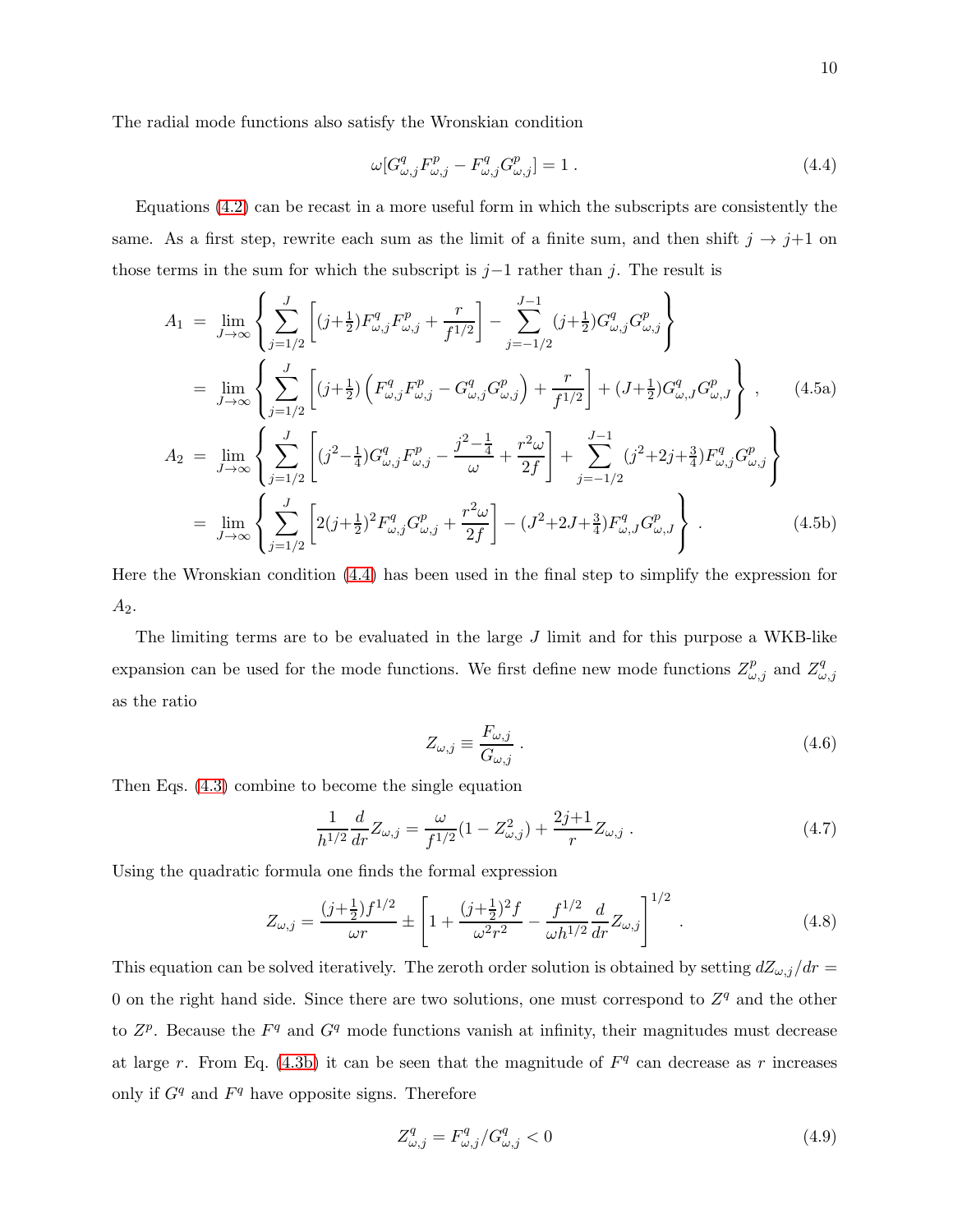The radial mode functions also satisfy the Wronskian condition

$$
\omega[G^q_{\omega,j}F^p_{\omega,j} - F^q_{\omega,j}G^p_{\omega,j}] = 1 \, . \tag{4.4}
$$

Equations (4.2) can be recast in a more useful form in which the subscripts are consistently the same. As a first step, rewrite each sum as the limit of a finite sum, and then shift $j \to j{+}1$ on those terms in the sum for which the subscript is $j{-}1$ rather than $j$. The result is

$$
\begin{aligned}
A_1 &= \lim_{J\to\infty} \left\{ \sum_{j=1/2}^{J} \left[ (j{+}\tfrac{1}{2}) F^q_{\omega,j} F^p_{\omega,j} + \frac{r}{f^{1/2}} \right] - \sum_{j=-1/2}^{J-1} (j{+}\tfrac{1}{2}) G^q_{\omega,j} G^p_{\omega,j} \right\} \\
&= \lim_{J\to\infty} \left\{ \sum_{j=1/2}^{J} \left[ (j{+}\tfrac{1}{2}) \left( F^q_{\omega,j} F^p_{\omega,j} - G^q_{\omega,j} G^p_{\omega,j} \right) + \frac{r}{f^{1/2}} \right] + (J{+}\tfrac{1}{2}) G^q_{\omega,J} G^p_{\omega,J} \right\} \, , \qquad (4.5a) \\
A_2 &= \lim_{J\to\infty} \left\{ \sum_{j=1/2}^{J} \left[ (j^2{-}\tfrac{1}{4}) G^q_{\omega,j} F^p_{\omega,j} - \frac{j^2{-}\frac{1}{4}}{\omega} + \frac{r^2\omega}{2f} \right] + \sum_{j=-1/2}^{J-1} (j^2{+}2j{+}\tfrac{3}{4}) F^q_{\omega,j} G^p_{\omega,j} \right\} \\
&= \lim_{J\to\infty} \left\{ \sum_{j=1/2}^{J} \left[ 2(j{+}\tfrac{1}{2})^2 F^q_{\omega,j} G^p_{\omega,j} + \frac{r^2\omega}{2f} \right] - (J^2{+}2J{+}\tfrac{3}{4}) F^q_{\omega,J} G^p_{\omega,J} \right\} \, . \qquad (4.5b)
\end{aligned}
$$

Here the Wronskian condition (4.4) has been used in the final step to simplify the expression for $A_2$.

The limiting terms are to be evaluated in the large $J$ limit and for this purpose a WKB-like expansion can be used for the mode functions. We first define new mode functions $Z^p_{\omega,j}$ and $Z^q_{\omega,j}$ as the ratio

$$
Z_{\omega,j} \equiv \frac{F_{\omega,j}}{G_{\omega,j}} \, . \tag{4.6}
$$

Then Eqs. (4.3) combine to become the single equation

$$
\frac{1}{h^{1/2}} \frac{d}{dr} Z_{\omega,j} = \frac{\omega}{f^{1/2}} (1 - Z^2_{\omega,j}) + \frac{2j{+}1}{r} Z_{\omega,j} \, . \tag{4.7}
$$

Using the quadratic formula one finds the formal expression

$$
Z_{\omega,j} = \frac{(j{+}\frac{1}{2}) f^{1/2}}{\omega r} \pm \left[ 1 + \frac{(j{+}\frac{1}{2})^2 f}{\omega^2 r^2} - \frac{f^{1/2}}{\omega h^{1/2}} \frac{d}{dr} Z_{\omega,j} \right]^{1/2} \, . \tag{4.8}
$$

This equation can be solved iteratively. The zeroth order solution is obtained by setting $dZ_{\omega,j}/dr = 0$ on the right hand side. Since there are two solutions, one must correspond to $Z^q$ and the other to $Z^p$. Because the $F^q$ and $G^q$ mode functions vanish at infinity, their magnitudes must decrease at large $r$. From Eq. (4.3b) it can be seen that the magnitude of $F^q$ can decrease as $r$ increases only if $G^q$ and $F^q$ have opposite signs. Therefore

$$
Z^q_{\omega,j} = F^q_{\omega,j} / G^q_{\omega,j} < 0 \tag{4.9}
$$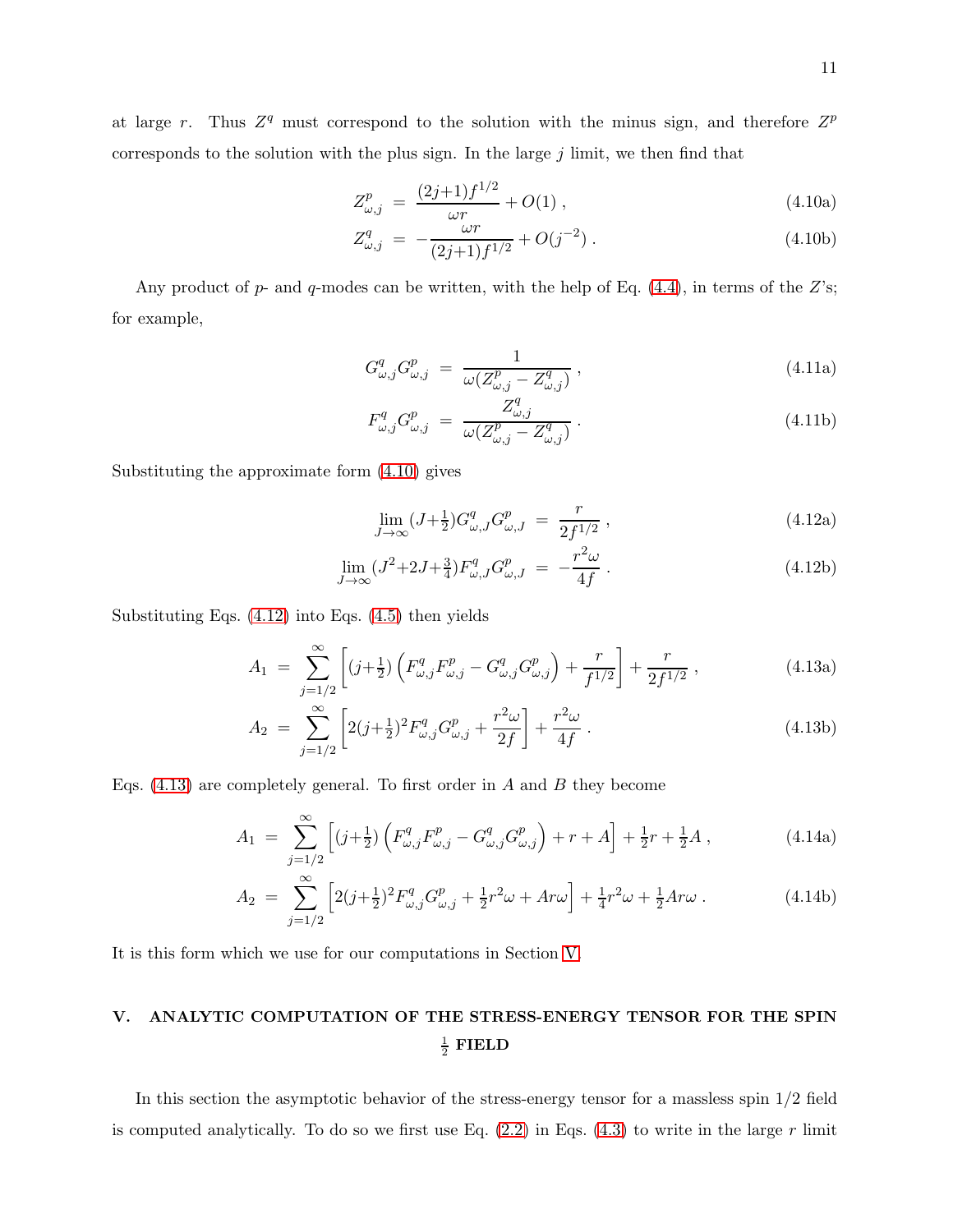at large $r$. Thus $Z^q$ must correspond to the solution with the minus sign, and therefore $Z^p$ corresponds to the solution with the plus sign. In the large $j$ limit, we then find that

$$Z^p_{\omega,j} \;=\; \frac{(2j{+}1)f^{1/2}}{\omega r} + O(1)\;, \tag{4.10a}$$

$$Z^q_{\omega,j} \;=\; -\frac{\omega r}{(2j{+}1)f^{1/2}} + O(j^{-2})\;. \tag{4.10b}$$

Any product of $p$- and $q$-modes can be written, with the help of Eq. (4.4), in terms of the $Z$'s; for example,

$$G^q_{\omega,j}G^p_{\omega,j} \;=\; \frac{1}{\omega(Z^p_{\omega,j}-Z^q_{\omega,j})}\;, \tag{4.11a}$$

$$F^q_{\omega,j}G^p_{\omega,j} \;=\; \frac{Z^q_{\omega,j}}{\omega(Z^p_{\omega,j}-Z^q_{\omega,j})}\;. \tag{4.11b}$$

Substituting the approximate form (4.10) gives

$$\lim_{J\to\infty}(J{+}\tfrac{1}{2})G^q_{\omega,J}G^p_{\omega,J} \;=\; \frac{r}{2f^{1/2}}\;, \tag{4.12a}$$

$$\lim_{J\to\infty}(J^2{+}2J{+}\tfrac{3}{4})F^q_{\omega,J}G^p_{\omega,J} \;=\; -\frac{r^2\omega}{4f}\;. \tag{4.12b}$$

Substituting Eqs. (4.12) into Eqs. (4.5) then yields

$$A_1 \;=\; \sum_{j=1/2}^{\infty}\left[(j{+}\tfrac{1}{2})\left(F^q_{\omega,j}F^p_{\omega,j}-G^q_{\omega,j}G^p_{\omega,j}\right)+\frac{r}{f^{1/2}}\right]+\frac{r}{2f^{1/2}}\;, \tag{4.13a}$$

$$A_2 \;=\; \sum_{j=1/2}^{\infty}\left[2(j{+}\tfrac{1}{2})^2F^q_{\omega,j}G^p_{\omega,j}+\frac{r^2\omega}{2f}\right]+\frac{r^2\omega}{4f}\;. \tag{4.13b}$$

Eqs. (4.13) are completely general. To first order in $A$ and $B$ they become

$$A_1 \;=\; \sum_{j=1/2}^{\infty}\left[(j{+}\tfrac{1}{2})\left(F^q_{\omega,j}F^p_{\omega,j}-G^q_{\omega,j}G^p_{\omega,j}\right)+r+A\right]+\tfrac{1}{2}r+\tfrac{1}{2}A\;, \tag{4.14a}$$

$$A_2 \;=\; \sum_{j=1/2}^{\infty}\left[2(j{+}\tfrac{1}{2})^2F^q_{\omega,j}G^p_{\omega,j}+\tfrac{1}{2}r^2\omega+Ar\omega\right]+\tfrac{1}{4}r^2\omega+\tfrac{1}{2}Ar\omega\;. \tag{4.14b}$$

It is this form which we use for our computations in Section V.

## V. ANALYTIC COMPUTATION OF THE STRESS-ENERGY TENSOR FOR THE SPIN $\frac{1}{2}$ FIELD

In this section the asymptotic behavior of the stress-energy tensor for a massless spin 1/2 field is computed analytically. To do so we first use Eq. (2.2) in Eqs. (4.3) to write in the large $r$ limit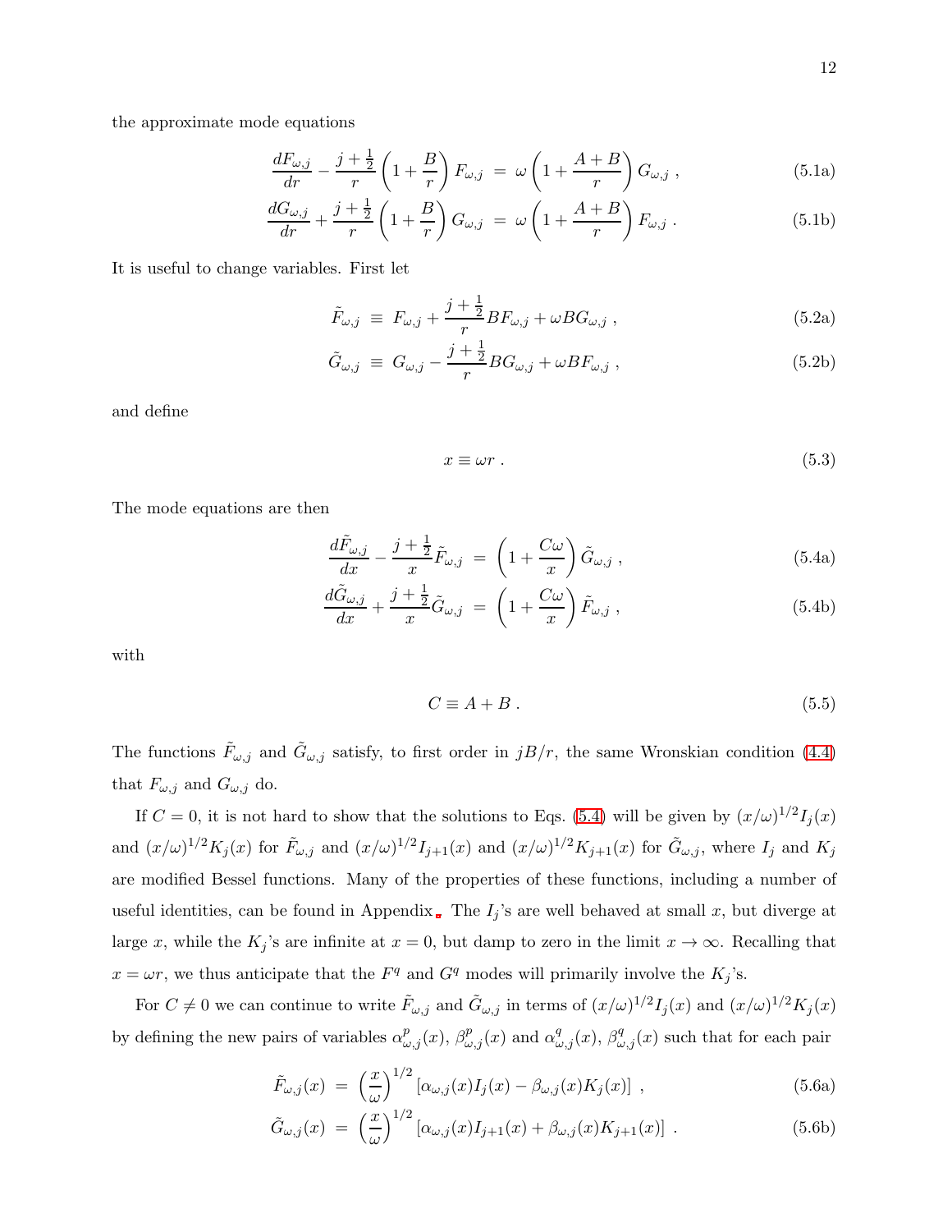the approximate mode equations

$$\frac{dF_{\omega,j}}{dr} - \frac{j+\frac{1}{2}}{r}\left(1+\frac{B}{r}\right)F_{\omega,j} \;=\; \omega\left(1+\frac{A+B}{r}\right)G_{\omega,j}\ , \tag{5.1a}$$

$$\frac{dG_{\omega,j}}{dr} + \frac{j+\frac{1}{2}}{r}\left(1+\frac{B}{r}\right)G_{\omega,j} \;=\; \omega\left(1+\frac{A+B}{r}\right)F_{\omega,j}\ . \tag{5.1b}$$

It is useful to change variables. First let

$$\tilde{F}_{\omega,j} \;\equiv\; F_{\omega,j} + \frac{j+\frac{1}{2}}{r}BF_{\omega,j} + \omega BG_{\omega,j}\ , \tag{5.2a}$$

$$\tilde{G}_{\omega,j} \;\equiv\; G_{\omega,j} - \frac{j+\frac{1}{2}}{r}BG_{\omega,j} + \omega BF_{\omega,j}\ , \tag{5.2b}$$

and define

$$x \equiv \omega r\ . \tag{5.3}$$

The mode equations are then

$$\frac{d\tilde{F}_{\omega,j}}{dx} - \frac{j+\frac{1}{2}}{x}\tilde{F}_{\omega,j} \;=\; \left(1+\frac{C\omega}{x}\right)\tilde{G}_{\omega,j}\ , \tag{5.4a}$$

$$\frac{d\tilde{G}_{\omega,j}}{dx} + \frac{j+\frac{1}{2}}{x}\tilde{G}_{\omega,j} \;=\; \left(1+\frac{C\omega}{x}\right)\tilde{F}_{\omega,j}\ , \tag{5.4b}$$

with

$$C \equiv A + B\ . \tag{5.5}$$

The functions $\tilde{F}_{\omega,j}$ and $\tilde{G}_{\omega,j}$ satisfy, to first order in $jB/r$, the same Wronskian condition (4.4) that $F_{\omega,j}$ and $G_{\omega,j}$ do.

If $C = 0$, it is not hard to show that the solutions to Eqs. (5.4) will be given by $(x/\omega)^{1/2}I_j(x)$ and $(x/\omega)^{1/2}K_j(x)$ for $\tilde{F}_{\omega,j}$ and $(x/\omega)^{1/2}I_{j+1}(x)$ and $(x/\omega)^{1/2}K_{j+1}(x)$ for $\tilde{G}_{\omega,j}$, where $I_j$ and $K_j$ are modified Bessel functions. Many of the properties of these functions, including a number of useful identities, can be found in Appendix . The $I_j$'s are well behaved at small $x$, but diverge at large $x$, while the $K_j$'s are infinite at $x = 0$, but damp to zero in the limit $x \to \infty$. Recalling that $x = \omega r$, we thus anticipate that the $F^q$ and $G^q$ modes will primarily involve the $K_j$'s.

For $C \neq 0$ we can continue to write $\tilde{F}_{\omega,j}$ and $\tilde{G}_{\omega,j}$ in terms of $(x/\omega)^{1/2}I_j(x)$ and $(x/\omega)^{1/2}K_j(x)$ by defining the new pairs of variables $\alpha^p_{\omega,j}(x)$, $\beta^p_{\omega,j}(x)$ and $\alpha^q_{\omega,j}(x)$, $\beta^q_{\omega,j}(x)$ such that for each pair

$$\tilde{F}_{\omega,j}(x) \;=\; \left(\frac{x}{\omega}\right)^{1/2}\left[\alpha_{\omega,j}(x)I_j(x) - \beta_{\omega,j}(x)K_j(x)\right]\ , \tag{5.6a}$$

$$\tilde{G}_{\omega,j}(x) \;=\; \left(\frac{x}{\omega}\right)^{1/2}\left[\alpha_{\omega,j}(x)I_{j+1}(x) + \beta_{\omega,j}(x)K_{j+1}(x)\right]\ . \tag{5.6b}$$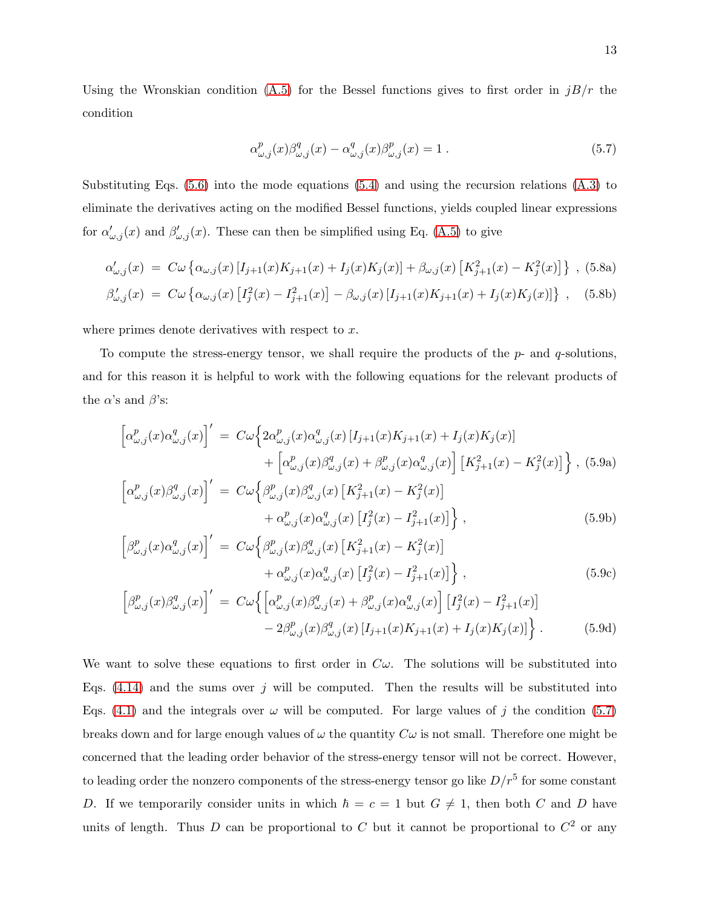Using the Wronskian condition (A.5) for the Bessel functions gives to first order in $jB/r$ the condition

$$
\alpha^p_{\omega,j}(x)\beta^q_{\omega,j}(x) - \alpha^q_{\omega,j}(x)\beta^p_{\omega,j}(x) = 1 \; . \tag{5.7}
$$

Substituting Eqs. (5.6) into the mode equations (5.4) and using the recursion relations (A.3) to eliminate the derivatives acting on the modified Bessel functions, yields coupled linear expressions for $\alpha'_{\omega,j}(x)$ and $\beta'_{\omega,j}(x)$. These can then be simplified using Eq. (A.5) to give

$$
\alpha'_{\omega,j}(x) \; = \; C\omega \left\{ \alpha_{\omega,j}(x) \left[ I_{j+1}(x) K_{j+1}(x) + I_j(x) K_j(x) \right] + \beta_{\omega,j}(x) \left[ K^2_{j+1}(x) - K^2_j(x) \right] \right\} \; , \tag{5.8a}
$$

$$
\beta'_{\omega,j}(x) \; = \; C\omega \left\{ \alpha_{\omega,j}(x) \left[ I^2_j(x) - I^2_{j+1}(x) \right] - \beta_{\omega,j}(x) \left[ I_{j+1}(x) K_{j+1}(x) + I_j(x) K_j(x) \right] \right\} \; , \tag{5.8b}
$$

where primes denote derivatives with respect to $x$.

To compute the stress-energy tensor, we shall require the products of the $p$- and $q$-solutions, and for this reason it is helpful to work with the following equations for the relevant products of the $\alpha$'s and $\beta$'s:

$$
\begin{aligned}
\left[ \alpha^p_{\omega,j}(x) \alpha^q_{\omega,j}(x) \right]' \; = \; & C\omega \Big\{ 2\alpha^p_{\omega,j}(x) \alpha^q_{\omega,j}(x) \left[ I_{j+1}(x) K_{j+1}(x) + I_j(x) K_j(x) \right] \\
& + \left[ \alpha^p_{\omega,j}(x) \beta^q_{\omega,j}(x) + \beta^p_{\omega,j}(x) \alpha^q_{\omega,j}(x) \right] \left[ K^2_{j+1}(x) - K^2_j(x) \right] \Big\} \; ,
\end{aligned} \tag{5.9a}
$$

$$
\begin{aligned}
\left[ \alpha^p_{\omega,j}(x) \beta^q_{\omega,j}(x) \right]' \; = \; & C\omega \Big\{ \beta^p_{\omega,j}(x) \beta^q_{\omega,j}(x) \left[ K^2_{j+1}(x) - K^2_j(x) \right] \\
& + \alpha^p_{\omega,j}(x) \alpha^q_{\omega,j}(x) \left[ I^2_j(x) - I^2_{j+1}(x) \right] \Big\} \; ,
\end{aligned} \tag{5.9b}
$$

$$
\begin{aligned}
\left[ \beta^p_{\omega,j}(x) \alpha^q_{\omega,j}(x) \right]' \; = \; & C\omega \Big\{ \beta^p_{\omega,j}(x) \beta^q_{\omega,j}(x) \left[ K^2_{j+1}(x) - K^2_j(x) \right] \\
& + \alpha^p_{\omega,j}(x) \alpha^q_{\omega,j}(x) \left[ I^2_j(x) - I^2_{j+1}(x) \right] \Big\} \; ,
\end{aligned} \tag{5.9c}
$$

$$
\begin{aligned}
\left[ \beta^p_{\omega,j}(x) \beta^q_{\omega,j}(x) \right]' \; = \; & C\omega \Big\{ \left[ \alpha^p_{\omega,j}(x) \beta^q_{\omega,j}(x) + \beta^p_{\omega,j}(x) \alpha^q_{\omega,j}(x) \right] \left[ I^2_j(x) - I^2_{j+1}(x) \right] \\
& - 2\beta^p_{\omega,j}(x) \beta^q_{\omega,j}(x) \left[ I_{j+1}(x) K_{j+1}(x) + I_j(x) K_j(x) \right] \Big\} \; .
\end{aligned} \tag{5.9d}
$$

We want to solve these equations to first order in $C\omega$. The solutions will be substituted into Eqs. (4.14) and the sums over $j$ will be computed. Then the results will be substituted into Eqs. (4.1) and the integrals over $\omega$ will be computed. For large values of $j$ the condition (5.7) breaks down and for large enough values of $\omega$ the quantity $C\omega$ is not small. Therefore one might be concerned that the leading order behavior of the stress-energy tensor will not be correct. However, to leading order the nonzero components of the stress-energy tensor go like $D/r^5$ for some constant $D$. If we temporarily consider units in which $\hbar = c = 1$ but $G \neq 1$, then both $C$ and $D$ have units of length. Thus $D$ can be proportional to $C$ but it cannot be proportional to $C^2$ or any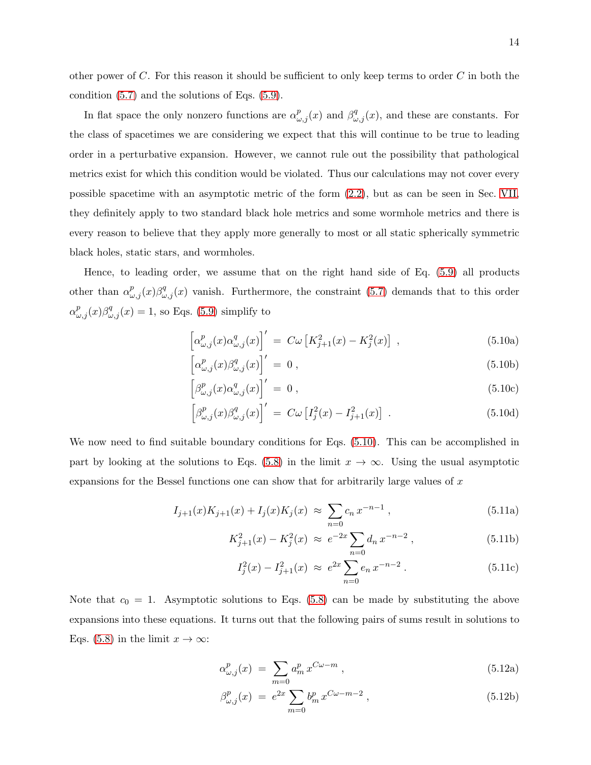other power of $C$. For this reason it should be sufficient to only keep terms to order $C$ in both the condition (5.7) and the solutions of Eqs. (5.9).

In flat space the only nonzero functions are $\alpha^p_{\omega,j}(x)$ and $\beta^q_{\omega,j}(x)$, and these are constants. For the class of spacetimes we are considering we expect that this will continue to be true to leading order in a perturbative expansion. However, we cannot rule out the possibility that pathological metrics exist for which this condition would be violated. Thus our calculations may not cover every possible spacetime with an asymptotic metric of the form (2.2), but as can be seen in Sec. VII, they definitely apply to two standard black hole metrics and some wormhole metrics and there is every reason to believe that they apply more generally to most or all static spherically symmetric black holes, static stars, and wormholes.

Hence, to leading order, we assume that on the right hand side of Eq. (5.9) all products other than $\alpha^p_{\omega,j}(x)\beta^q_{\omega,j}(x)$ vanish. Furthermore, the constraint (5.7) demands that to this order $\alpha^p_{\omega,j}(x)\beta^q_{\omega,j}(x) = 1$, so Eqs. (5.9) simplify to

$$\left[\alpha^p_{\omega,j}(x)\alpha^q_{\omega,j}(x)\right]' \;=\; C\omega\left[K^2_{j+1}(x) - K^2_j(x)\right] \,, \tag{5.10a}$$

$$\left[\alpha^p_{\omega,j}(x)\beta^q_{\omega,j}(x)\right]' \;=\; 0 \,, \tag{5.10b}$$

$$\left[\beta^p_{\omega,j}(x)\alpha^q_{\omega,j}(x)\right]' \;=\; 0 \,, \tag{5.10c}$$

$$\left[\beta^p_{\omega,j}(x)\beta^q_{\omega,j}(x)\right]' \;=\; C\omega\left[I^2_j(x) - I^2_{j+1}(x)\right] \,. \tag{5.10d}$$

We now need to find suitable boundary conditions for Eqs. (5.10). This can be accomplished in part by looking at the solutions to Eqs. (5.8) in the limit $x \to \infty$. Using the usual asymptotic expansions for the Bessel functions one can show that for arbitrarily large values of $x$

$$I_{j+1}(x)K_{j+1}(x) + I_j(x)K_j(x) \;\approx\; \sum_{n=0} c_n\, x^{-n-1} \,, \tag{5.11a}$$

$$K^2_{j+1}(x) - K^2_j(x) \;\approx\; e^{-2x}\sum_{n=0} d_n\, x^{-n-2} \,, \tag{5.11b}$$

$$I^2_j(x) - I^2_{j+1}(x) \;\approx\; e^{2x}\sum_{n=0} e_n\, x^{-n-2} \,. \tag{5.11c}$$

Note that $c_0 = 1$. Asymptotic solutions to Eqs. (5.8) can be made by substituting the above expansions into these equations. It turns out that the following pairs of sums result in solutions to Eqs. (5.8) in the limit $x \to \infty$:

$$\alpha^p_{\omega,j}(x) \;=\; \sum_{m=0} a^p_m\, x^{C\omega-m} \,, \tag{5.12a}$$

$$\beta^p_{\omega,j}(x) \;=\; e^{2x}\sum_{m=0} b^p_m\, x^{C\omega-m-2} \,, \tag{5.12b}$$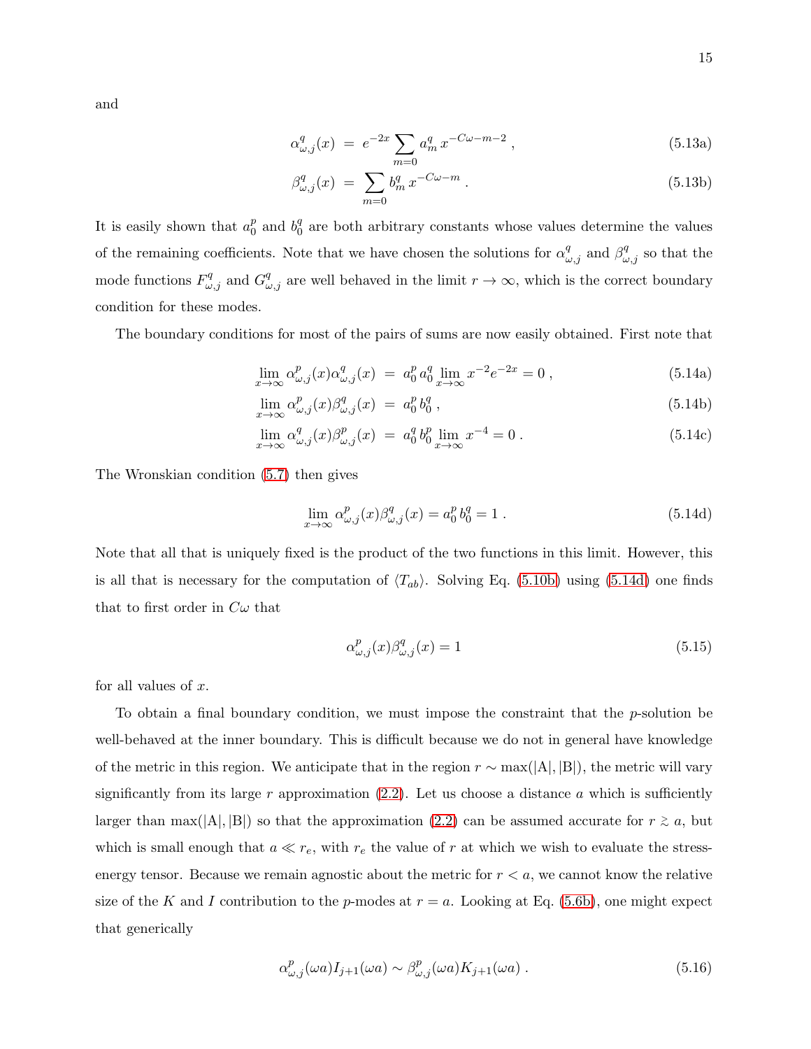and

$$\alpha^q_{\omega,j}(x) \;=\; e^{-2x} \sum_{m=0} a^q_m \, x^{-C\omega - m - 2} \,, \tag{5.13a}$$

$$\beta^q_{\omega,j}(x) \;=\; \sum_{m=0} b^q_m \, x^{-C\omega - m} \,. \tag{5.13b}$$

It is easily shown that $a^p_0$ and $b^q_0$ are both arbitrary constants whose values determine the values of the remaining coefficients. Note that we have chosen the solutions for $\alpha^q_{\omega,j}$ and $\beta^q_{\omega,j}$ so that the mode functions $F^q_{\omega,j}$ and $G^q_{\omega,j}$ are well behaved in the limit $r \to \infty$, which is the correct boundary condition for these modes.

The boundary conditions for most of the pairs of sums are now easily obtained. First note that

$$\lim_{x\to\infty} \alpha^p_{\omega,j}(x)\alpha^q_{\omega,j}(x) \;=\; a^p_0 \, a^q_0 \lim_{x\to\infty} x^{-2} e^{-2x} = 0 \,, \tag{5.14a}$$

$$\lim_{x\to\infty} \alpha^p_{\omega,j}(x)\beta^q_{\omega,j}(x) \;=\; a^p_0 \, b^q_0 \,, \tag{5.14b}$$

$$\lim_{x\to\infty} \alpha^q_{\omega,j}(x)\beta^p_{\omega,j}(x) \;=\; a^q_0 \, b^p_0 \lim_{x\to\infty} x^{-4} = 0 \,. \tag{5.14c}$$

The Wronskian condition (5.7) then gives

$$\lim_{x\to\infty} \alpha^p_{\omega,j}(x)\beta^q_{\omega,j}(x) = a^p_0 \, b^q_0 = 1 \,. \tag{5.14d}$$

Note that all that is uniquely fixed is the product of the two functions in this limit. However, this is all that is necessary for the computation of $\langle T_{ab}\rangle$. Solving Eq. (5.10b) using (5.14d) one finds that to first order in $C\omega$ that

$$\alpha^p_{\omega,j}(x)\beta^q_{\omega,j}(x) = 1 \tag{5.15}$$

for all values of $x$.

To obtain a final boundary condition, we must impose the constraint that the $p$-solution be well-behaved at the inner boundary. This is difficult because we do not in general have knowledge of the metric in this region. We anticipate that in the region $r \sim \max(|\mathrm{A}|, |\mathrm{B}|)$, the metric will vary significantly from its large $r$ approximation (2.2). Let us choose a distance $a$ which is sufficiently larger than $\max(|\mathrm{A}|, |\mathrm{B}|)$ so that the approximation (2.2) can be assumed accurate for $r \gtrsim a$, but which is small enough that $a \ll r_e$, with $r_e$ the value of $r$ at which we wish to evaluate the stress-energy tensor. Because we remain agnostic about the metric for $r < a$, we cannot know the relative size of the $K$ and $I$ contribution to the $p$-modes at $r = a$. Looking at Eq. (5.6b), one might expect that generically

$$\alpha^p_{\omega,j}(\omega a) I_{j+1}(\omega a) \sim \beta^p_{\omega,j}(\omega a) K_{j+1}(\omega a) \,. \tag{5.16}$$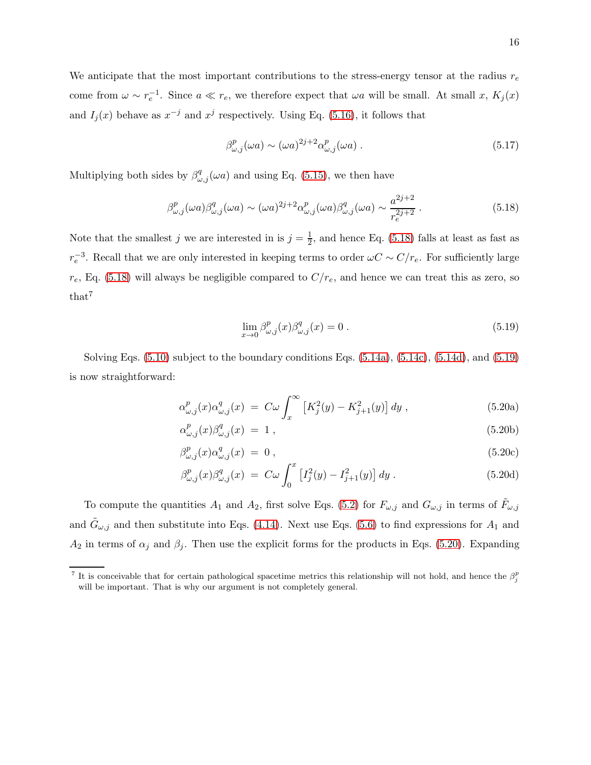We anticipate that the most important contributions to the stress-energy tensor at the radius $r_e$ come from $\omega \sim r_e^{-1}$. Since $a \ll r_e$, we therefore expect that $\omega a$ will be small. At small $x$, $K_j(x)$ and $I_j(x)$ behave as $x^{-j}$ and $x^j$ respectively. Using Eq. (5.16), it follows that

$$\beta^p_{\omega,j}(\omega a) \sim (\omega a)^{2j+2} \alpha^p_{\omega,j}(\omega a) \, . \tag{5.17}$$

Multiplying both sides by $\beta^q_{\omega,j}(\omega a)$ and using Eq. (5.15), we then have

$$\beta^p_{\omega,j}(\omega a)\beta^q_{\omega,j}(\omega a) \sim (\omega a)^{2j+2} \alpha^p_{\omega,j}(\omega a)\beta^q_{\omega,j}(\omega a) \sim \frac{a^{2j+2}}{r_e^{2j+2}} \, . \tag{5.18}$$

Note that the smallest $j$ we are interested in is $j = \frac{1}{2}$, and hence Eq. (5.18) falls at least as fast as $r_e^{-3}$. Recall that we are only interested in keeping terms to order $\omega C \sim C/r_e$. For sufficiently large $r_e$, Eq. (5.18) will always be negligible compared to $C/r_e$, and hence we can treat this as zero, so that[7]

$$\lim_{x\to 0} \beta^p_{\omega,j}(x)\beta^q_{\omega,j}(x) = 0 \, . \tag{5.19}$$

Solving Eqs. (5.10) subject to the boundary conditions Eqs. (5.14a), (5.14c), (5.14d), and (5.19) is now straightforward:

$$\alpha^p_{\omega,j}(x)\alpha^q_{\omega,j}(x) \;=\; C\omega \int_x^\infty \left[K_j^2(y) - K_{j+1}^2(y)\right] dy \, , \tag{5.20a}$$

$$\alpha^p_{\omega,j}(x)\beta^q_{\omega,j}(x) \;=\; 1 \, , \tag{5.20b}$$

$$\beta^p_{\omega,j}(x)\alpha^q_{\omega,j}(x) \;=\; 0 \, , \tag{5.20c}$$

$$\beta^p_{\omega,j}(x)\beta^q_{\omega,j}(x) \;=\; C\omega \int_0^x \left[I_j^2(y) - I_{j+1}^2(y)\right] dy \, . \tag{5.20d}$$

To compute the quantities $A_1$ and $A_2$, first solve Eqs. (5.2) for $F_{\omega,j}$ and $G_{\omega,j}$ in terms of $\tilde{F}_{\omega,j}$ and $\tilde{G}_{\omega,j}$ and then substitute into Eqs. (4.14). Next use Eqs. (5.6) to find expressions for $A_1$ and $A_2$ in terms of $\alpha_j$ and $\beta_j$. Then use the explicit forms for the products in Eqs. (5.20). Expanding

[7] It is conceivable that for certain pathological spacetime metrics this relationship will not hold, and hence the $\beta^p_j$ will be important. That is why our argument is not completely general.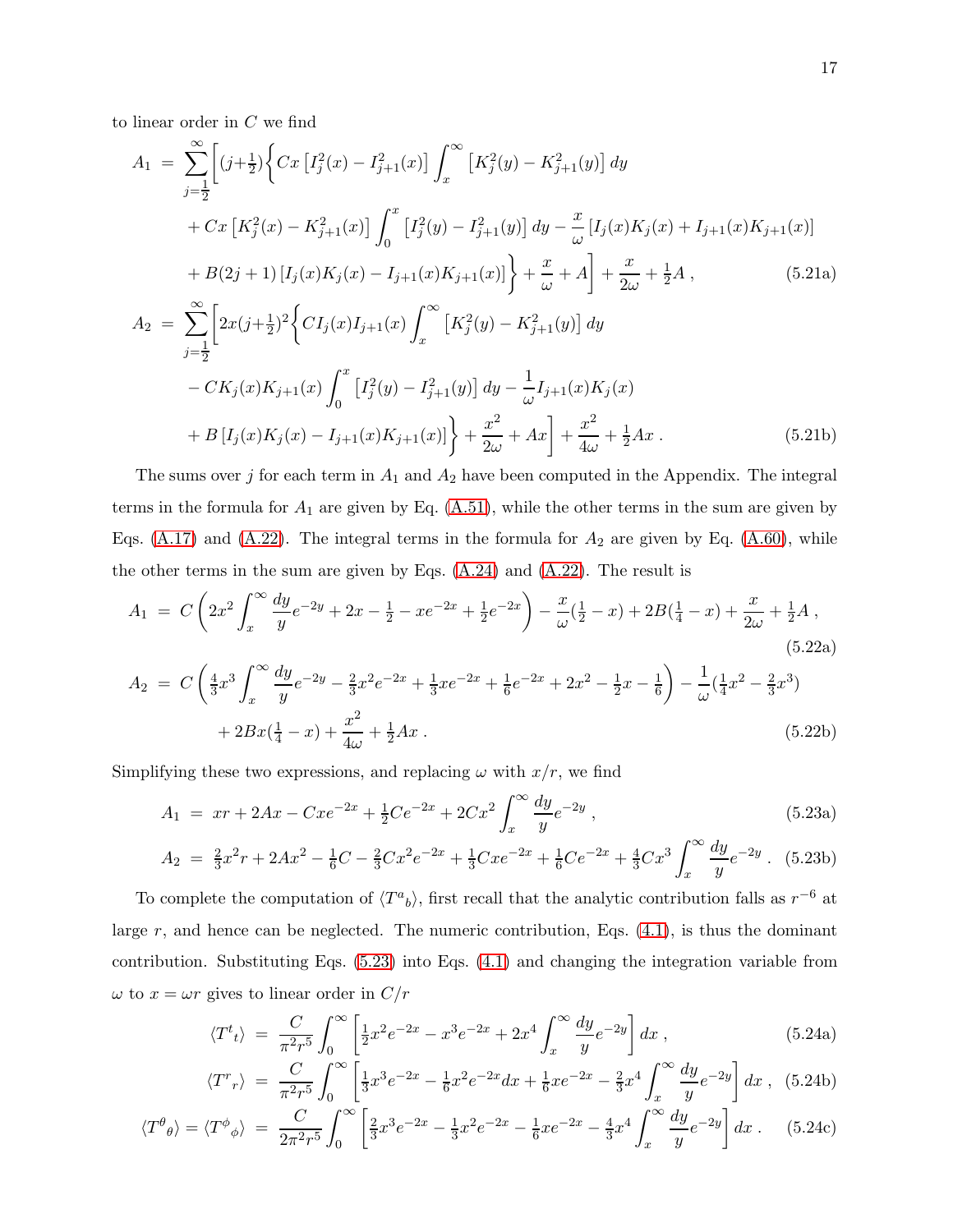to linear order in $C$ we find

$$
\begin{aligned}
A_1 \;=\; \sum_{j=\frac{1}{2}}^{\infty}\Bigg[&(j+\tfrac{1}{2})\Bigg\{Cx\left[I_j^2(x)-I_{j+1}^2(x)\right]\int_x^\infty\left[K_j^2(y)-K_{j+1}^2(y)\right]dy \\
&+Cx\left[K_j^2(x)-K_{j+1}^2(x)\right]\int_0^x\left[I_j^2(y)-I_{j+1}^2(y)\right]dy-\frac{x}{\omega}\left[I_j(x)K_j(x)+I_{j+1}(x)K_{j+1}(x)\right] \\
&+B(2j+1)\left[I_j(x)K_j(x)-I_{j+1}(x)K_{j+1}(x)\right]\Bigg\}+\frac{x}{\omega}+A\Bigg]+\frac{x}{2\omega}+\tfrac{1}{2}A\,, \qquad (5.21a)
\end{aligned}
$$

$$
\begin{aligned}
A_2 \;=\; \sum_{j=\frac{1}{2}}^{\infty}\Bigg[&2x(j+\tfrac{1}{2})^2\Bigg\{CI_j(x)I_{j+1}(x)\int_x^\infty\left[K_j^2(y)-K_{j+1}^2(y)\right]dy \\
&-CK_j(x)K_{j+1}(x)\int_0^x\left[I_j^2(y)-I_{j+1}^2(y)\right]dy-\frac{1}{\omega}I_{j+1}(x)K_j(x) \\
&+B\left[I_j(x)K_j(x)-I_{j+1}(x)K_{j+1}(x)\right]\Bigg\}+\frac{x^2}{2\omega}+Ax\Bigg]+\frac{x^2}{4\omega}+\tfrac{1}{2}Ax\,. \qquad (5.21b)
\end{aligned}
$$

The sums over $j$ for each term in $A_1$ and $A_2$ have been computed in the Appendix. The integral terms in the formula for $A_1$ are given by Eq. (A.51), while the other terms in the sum are given by Eqs. (A.17) and (A.22). The integral terms in the formula for $A_2$ are given by Eq. (A.60), while the other terms in the sum are given by Eqs. (A.24) and (A.22). The result is

$$
A_1 \;=\; C\left(2x^2\int_x^\infty\frac{dy}{y}e^{-2y}+2x-\tfrac{1}{2}-xe^{-2x}+\tfrac{1}{2}e^{-2x}\right)-\frac{x}{\omega}(\tfrac{1}{2}-x)+2B(\tfrac{1}{4}-x)+\frac{x}{2\omega}+\tfrac{1}{2}A\,, \qquad (5.22a)
$$

$$
\begin{aligned}
A_2 \;=\; &C\left(\tfrac{4}{3}x^3\int_x^\infty\frac{dy}{y}e^{-2y}-\tfrac{2}{3}x^2e^{-2x}+\tfrac{1}{3}xe^{-2x}+\tfrac{1}{6}e^{-2x}+2x^2-\tfrac{1}{2}x-\tfrac{1}{6}\right)-\frac{1}{\omega}(\tfrac{1}{4}x^2-\tfrac{2}{3}x^3) \\
&+2Bx(\tfrac{1}{4}-x)+\frac{x^2}{4\omega}+\tfrac{1}{2}Ax\,. \qquad (5.22b)
\end{aligned}
$$

Simplifying these two expressions, and replacing $\omega$ with $x/r$, we find

$$
A_1 \;=\; xr+2Ax-Cxe^{-2x}+\tfrac{1}{2}Ce^{-2x}+2Cx^2\int_x^\infty\frac{dy}{y}e^{-2y}\,, \qquad (5.23a)
$$

$$
A_2 \;=\; \tfrac{2}{3}x^2r+2Ax^2-\tfrac{1}{6}C-\tfrac{2}{3}Cx^2e^{-2x}+\tfrac{1}{3}Cxe^{-2x}+\tfrac{1}{6}Ce^{-2x}+\tfrac{4}{3}Cx^3\int_x^\infty\frac{dy}{y}e^{-2y}\,. \qquad (5.23b)
$$

To complete the computation of $\langle T^a{}_b\rangle$, first recall that the analytic contribution falls as $r^{-6}$ at large $r$, and hence can be neglected. The numeric contribution, Eqs. (4.1), is thus the dominant contribution. Substituting Eqs. (5.23) into Eqs. (4.1) and changing the integration variable from $\omega$ to $x=\omega r$ gives to linear order in $C/r$

$$
\langle T^t{}_t\rangle \;=\; \frac{C}{\pi^2r^5}\int_0^\infty\left[\tfrac{1}{2}x^2e^{-2x}-x^3e^{-2x}+2x^4\int_x^\infty\frac{dy}{y}e^{-2y}\right]dx\,, \qquad (5.24a)
$$

$$
\langle T^r{}_r\rangle \;=\; \frac{C}{\pi^2r^5}\int_0^\infty\left[\tfrac{1}{3}x^3e^{-2x}-\tfrac{1}{6}x^2e^{-2x}dx+\tfrac{1}{6}xe^{-2x}-\tfrac{2}{3}x^4\int_x^\infty\frac{dy}{y}e^{-2y}\right]dx\,, \qquad (5.24b)
$$

$$
\langle T^\theta{}_\theta\rangle=\langle T^\phi{}_\phi\rangle \;=\; \frac{C}{2\pi^2r^5}\int_0^\infty\left[\tfrac{2}{3}x^3e^{-2x}-\tfrac{1}{3}x^2e^{-2x}-\tfrac{1}{6}xe^{-2x}-\tfrac{4}{3}x^4\int_x^\infty\frac{dy}{y}e^{-2y}\right]dx\,. \qquad (5.24c)
$$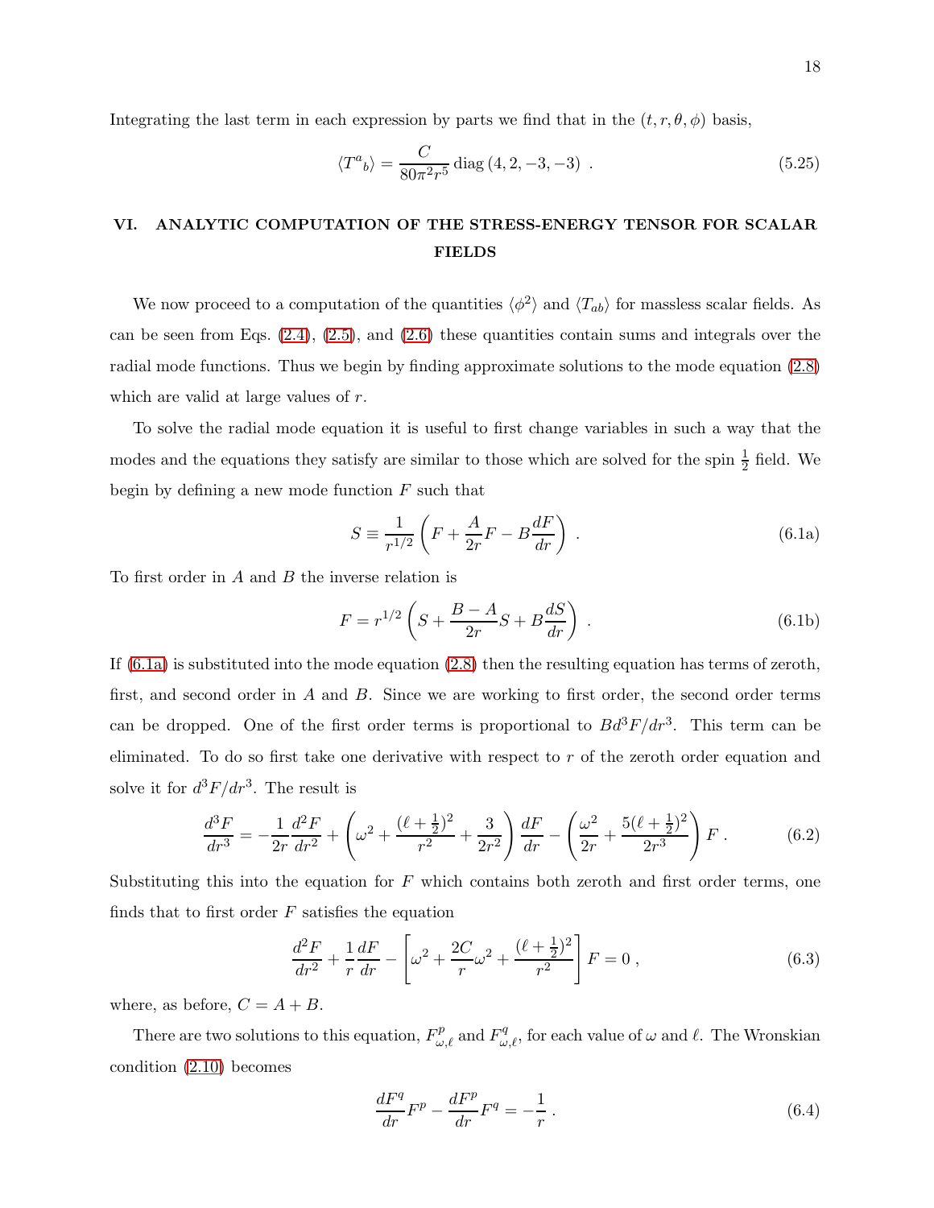Integrating the last term in each expression by parts we find that in the $(t, r, \theta, \phi)$ basis,

$$\langle T^a{}_b \rangle = \frac{C}{80\pi^2 r^5} \operatorname{diag}(4, 2, -3, -3) \ . \tag{5.25}$$

## VI. ANALYTIC COMPUTATION OF THE STRESS-ENERGY TENSOR FOR SCALAR FIELDS

We now proceed to a computation of the quantities $\langle \phi^2 \rangle$ and $\langle T_{ab} \rangle$ for massless scalar fields. As can be seen from Eqs. (2.4), (2.5), and (2.6) these quantities contain sums and integrals over the radial mode functions. Thus we begin by finding approximate solutions to the mode equation (2.8) which are valid at large values of $r$.

To solve the radial mode equation it is useful to first change variables in such a way that the modes and the equations they satisfy are similar to those which are solved for the spin $\frac{1}{2}$ field. We begin by defining a new mode function $F$ such that

$$S \equiv \frac{1}{r^{1/2}} \left( F + \frac{A}{2r} F - B \frac{dF}{dr} \right) \ . \tag{6.1a}$$

To first order in $A$ and $B$ the inverse relation is

$$F = r^{1/2} \left( S + \frac{B - A}{2r} S + B \frac{dS}{dr} \right) \ . \tag{6.1b}$$

If (6.1a) is substituted into the mode equation (2.8) then the resulting equation has terms of zeroth, first, and second order in $A$ and $B$. Since we are working to first order, the second order terms can be dropped. One of the first order terms is proportional to $B d^3F/dr^3$. This term can be eliminated. To do so first take one derivative with respect to $r$ of the zeroth order equation and solve it for $d^3F/dr^3$. The result is

$$\frac{d^3F}{dr^3} = -\frac{1}{2r} \frac{d^2F}{dr^2} + \left( \omega^2 + \frac{(\ell + \frac{1}{2})^2}{r^2} + \frac{3}{2r^2} \right) \frac{dF}{dr} - \left( \frac{\omega^2}{2r} + \frac{5(\ell + \frac{1}{2})^2}{2r^3} \right) F \ . \tag{6.2}$$

Substituting this into the equation for $F$ which contains both zeroth and first order terms, one finds that to first order $F$ satisfies the equation

$$\frac{d^2F}{dr^2} + \frac{1}{r} \frac{dF}{dr} - \left[ \omega^2 + \frac{2C}{r} \omega^2 + \frac{(\ell + \frac{1}{2})^2}{r^2} \right] F = 0 \ , \tag{6.3}$$

where, as before, $C = A + B$.

There are two solutions to this equation, $F^p_{\omega,\ell}$ and $F^q_{\omega,\ell}$, for each value of $\omega$ and $\ell$. The Wronskian condition (2.10) becomes

$$\frac{dF^q}{dr} F^p - \frac{dF^p}{dr} F^q = -\frac{1}{r} \ . \tag{6.4}$$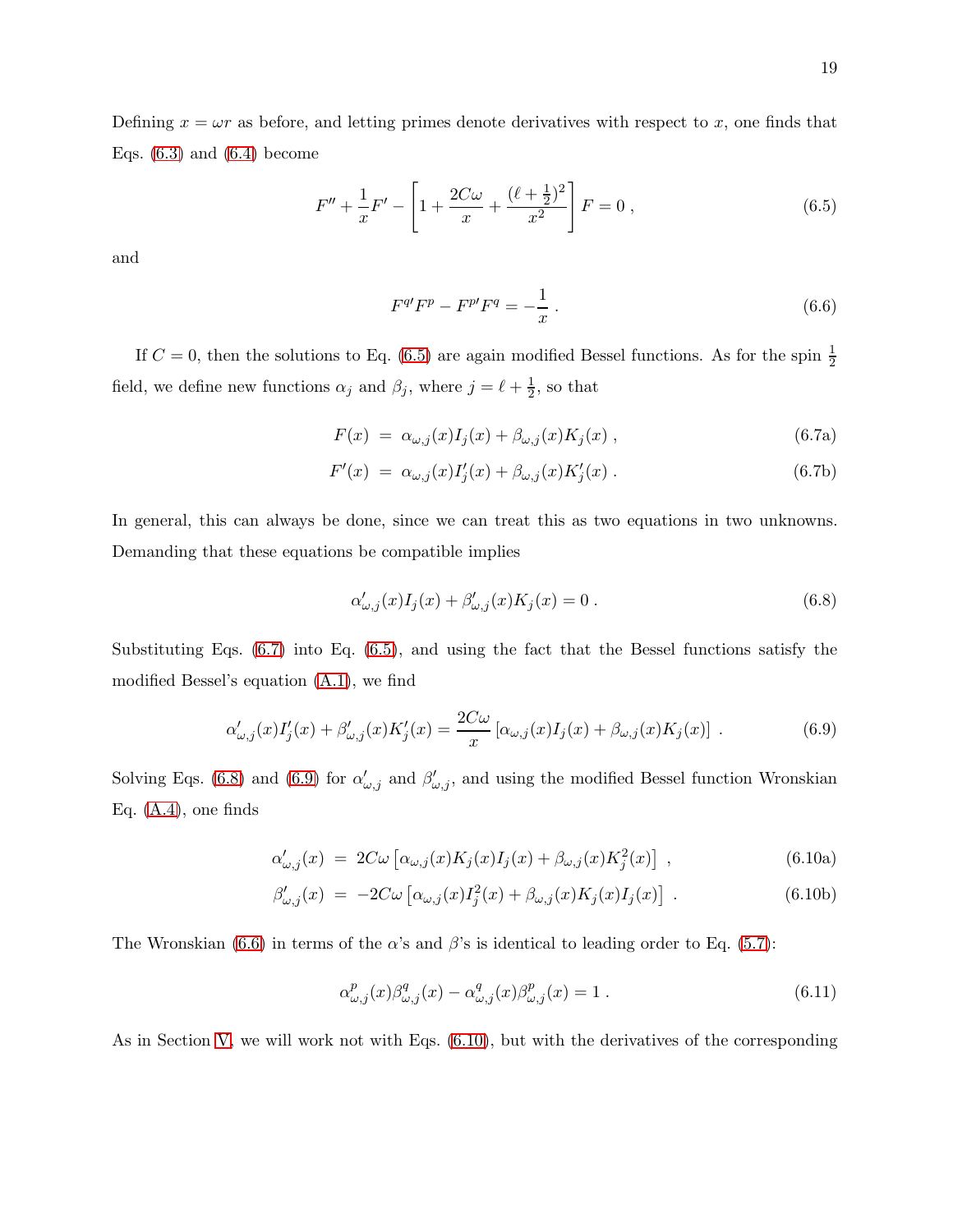Defining $x = \omega r$ as before, and letting primes denote derivatives with respect to $x$, one finds that Eqs. (6.3) and (6.4) become

$$F'' + \frac{1}{x}F' - \left[1 + \frac{2C\omega}{x} + \frac{(\ell+\frac{1}{2})^2}{x^2}\right] F = 0 \,, \tag{6.5}$$

and

$$F^{q\prime}F^p - F^{p\prime}F^q = -\frac{1}{x} \,. \tag{6.6}$$

If $C = 0$, then the solutions to Eq. (6.5) are again modified Bessel functions. As for the spin $\frac{1}{2}$ field, we define new functions $\alpha_j$ and $\beta_j$, where $j = \ell + \frac{1}{2}$, so that

$$F(x) \;=\; \alpha_{\omega,j}(x) I_j(x) + \beta_{\omega,j}(x) K_j(x) \,, \tag{6.7a}$$

$$F'(x) \;=\; \alpha_{\omega,j}(x) I'_j(x) + \beta_{\omega,j}(x) K'_j(x) \,. \tag{6.7b}$$

In general, this can always be done, since we can treat this as two equations in two unknowns. Demanding that these equations be compatible implies

$$\alpha'_{\omega,j}(x) I_j(x) + \beta'_{\omega,j}(x) K_j(x) = 0 \,. \tag{6.8}$$

Substituting Eqs. (6.7) into Eq. (6.5), and using the fact that the Bessel functions satisfy the modified Bessel's equation (A.1), we find

$$\alpha'_{\omega,j}(x) I'_j(x) + \beta'_{\omega,j}(x) K'_j(x) = \frac{2C\omega}{x}\left[\alpha_{\omega,j}(x) I_j(x) + \beta_{\omega,j}(x) K_j(x)\right] \,. \tag{6.9}$$

Solving Eqs. (6.8) and (6.9) for $\alpha'_{\omega,j}$ and $\beta'_{\omega,j}$, and using the modified Bessel function Wronskian Eq. (A.4), one finds

$$\alpha'_{\omega,j}(x) \;=\; 2C\omega\left[\alpha_{\omega,j}(x) K_j(x) I_j(x) + \beta_{\omega,j}(x) K_j^2(x)\right] \,, \tag{6.10a}$$

$$\beta'_{\omega,j}(x) \;=\; -2C\omega\left[\alpha_{\omega,j}(x) I_j^2(x) + \beta_{\omega,j}(x) K_j(x) I_j(x)\right] \,. \tag{6.10b}$$

The Wronskian (6.6) in terms of the $\alpha$'s and $\beta$'s is identical to leading order to Eq. (5.7):

$$\alpha^p_{\omega,j}(x)\beta^q_{\omega,j}(x) - \alpha^q_{\omega,j}(x)\beta^p_{\omega,j}(x) = 1 \,. \tag{6.11}$$

As in Section V, we will work not with Eqs. (6.10), but with the derivatives of the corresponding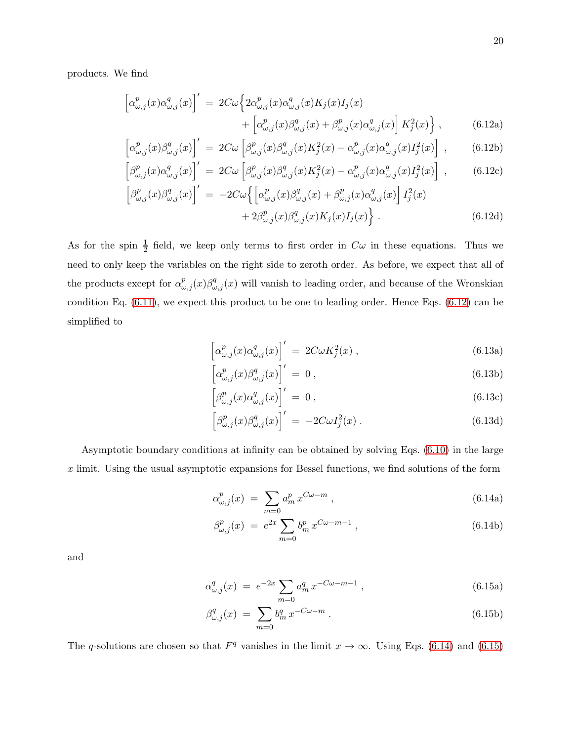products. We find

$$\left[\alpha^p_{\omega,j}(x)\alpha^q_{\omega,j}(x)\right]' = 2C\omega\Big\{2\alpha^p_{\omega,j}(x)\alpha^q_{\omega,j}(x)K_j(x)I_j(x) + \left[\alpha^p_{\omega,j}(x)\beta^q_{\omega,j}(x) + \beta^p_{\omega,j}(x)\alpha^q_{\omega,j}(x)\right]K_j^2(x)\Big\}\,, \tag{6.12a}$$

$$\left[\alpha^p_{\omega,j}(x)\beta^q_{\omega,j}(x)\right]' = 2C\omega\left[\beta^p_{\omega,j}(x)\beta^q_{\omega,j}(x)K_j^2(x) - \alpha^p_{\omega,j}(x)\alpha^q_{\omega,j}(x)I_j^2(x)\right]\,, \tag{6.12b}$$

$$\left[\beta^p_{\omega,j}(x)\alpha^q_{\omega,j}(x)\right]' = 2C\omega\left[\beta^p_{\omega,j}(x)\beta^q_{\omega,j}(x)K_j^2(x) - \alpha^p_{\omega,j}(x)\alpha^q_{\omega,j}(x)I_j^2(x)\right]\,, \tag{6.12c}$$

$$\left[\beta^p_{\omega,j}(x)\beta^q_{\omega,j}(x)\right]' = -2C\omega\Big\{\left[\alpha^p_{\omega,j}(x)\beta^q_{\omega,j}(x) + \beta^p_{\omega,j}(x)\alpha^q_{\omega,j}(x)\right]I_j^2(x) + 2\beta^p_{\omega,j}(x)\beta^q_{\omega,j}(x)K_j(x)I_j(x)\Big\}\,. \tag{6.12d}$$

As for the spin $\frac{1}{2}$ field, we keep only terms to first order in $C\omega$ in these equations. Thus we need to only keep the variables on the right side to zeroth order. As before, we expect that all of the products except for $\alpha^p_{\omega,j}(x)\beta^q_{\omega,j}(x)$ will vanish to leading order, and because of the Wronskian condition Eq. (6.11), we expect this product to be one to leading order. Hence Eqs. (6.12) can be simplified to

$$\left[\alpha^p_{\omega,j}(x)\alpha^q_{\omega,j}(x)\right]' = 2C\omega K_j^2(x)\,, \tag{6.13a}$$

$$\left[\alpha^p_{\omega,j}(x)\beta^q_{\omega,j}(x)\right]' = 0\,, \tag{6.13b}$$

$$\left[\beta^p_{\omega,j}(x)\alpha^q_{\omega,j}(x)\right]' = 0\,, \tag{6.13c}$$

$$\left[\beta^p_{\omega,j}(x)\beta^q_{\omega,j}(x)\right]' = -2C\omega I_j^2(x)\,. \tag{6.13d}$$

Asymptotic boundary conditions at infinity can be obtained by solving Eqs. (6.10) in the large $x$ limit. Using the usual asymptotic expansions for Bessel functions, we find solutions of the form

$$\alpha^p_{\omega,j}(x) = \sum_{m=0} a^p_m\, x^{C\omega-m}\,, \tag{6.14a}$$

$$\beta^p_{\omega,j}(x) = e^{2x}\sum_{m=0} b^p_m\, x^{C\omega-m-1}\,, \tag{6.14b}$$

and

$$\alpha^q_{\omega,j}(x) = e^{-2x}\sum_{m=0} a^q_m\, x^{-C\omega-m-1}\,, \tag{6.15a}$$

$$\beta^q_{\omega,j}(x) = \sum_{m=0} b^q_m\, x^{-C\omega-m}\,. \tag{6.15b}$$

The $q$-solutions are chosen so that $F^q$ vanishes in the limit $x \to \infty$. Using Eqs. (6.14) and (6.15)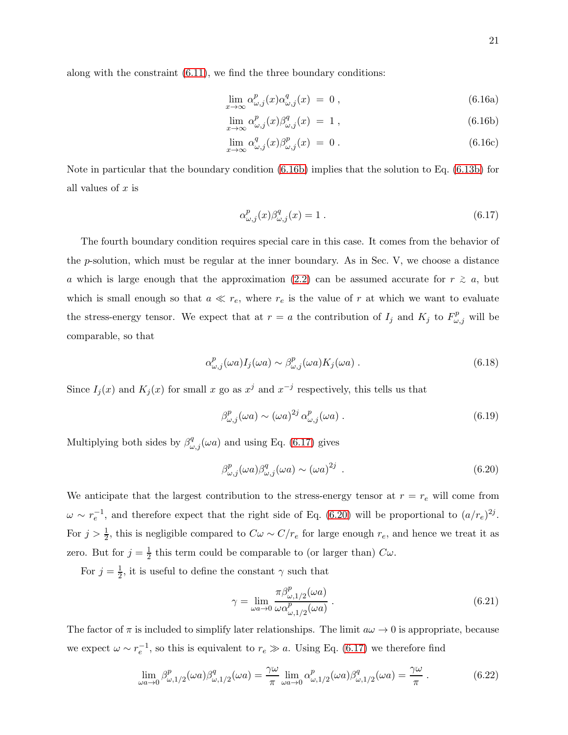along with the constraint (6.11), we find the three boundary conditions:

$$\lim_{x\to\infty} \alpha^p_{\omega,j}(x)\alpha^q_{\omega,j}(x) \;=\; 0 \,, \tag{6.16a}$$

$$\lim_{x\to\infty} \alpha^p_{\omega,j}(x)\beta^q_{\omega,j}(x) \;=\; 1 \,, \tag{6.16b}$$

$$\lim_{x\to\infty} \alpha^q_{\omega,j}(x)\beta^p_{\omega,j}(x) \;=\; 0 \,. \tag{6.16c}$$

Note in particular that the boundary condition (6.16b) implies that the solution to Eq. (6.13b) for all values of $x$ is

$$\alpha^p_{\omega,j}(x)\beta^q_{\omega,j}(x) = 1 \,. \tag{6.17}$$

The fourth boundary condition requires special care in this case. It comes from the behavior of the $p$-solution, which must be regular at the inner boundary. As in Sec. V, we choose a distance $a$ which is large enough that the approximation (2.2) can be assumed accurate for $r \gtrsim a$, but which is small enough so that $a \ll r_e$, where $r_e$ is the value of $r$ at which we want to evaluate the stress-energy tensor. We expect that at $r = a$ the contribution of $I_j$ and $K_j$ to $F^p_{\omega,j}$ will be comparable, so that

$$\alpha^p_{\omega,j}(\omega a) I_j(\omega a) \sim \beta^p_{\omega,j}(\omega a) K_j(\omega a) \,. \tag{6.18}$$

Since $I_j(x)$ and $K_j(x)$ for small $x$ go as $x^j$ and $x^{-j}$ respectively, this tells us that

$$\beta^p_{\omega,j}(\omega a) \sim (\omega a)^{2j}\, \alpha^p_{\omega,j}(\omega a) \,. \tag{6.19}$$

Multiplying both sides by $\beta^q_{\omega,j}(\omega a)$ and using Eq. (6.17) gives

$$\beta^p_{\omega,j}(\omega a)\beta^q_{\omega,j}(\omega a) \sim (\omega a)^{2j} \;. \tag{6.20}$$

We anticipate that the largest contribution to the stress-energy tensor at $r = r_e$ will come from $\omega \sim r_e^{-1}$, and therefore expect that the right side of Eq. (6.20) will be proportional to $(a/r_e)^{2j}$. For $j > \frac{1}{2}$, this is negligible compared to $C\omega \sim C/r_e$ for large enough $r_e$, and hence we treat it as zero. But for $j = \frac{1}{2}$ this term could be comparable to (or larger than) $C\omega$.

For $j = \frac{1}{2}$, it is useful to define the constant $\gamma$ such that

$$\gamma = \lim_{\omega a \to 0} \frac{\pi \beta^p_{\omega,1/2}(\omega a)}{\omega \alpha^p_{\omega,1/2}(\omega a)} \,. \tag{6.21}$$

The factor of $\pi$ is included to simplify later relationships. The limit $a\omega \to 0$ is appropriate, because we expect $\omega \sim r_e^{-1}$, so this is equivalent to $r_e \gg a$. Using Eq. (6.17) we therefore find

$$\lim_{\omega a\to 0} \beta^p_{\omega,1/2}(\omega a)\beta^q_{\omega,1/2}(\omega a) = \frac{\gamma\omega}{\pi} \lim_{\omega a \to 0} \alpha^p_{\omega,1/2}(\omega a)\beta^q_{\omega,1/2}(\omega a) = \frac{\gamma\omega}{\pi} \,. \tag{6.22}$$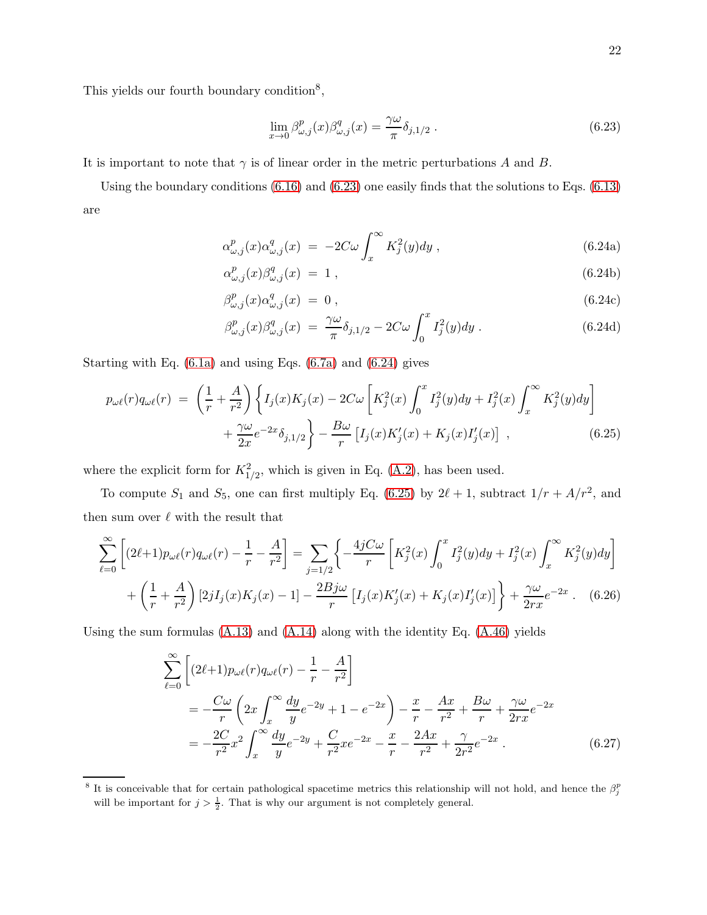This yields our fourth boundary condition[8],

$$\lim_{x\to 0} \beta^p_{\omega,j}(x)\beta^q_{\omega,j}(x) = \frac{\gamma\omega}{\pi}\delta_{j,1/2} \; . \tag{6.23}$$

It is important to note that $\gamma$ is of linear order in the metric perturbations $A$ and $B$.

Using the boundary conditions (6.16) and (6.23) one easily finds that the solutions to Eqs. (6.13) are

$$\alpha^p_{\omega,j}(x)\alpha^q_{\omega,j}(x) \;=\; -2C\omega \int_x^\infty K_j^2(y)dy \; , \tag{6.24a}$$

$$\alpha^p_{\omega,j}(x)\beta^q_{\omega,j}(x) \;=\; 1 \; , \tag{6.24b}$$

$$\beta^p_{\omega,j}(x)\alpha^q_{\omega,j}(x) \;=\; 0 \; , \tag{6.24c}$$

$$\beta^p_{\omega,j}(x)\beta^q_{\omega,j}(x) \;=\; \frac{\gamma\omega}{\pi}\delta_{j,1/2} - 2C\omega \int_0^x I_j^2(y)dy \; . \tag{6.24d}$$

Starting with Eq. (6.1a) and using Eqs. (6.7a) and (6.24) gives

$$p_{\omega\ell}(r)q_{\omega\ell}(r) \;=\; \left(\frac{1}{r}+\frac{A}{r^2}\right)\left\{ I_j(x)K_j(x) - 2C\omega\left[K_j^2(x)\int_0^x I_j^2(y)dy + I_j^2(x)\int_x^\infty K_j^2(y)dy\right] + \frac{\gamma\omega}{2x}e^{-2x}\delta_{j,1/2}\right\} - \frac{B\omega}{r}\left[I_j(x)K_j'(x) + K_j(x)I_j'(x)\right] \; , \tag{6.25}$$

where the explicit form for $K^2_{1/2}$, which is given in Eq. (A.2), has been used.

To compute $S_1$ and $S_5$, one can first multiply Eq. (6.25) by $2\ell+1$, subtract $1/r + A/r^2$, and then sum over $\ell$ with the result that

$$\sum_{\ell=0}^\infty \left[(2\ell{+}1)p_{\omega\ell}(r)q_{\omega\ell}(r) - \frac{1}{r} - \frac{A}{r^2}\right] = \sum_{j=1/2}\left\{ -\frac{4jC\omega}{r}\left[K_j^2(x)\int_0^x I_j^2(y)dy + I_j^2(x)\int_x^\infty K_j^2(y)dy\right] + \left(\frac{1}{r}+\frac{A}{r^2}\right)\left[2jI_j(x)K_j(x) - 1\right] - \frac{2Bj\omega}{r}\left[I_j(x)K_j'(x) + K_j(x)I_j'(x)\right]\right\} + \frac{\gamma\omega}{2rx}e^{-2x} \; . \tag{6.26}$$

Using the sum formulas (A.13) and (A.14) along with the identity Eq. (A.46) yields

$$\begin{aligned}
\sum_{\ell=0}^\infty &\left[(2\ell{+}1)p_{\omega\ell}(r)q_{\omega\ell}(r) - \frac{1}{r} - \frac{A}{r^2}\right] \\
&= -\frac{C\omega}{r}\left(2x\int_x^\infty \frac{dy}{y}e^{-2y} + 1 - e^{-2x}\right) - \frac{x}{r} - \frac{Ax}{r^2} + \frac{B\omega}{r} + \frac{\gamma\omega}{2rx}e^{-2x} \\
&= -\frac{2C}{r^2}x^2\int_x^\infty \frac{dy}{y}e^{-2y} + \frac{C}{r^2}xe^{-2x} - \frac{x}{r} - \frac{2Ax}{r^2} + \frac{\gamma}{2r^2}e^{-2x} \; .
\end{aligned} \tag{6.27}$$

---

[8] It is conceivable that for certain pathological spacetime metrics this relationship will not hold, and hence the $\beta^p_j$ will be important for $j > \frac{1}{2}$. That is why our argument is not completely general.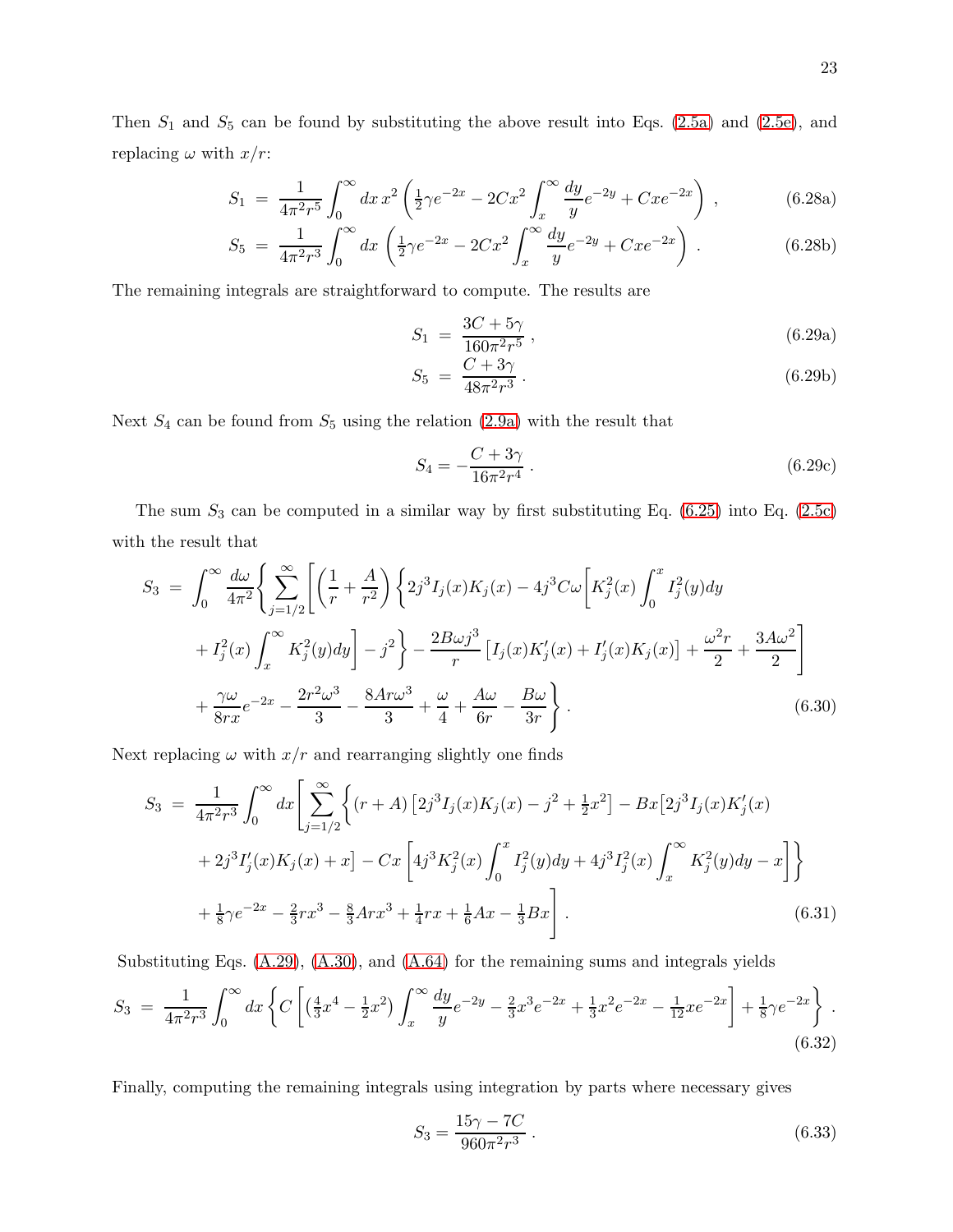Then $S_1$ and $S_5$ can be found by substituting the above result into Eqs. (2.5a) and (2.5e), and replacing $\omega$ with $x/r$:

$$
S_1 \;=\; \frac{1}{4\pi^2 r^5}\int_0^\infty dx\, x^2 \left(\tfrac{1}{2}\gamma e^{-2x} - 2Cx^2 \int_x^\infty \frac{dy}{y} e^{-2y} + Cxe^{-2x}\right) , \tag{6.28a}
$$

$$
S_5 \;=\; \frac{1}{4\pi^2 r^3}\int_0^\infty dx\, \left(\tfrac{1}{2}\gamma e^{-2x} - 2Cx^2 \int_x^\infty \frac{dy}{y} e^{-2y} + Cxe^{-2x}\right) . \tag{6.28b}
$$

The remaining integrals are straightforward to compute. The results are

$$
S_1 \;=\; \frac{3C + 5\gamma}{160\pi^2 r^5} , \tag{6.29a}
$$

$$
S_5 \;=\; \frac{C + 3\gamma}{48\pi^2 r^3} . \tag{6.29b}
$$

Next $S_4$ can be found from $S_5$ using the relation (2.9a) with the result that

$$
S_4 = -\frac{C + 3\gamma}{16\pi^2 r^4} . \tag{6.29c}
$$

The sum $S_3$ can be computed in a similar way by first substituting Eq. (6.25) into Eq. (2.5c) with the result that

$$
\begin{aligned}
S_3 \;=\; &\int_0^\infty \frac{d\omega}{4\pi^2}\Bigg\{ \sum_{j=1/2}^{\infty} \Bigg[ \left(\frac{1}{r} + \frac{A}{r^2}\right) \Bigg\{ 2j^3 I_j(x)K_j(x) - 4j^3 C\omega \bigg[ K_j^2(x)\int_0^x I_j^2(y)dy \\
&+ I_j^2(x)\int_x^\infty K_j^2(y)dy \bigg] - j^2 \Bigg\} - \frac{2B\omega j^3}{r}\left[I_j(x)K_j'(x) + I_j'(x)K_j(x)\right] + \frac{\omega^2 r}{2} + \frac{3A\omega^2}{2} \Bigg] \\
&+ \frac{\gamma\omega}{8rx}e^{-2x} - \frac{2r^2\omega^3}{3} - \frac{8Ar\omega^3}{3} + \frac{\omega}{4} + \frac{A\omega}{6r} - \frac{B\omega}{3r} \Bigg\} .
\end{aligned} \tag{6.30}
$$

Next replacing $\omega$ with $x/r$ and rearranging slightly one finds

$$
\begin{aligned}
S_3 \;=\; &\frac{1}{4\pi^2 r^3}\int_0^\infty dx \Bigg[ \sum_{j=1/2}^{\infty} \bigg\{ (r + A)\left[2j^3 I_j(x)K_j(x) - j^2 + \tfrac{1}{2}x^2\right] - Bx\big[2j^3 I_j(x)K_j'(x) \\
&+ 2j^3 I_j'(x)K_j(x) + x\big] - Cx\left[4j^3 K_j^2(x)\int_0^x I_j^2(y)dy + 4j^3 I_j^2(x)\int_x^\infty K_j^2(y)dy - x\right] \bigg\} \\
&+ \tfrac{1}{8}\gamma e^{-2x} - \tfrac{2}{3}rx^3 - \tfrac{8}{3}Arx^3 + \tfrac{1}{4}rx + \tfrac{1}{6}Ax - \tfrac{1}{3}Bx \Bigg] .
\end{aligned} \tag{6.31}
$$

Substituting Eqs. (A.29), (A.30), and (A.64) for the remaining sums and integrals yields

$$
S_3 \;=\; \frac{1}{4\pi^2 r^3}\int_0^\infty dx \left\{ C\left[ \left(\tfrac{4}{3}x^4 - \tfrac{1}{2}x^2\right)\int_x^\infty \frac{dy}{y}e^{-2y} - \tfrac{2}{3}x^3 e^{-2x} + \tfrac{1}{3}x^2 e^{-2x} - \tfrac{1}{12}xe^{-2x} \right] + \tfrac{1}{8}\gamma e^{-2x} \right\} . \tag{6.32}
$$

Finally, computing the remaining integrals using integration by parts where necessary gives

$$
S_3 = \frac{15\gamma - 7C}{960\pi^2 r^3} . \tag{6.33}
$$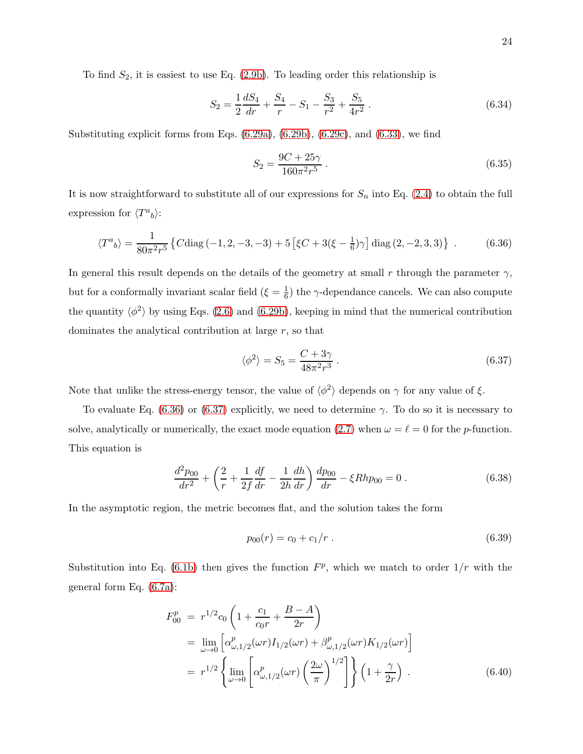To find $S_2$, it is easiest to use Eq. (2.9b). To leading order this relationship is

$$S_2 = \frac{1}{2}\frac{dS_4}{dr} + \frac{S_4}{r} - S_1 - \frac{S_3}{r^2} + \frac{S_5}{4r^2} \; . \tag{6.34}$$

Substituting explicit forms from Eqs. (6.29a), (6.29b), (6.29c), and (6.33), we find

$$S_2 = \frac{9C + 25\gamma}{160\pi^2 r^5} \; . \tag{6.35}$$

It is now straightforward to substitute all of our expressions for $S_n$ into Eq. (2.4) to obtain the full expression for $\langle T^a{}_b \rangle$:

$$\langle T^a{}_b \rangle = \frac{1}{80\pi^2 r^5} \left\{ C \mathrm{diag}\,(-1, 2, -3, -3) + 5\left[\xi C + 3(\xi - \tfrac{1}{6})\gamma\right] \mathrm{diag}\,(2, -2, 3, 3) \right\} \; . \tag{6.36}$$

In general this result depends on the details of the geometry at small $r$ through the parameter $\gamma$, but for a conformally invariant scalar field ($\xi = \frac{1}{6}$) the $\gamma$-dependance cancels. We can also compute the quantity $\langle \phi^2 \rangle$ by using Eqs. (2.6) and (6.29b), keeping in mind that the numerical contribution dominates the analytical contribution at large $r$, so that

$$\langle \phi^2 \rangle = S_5 = \frac{C + 3\gamma}{48\pi^2 r^3} \; . \tag{6.37}$$

Note that unlike the stress-energy tensor, the value of $\langle \phi^2 \rangle$ depends on $\gamma$ for any value of $\xi$.

To evaluate Eq. (6.36) or (6.37) explicitly, we need to determine $\gamma$. To do so it is necessary to solve, analytically or numerically, the exact mode equation (2.7) when $\omega = \ell = 0$ for the $p$-function. This equation is

$$\frac{d^2 p_{00}}{dr^2} + \left( \frac{2}{r} + \frac{1}{2f}\frac{df}{dr} - \frac{1}{2h}\frac{dh}{dr} \right) \frac{dp_{00}}{dr} - \xi R h p_{00} = 0 \; . \tag{6.38}$$

In the asymptotic region, the metric becomes flat, and the solution takes the form

$$p_{00}(r) = c_0 + c_1/r \; . \tag{6.39}$$

Substitution into Eq. (6.1b) then gives the function $F^p$, which we match to order $1/r$ with the general form Eq. (6.7a):

$$\begin{aligned}
F^p_{00} &= r^{1/2} c_0 \left( 1 + \frac{c_1}{c_0 r} + \frac{B - A}{2r} \right) \\
&= \lim_{\omega \to 0} \left[ \alpha^p_{\omega,1/2}(\omega r) I_{1/2}(\omega r) + \beta^p_{\omega,1/2}(\omega r) K_{1/2}(\omega r) \right] \\
&= r^{1/2} \left\{ \lim_{\omega \to 0} \left[ \alpha^p_{\omega,1/2}(\omega r) \left( \frac{2\omega}{\pi} \right)^{1/2} \right] \right\} \left( 1 + \frac{\gamma}{2r} \right) \; .
\end{aligned} \tag{6.40}$$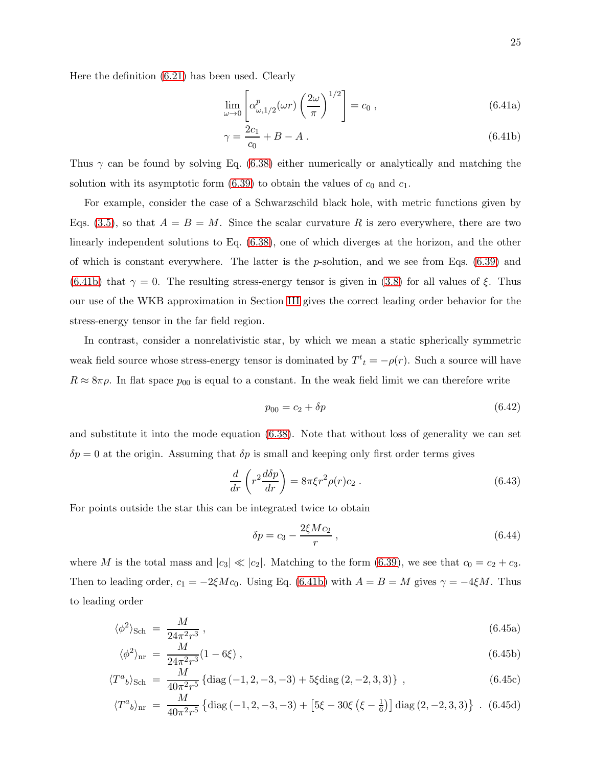Here the definition (6.21) has been used. Clearly

$$\lim_{\omega \to 0} \left[ \alpha^p_{\omega,1/2}(\omega r) \left( \frac{2\omega}{\pi} \right)^{1/2} \right] = c_0 \,, \tag{6.41a}$$

$$\gamma = \frac{2c_1}{c_0} + B - A \,. \tag{6.41b}$$

Thus $\gamma$ can be found by solving Eq. (6.38) either numerically or analytically and matching the solution with its asymptotic form (6.39) to obtain the values of $c_0$ and $c_1$.

For example, consider the case of a Schwarzschild black hole, with metric functions given by Eqs. (3.5), so that $A = B = M$. Since the scalar curvature $R$ is zero everywhere, there are two linearly independent solutions to Eq. (6.38), one of which diverges at the horizon, and the other of which is constant everywhere. The latter is the $p$-solution, and we see from Eqs. (6.39) and (6.41b) that $\gamma = 0$. The resulting stress-energy tensor is given in (3.8) for all values of $\xi$. Thus our use of the WKB approximation in Section III gives the correct leading order behavior for the stress-energy tensor in the far field region.

In contrast, consider a nonrelativistic star, by which we mean a static spherically symmetric weak field source whose stress-energy tensor is dominated by $T^t{}_t = -\rho(r)$. Such a source will have $R \approx 8\pi\rho$. In flat space $p_{00}$ is equal to a constant. In the weak field limit we can therefore write

$$p_{00} = c_2 + \delta p \tag{6.42}$$

and substitute it into the mode equation (6.38). Note that without loss of generality we can set $\delta p = 0$ at the origin. Assuming that $\delta p$ is small and keeping only first order terms gives

$$\frac{d}{dr}\left( r^2 \frac{d\delta p}{dr} \right) = 8\pi\xi r^2 \rho(r) c_2 \,. \tag{6.43}$$

For points outside the star this can be integrated twice to obtain

$$\delta p = c_3 - \frac{2\xi M c_2}{r} \,, \tag{6.44}$$

where $M$ is the total mass and $|c_3| \ll |c_2|$. Matching to the form (6.39), we see that $c_0 = c_2 + c_3$. Then to leading order, $c_1 = -2\xi M c_0$. Using Eq. (6.41b) with $A = B = M$ gives $\gamma = -4\xi M$. Thus to leading order

$$\langle \phi^2 \rangle_{\rm Sch} = \frac{M}{24\pi^2 r^3} \,, \tag{6.45a}$$

$$\langle \phi^2 \rangle_{\rm nr} = \frac{M}{24\pi^2 r^3}(1 - 6\xi) \,, \tag{6.45b}$$

$$\langle T^a{}_b \rangle_{\rm Sch} = \frac{M}{40\pi^2 r^5} \left\{ {\rm diag}\,(-1, 2, -3, -3) + 5\xi {\rm diag}\,(2, -2, 3, 3) \right\} \,, \tag{6.45c}$$

$$\langle T^a{}_b \rangle_{\rm nr} = \frac{M}{40\pi^2 r^5} \left\{ {\rm diag}\,(-1, 2, -3, -3) + \left[ 5\xi - 30\xi\left(\xi - \tfrac{1}{6}\right) \right] {\rm diag}\,(2, -2, 3, 3) \right\} \,. \tag{6.45d}$$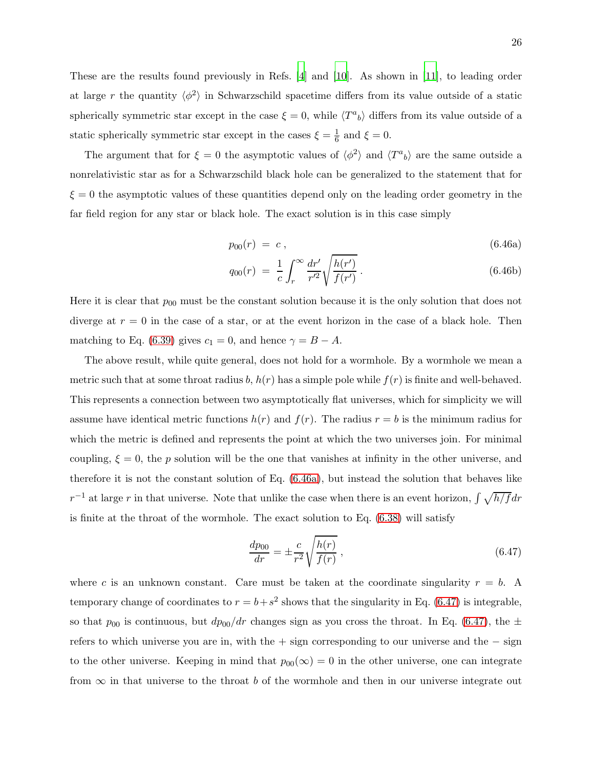These are the results found previously in Refs. [4] and [10]. As shown in [11], to leading order at large $r$ the quantity $\langle\phi^2\rangle$ in Schwarzschild spacetime differs from its value outside of a static spherically symmetric star except in the case $\xi = 0$, while $\langle T^a{}_b\rangle$ differs from its value outside of a static spherically symmetric star except in the cases $\xi = \frac{1}{6}$ and $\xi = 0$.

The argument that for $\xi = 0$ the asymptotic values of $\langle\phi^2\rangle$ and $\langle T^a{}_b\rangle$ are the same outside a nonrelativistic star as for a Schwarzschild black hole can be generalized to the statement that for $\xi = 0$ the asymptotic values of these quantities depend only on the leading order geometry in the far field region for any star or black hole. The exact solution is in this case simply

$$p_{00}(r) \;=\; c\,, \tag{6.46a}$$

$$q_{00}(r) \;=\; \frac{1}{c}\int_r^\infty \frac{dr'}{r'^2}\sqrt{\frac{h(r')}{f(r')}}\,. \tag{6.46b}$$

Here it is clear that $p_{00}$ must be the constant solution because it is the only solution that does not diverge at $r = 0$ in the case of a star, or at the event horizon in the case of a black hole. Then matching to Eq. (6.39) gives $c_1 = 0$, and hence $\gamma = B - A$.

The above result, while quite general, does not hold for a wormhole. By a wormhole we mean a metric such that at some throat radius $b$, $h(r)$ has a simple pole while $f(r)$ is finite and well-behaved. This represents a connection between two asymptotically flat universes, which for simplicity we will assume have identical metric functions $h(r)$ and $f(r)$. The radius $r = b$ is the minimum radius for which the metric is defined and represents the point at which the two universes join. For minimal coupling, $\xi = 0$, the $p$ solution will be the one that vanishes at infinity in the other universe, and therefore it is not the constant solution of Eq. (6.46a), but instead the solution that behaves like $r^{-1}$ at large $r$ in that universe. Note that unlike the case when there is an event horizon, $\int\sqrt{h/f}\,dr$ is finite at the throat of the wormhole. The exact solution to Eq. (6.38) will satisfy

$$\frac{dp_{00}}{dr} = \pm\frac{c}{r^2}\sqrt{\frac{h(r)}{f(r)}}\,, \tag{6.47}$$

where $c$ is an unknown constant. Care must be taken at the coordinate singularity $r = b$. A temporary change of coordinates to $r = b + s^2$ shows that the singularity in Eq. (6.47) is integrable, so that $p_{00}$ is continuous, but $dp_{00}/dr$ changes sign as you cross the throat. In Eq. (6.47), the $\pm$ refers to which universe you are in, with the $+$ sign corresponding to our universe and the $-$ sign to the other universe. Keeping in mind that $p_{00}(\infty) = 0$ in the other universe, one can integrate from $\infty$ in that universe to the throat $b$ of the wormhole and then in our universe integrate out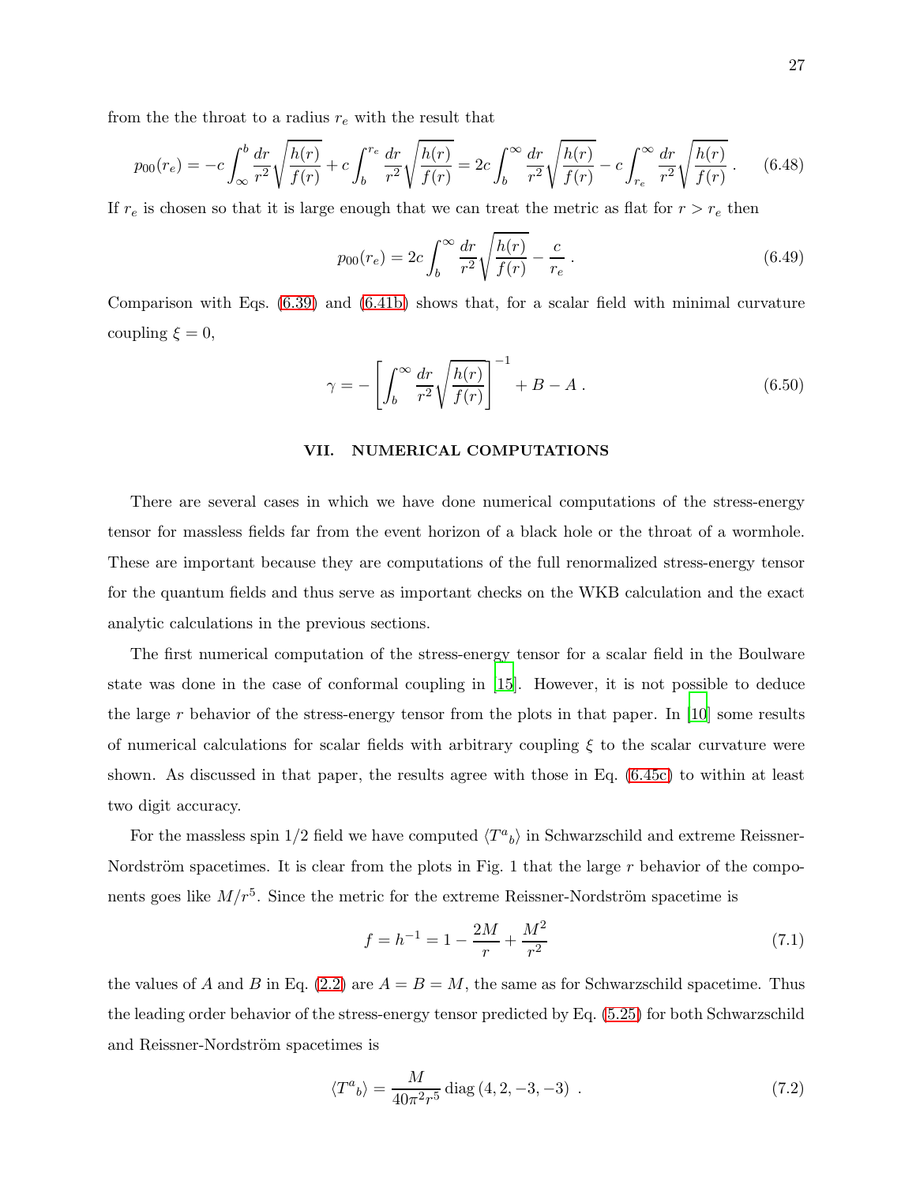from the the throat to a radius $r_e$ with the result that

$$p_{00}(r_e) = -c\int_{\infty}^{b}\frac{dr}{r^2}\sqrt{\frac{h(r)}{f(r)}} + c\int_{b}^{r_e}\frac{dr}{r^2}\sqrt{\frac{h(r)}{f(r)}} = 2c\int_{b}^{\infty}\frac{dr}{r^2}\sqrt{\frac{h(r)}{f(r)}} - c\int_{r_e}^{\infty}\frac{dr}{r^2}\sqrt{\frac{h(r)}{f(r)}}\,. \tag{6.48}$$

If $r_e$ is chosen so that it is large enough that we can treat the metric as flat for $r > r_e$ then

$$p_{00}(r_e) = 2c\int_{b}^{\infty}\frac{dr}{r^2}\sqrt{\frac{h(r)}{f(r)}} - \frac{c}{r_e}\,. \tag{6.49}$$

Comparison with Eqs. (6.39) and (6.41b) shows that, for a scalar field with minimal curvature coupling $\xi = 0$,

$$\gamma = -\left[\int_{b}^{\infty}\frac{dr}{r^2}\sqrt{\frac{h(r)}{f(r)}}\right]^{-1} + B - A\,. \tag{6.50}$$

## VII. NUMERICAL COMPUTATIONS

There are several cases in which we have done numerical computations of the stress-energy tensor for massless fields far from the event horizon of a black hole or the throat of a wormhole. These are important because they are computations of the full renormalized stress-energy tensor for the quantum fields and thus serve as important checks on the WKB calculation and the exact analytic calculations in the previous sections.

The first numerical computation of the stress-energy tensor for a scalar field in the Boulware state was done in the case of conformal coupling in [15]. However, it is not possible to deduce the large $r$ behavior of the stress-energy tensor from the plots in that paper. In [10] some results of numerical calculations for scalar fields with arbitrary coupling $\xi$ to the scalar curvature were shown. As discussed in that paper, the results agree with those in Eq. (6.45c) to within at least two digit accuracy.

For the massless spin 1/2 field we have computed $\langle T^a{}_b\rangle$ in Schwarzschild and extreme Reissner-Nordström spacetimes. It is clear from the plots in Fig. 1 that the large $r$ behavior of the components goes like $M/r^5$. Since the metric for the extreme Reissner-Nordström spacetime is

$$f = h^{-1} = 1 - \frac{2M}{r} + \frac{M^2}{r^2} \tag{7.1}$$

the values of $A$ and $B$ in Eq. (2.2) are $A = B = M$, the same as for Schwarzschild spacetime. Thus the leading order behavior of the stress-energy tensor predicted by Eq. (5.25) for both Schwarzschild and Reissner-Nordström spacetimes is

$$\langle T^a{}_b\rangle = \frac{M}{40\pi^2 r^5}\,\mathrm{diag}\,(4, 2, -3, -3)\ . \tag{7.2}$$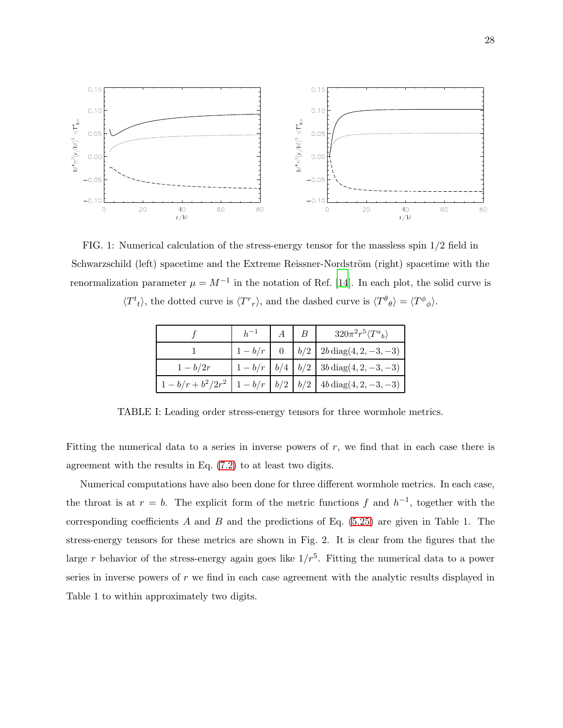FIG. 1: Numerical calculation of the stress-energy tensor for the massless spin 1/2 field in Schwarzschild (left) spacetime and the Extreme Reissner-Nordström (right) spacetime with the renormalization parameter $\mu = M^{-1}$ in the notation of Ref. [14]. In each plot, the solid curve is $\langle T^t{}_t \rangle$, the dotted curve is $\langle T^r{}_r \rangle$, and the dashed curve is $\langle T^\theta{}_\theta \rangle = \langle T^\phi{}_\phi \rangle$.

| $f$ | $h^{-1}$ | $A$ | $B$ | $320\pi^2 r^5 \langle T^a{}_b \rangle$ |
|---|---|---|---|---|
| $1$ | $1 - b/r$ | $0$ | $b/2$ | $2b\,\mathrm{diag}(4, 2, -3, -3)$ |
| $1 - b/2r$ | $1 - b/r$ | $b/4$ | $b/2$ | $3b\,\mathrm{diag}(4, 2, -3, -3)$ |
| $1 - b/r + b^2/2r^2$ | $1 - b/r$ | $b/2$ | $b/2$ | $4b\,\mathrm{diag}(4, 2, -3, -3)$ |

TABLE I: Leading order stress-energy tensors for three wormhole metrics.

Fitting the numerical data to a series in inverse powers of $r$, we find that in each case there is agreement with the results in Eq. (7.2) to at least two digits.

Numerical computations have also been done for three different wormhole metrics. In each case, the throat is at $r = b$. The explicit form of the metric functions $f$ and $h^{-1}$, together with the corresponding coefficients $A$ and $B$ and the predictions of Eq. (5.25) are given in Table 1. The stress-energy tensors for these metrics are shown in Fig. 2. It is clear from the figures that the large $r$ behavior of the stress-energy again goes like $1/r^5$. Fitting the numerical data to a power series in inverse powers of $r$ we find in each case agreement with the analytic results displayed in Table 1 to within approximately two digits.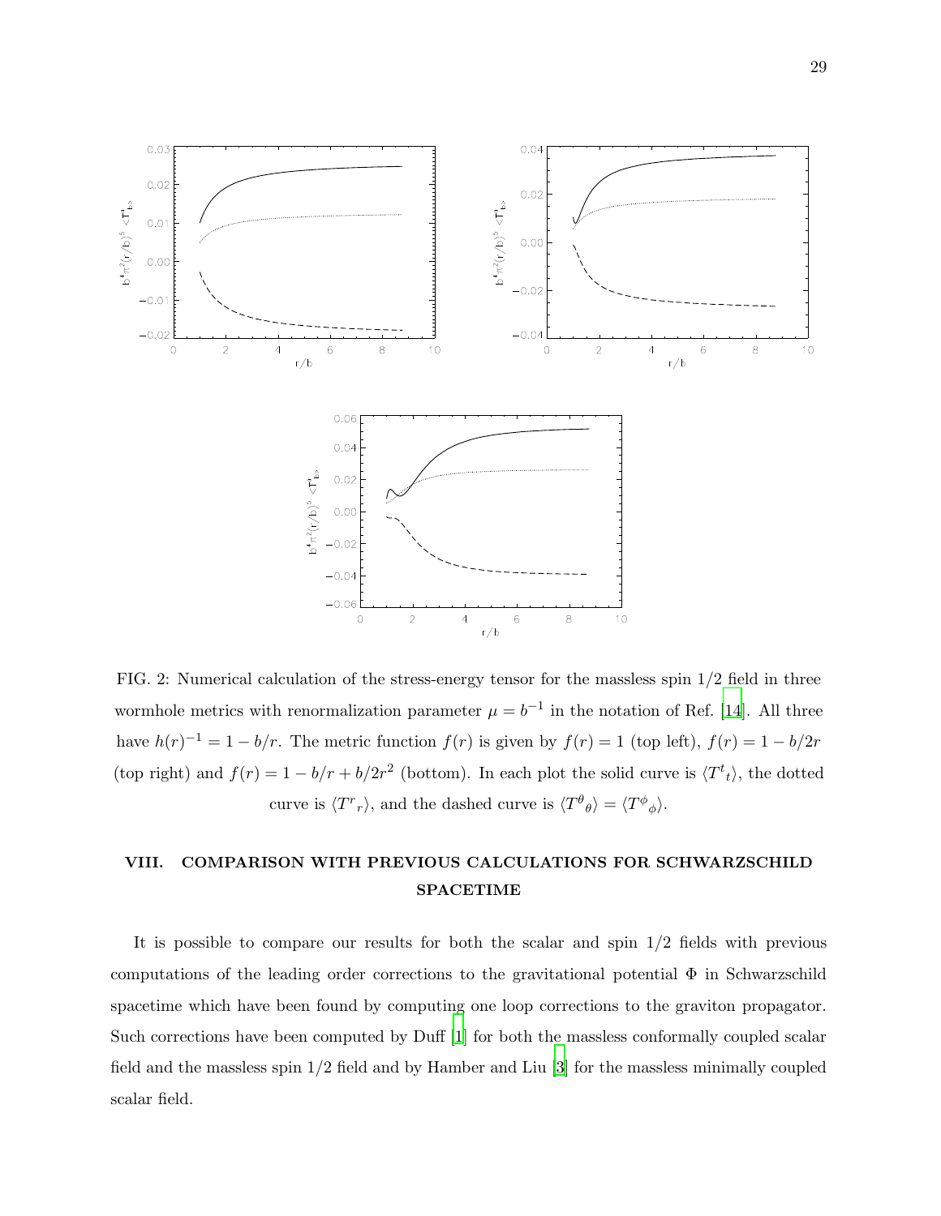FIG. 2: Numerical calculation of the stress-energy tensor for the massless spin 1/2 field in three wormhole metrics with renormalization parameter $\mu = b^{-1}$ in the notation of Ref. [14]. All three have $h(r)^{-1} = 1 - b/r$. The metric function $f(r)$ is given by $f(r) = 1$ (top left), $f(r) = 1 - b/2r$ (top right) and $f(r) = 1 - b/r + b/2r^2$ (bottom). In each plot the solid curve is $\langle T^t{}_t \rangle$, the dotted curve is $\langle T^r{}_r \rangle$, and the dashed curve is $\langle T^\theta{}_\theta \rangle = \langle T^\phi{}_\phi \rangle$.

## VIII. COMPARISON WITH PREVIOUS CALCULATIONS FOR SCHWARZSCHILD SPACETIME

It is possible to compare our results for both the scalar and spin 1/2 fields with previous computations of the leading order corrections to the gravitational potential $\Phi$ in Schwarzschild spacetime which have been found by computing one loop corrections to the graviton propagator. Such corrections have been computed by Duff [1] for both the massless conformally coupled scalar field and the massless spin 1/2 field and by Hamber and Liu [3] for the massless minimally coupled scalar field.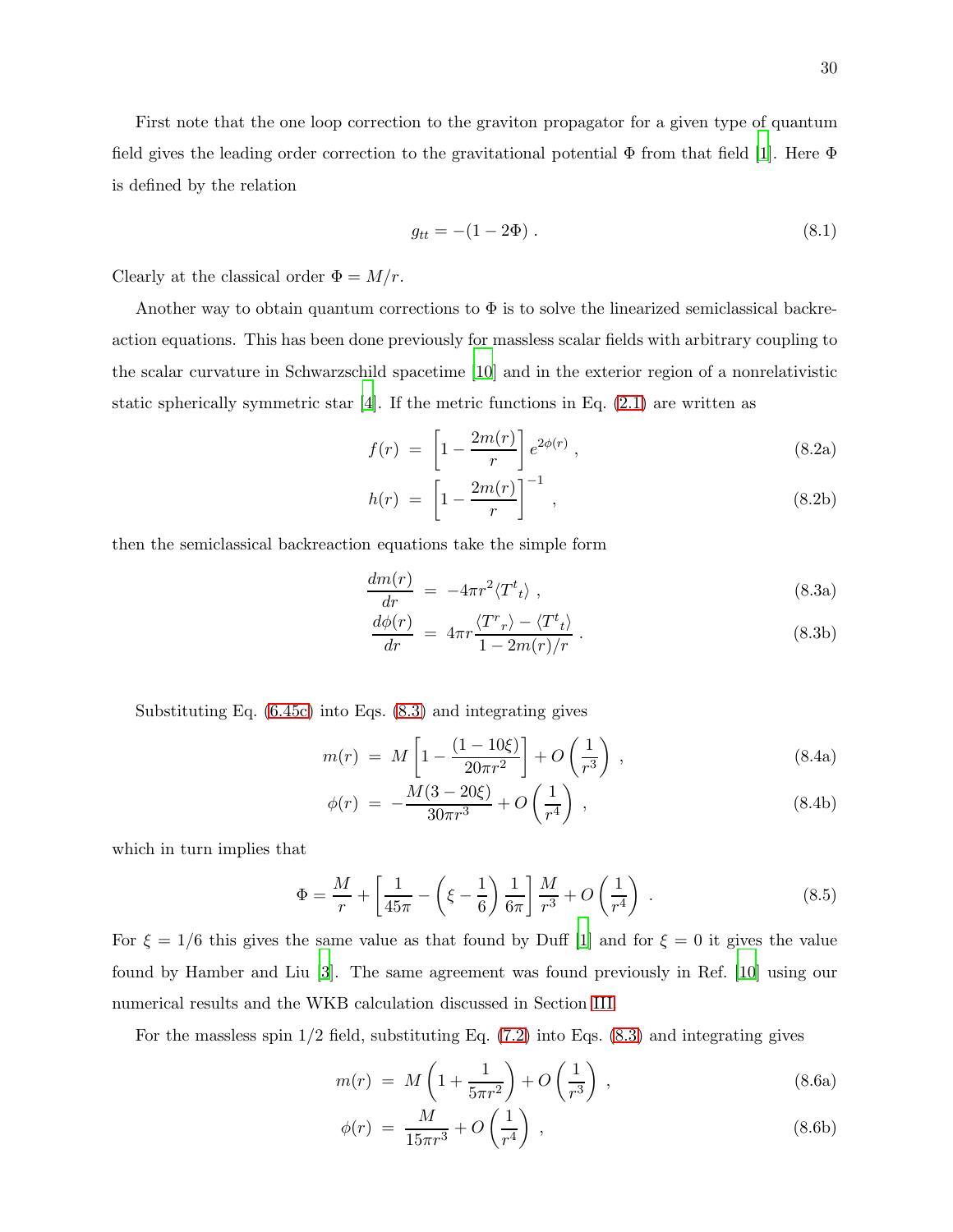First note that the one loop correction to the graviton propagator for a given type of quantum field gives the leading order correction to the gravitational potential $\Phi$ from that field [1]. Here $\Phi$ is defined by the relation

$$g_{tt} = -(1 - 2\Phi) \; . \tag{8.1}$$

Clearly at the classical order $\Phi = M/r$.

Another way to obtain quantum corrections to $\Phi$ is to solve the linearized semiclassical backreaction equations. This has been done previously for massless scalar fields with arbitrary coupling to the scalar curvature in Schwarzschild spacetime [10] and in the exterior region of a nonrelativistic static spherically symmetric star [4]. If the metric functions in Eq. (2.1) are written as

$$f(r) \;=\; \left[1 - \frac{2m(r)}{r}\right] e^{2\phi(r)} \; , \tag{8.2a}$$

$$h(r) \;=\; \left[1 - \frac{2m(r)}{r}\right]^{-1} \; , \tag{8.2b}$$

then the semiclassical backreaction equations take the simple form

$$\frac{dm(r)}{dr} \;=\; -4\pi r^2 \langle T^t{}_t \rangle \; , \tag{8.3a}$$

$$\frac{d\phi(r)}{dr} \;=\; 4\pi r \frac{\langle T^r{}_r \rangle - \langle T^t{}_t \rangle}{1 - 2m(r)/r} \; . \tag{8.3b}$$

Substituting Eq. (6.45c) into Eqs. (8.3) and integrating gives

$$m(r) \;=\; M\left[1 - \frac{(1 - 10\xi)}{20\pi r^2}\right] + O\left(\frac{1}{r^3}\right) \; , \tag{8.4a}$$

$$\phi(r) \;=\; -\frac{M(3 - 20\xi)}{30\pi r^3} + O\left(\frac{1}{r^4}\right) \; , \tag{8.4b}$$

which in turn implies that

$$\Phi = \frac{M}{r} + \left[\frac{1}{45\pi} - \left(\xi - \frac{1}{6}\right)\frac{1}{6\pi}\right]\frac{M}{r^3} + O\left(\frac{1}{r^4}\right) \; . \tag{8.5}$$

For $\xi = 1/6$ this gives the same value as that found by Duff [1] and for $\xi = 0$ it gives the value found by Hamber and Liu [3]. The same agreement was found previously in Ref. [10] using our numerical results and the WKB calculation discussed in Section III.

For the massless spin 1/2 field, substituting Eq. (7.2) into Eqs. (8.3) and integrating gives

$$m(r) \;=\; M\left(1 + \frac{1}{5\pi r^2}\right) + O\left(\frac{1}{r^3}\right) \; , \tag{8.6a}$$

$$\phi(r) \;=\; \frac{M}{15\pi r^3} + O\left(\frac{1}{r^4}\right) \; , \tag{8.6b}$$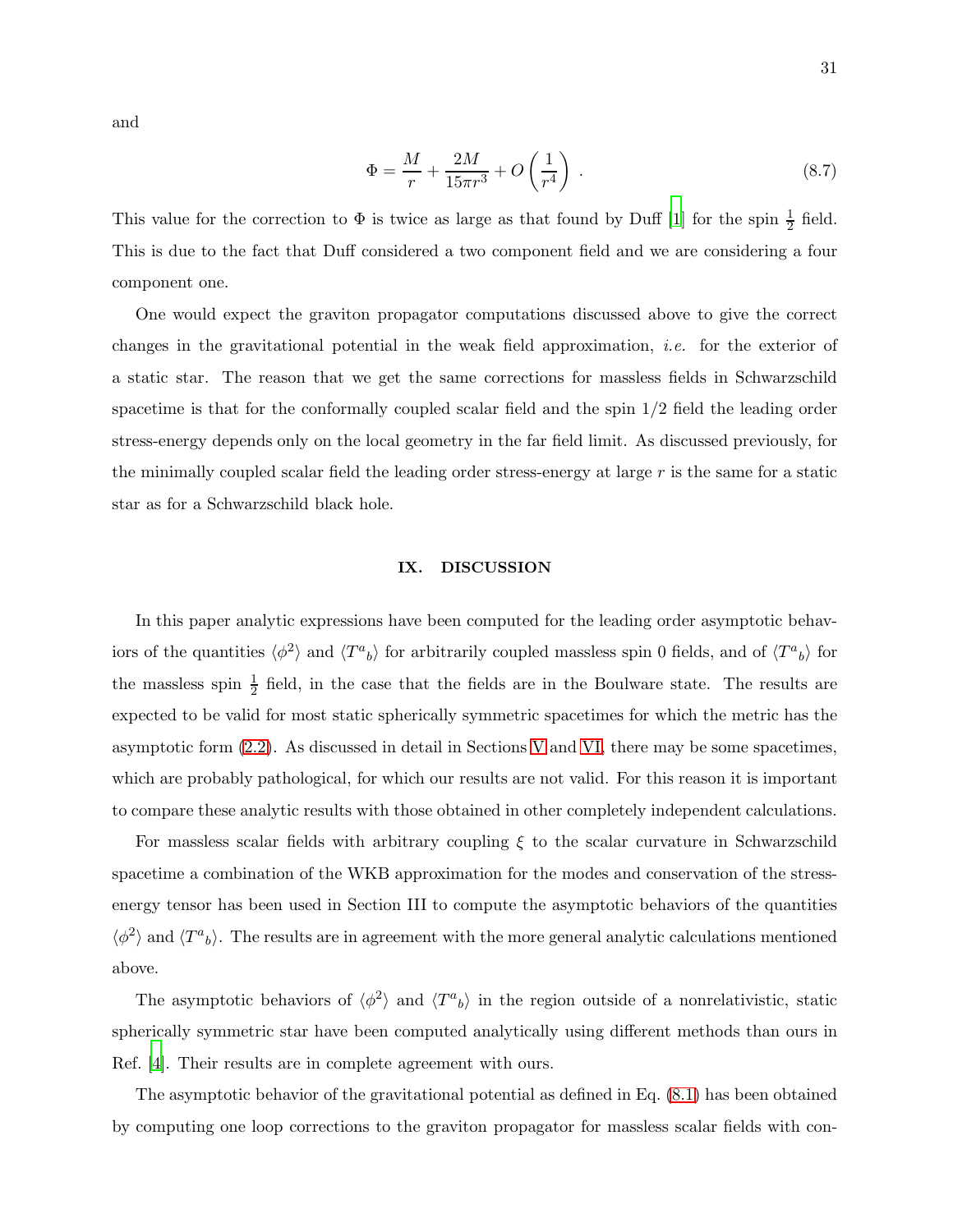and

$$\Phi = \frac{M}{r} + \frac{2M}{15\pi r^3} + O\left(\frac{1}{r^4}\right) \; . \tag{8.7}$$

This value for the correction to $\Phi$ is twice as large as that found by Duff [1] for the spin $\frac{1}{2}$ field. This is due to the fact that Duff considered a two component field and we are considering a four component one.

One would expect the graviton propagator computations discussed above to give the correct changes in the gravitational potential in the weak field approximation, *i.e.* for the exterior of a static star. The reason that we get the same corrections for massless fields in Schwarzschild spacetime is that for the conformally coupled scalar field and the spin 1/2 field the leading order stress-energy depends only on the local geometry in the far field limit. As discussed previously, for the minimally coupled scalar field the leading order stress-energy at large $r$ is the same for a static star as for a Schwarzschild black hole.

## IX. DISCUSSION

In this paper analytic expressions have been computed for the leading order asymptotic behaviors of the quantities $\langle \phi^2 \rangle$ and $\langle T^a{}_b \rangle$ for arbitrarily coupled massless spin 0 fields, and of $\langle T^a{}_b \rangle$ for the massless spin $\frac{1}{2}$ field, in the case that the fields are in the Boulware state. The results are expected to be valid for most static spherically symmetric spacetimes for which the metric has the asymptotic form (2.2). As discussed in detail in Sections V and VI, there may be some spacetimes, which are probably pathological, for which our results are not valid. For this reason it is important to compare these analytic results with those obtained in other completely independent calculations.

For massless scalar fields with arbitrary coupling $\xi$ to the scalar curvature in Schwarzschild spacetime a combination of the WKB approximation for the modes and conservation of the stress-energy tensor has been used in Section III to compute the asymptotic behaviors of the quantities $\langle \phi^2 \rangle$ and $\langle T^a{}_b \rangle$. The results are in agreement with the more general analytic calculations mentioned above.

The asymptotic behaviors of $\langle \phi^2 \rangle$ and $\langle T^a{}_b \rangle$ in the region outside of a nonrelativistic, static spherically symmetric star have been computed analytically using different methods than ours in Ref. [4]. Their results are in complete agreement with ours.

The asymptotic behavior of the gravitational potential as defined in Eq. (8.1) has been obtained by computing one loop corrections to the graviton propagator for massless scalar fields with con-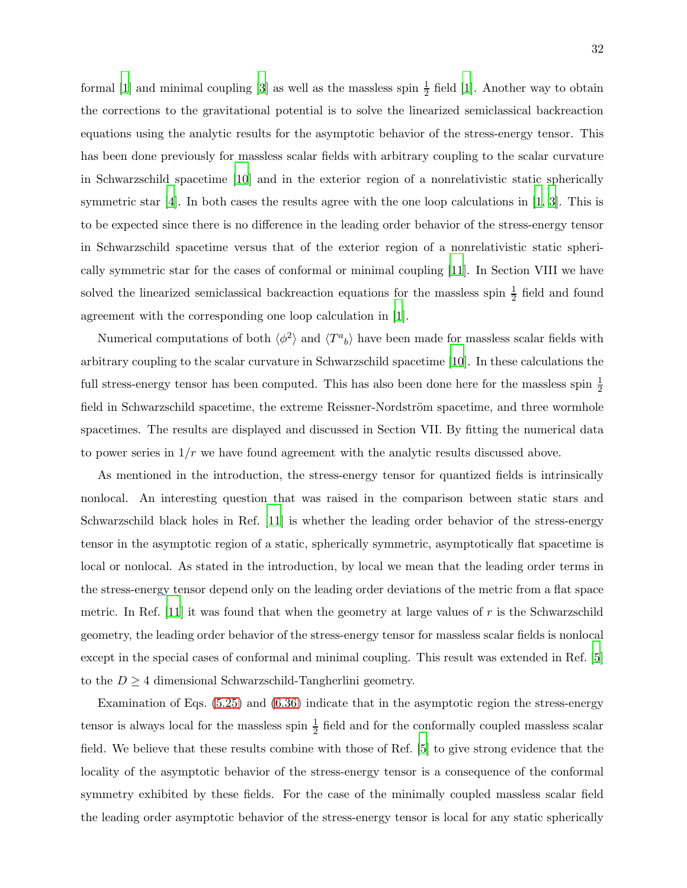formal [1] and minimal coupling [3] as well as the massless spin $\frac{1}{2}$ field [1]. Another way to obtain the corrections to the gravitational potential is to solve the linearized semiclassical backreaction equations using the analytic results for the asymptotic behavior of the stress-energy tensor. This has been done previously for massless scalar fields with arbitrary coupling to the scalar curvature in Schwarzschild spacetime [10] and in the exterior region of a nonrelativistic static spherically symmetric star [4]. In both cases the results agree with the one loop calculations in [1, 3]. This is to be expected since there is no difference in the leading order behavior of the stress-energy tensor in Schwarzschild spacetime versus that of the exterior region of a nonrelativistic static spherically symmetric star for the cases of conformal or minimal coupling [11]. In Section VIII we have solved the linearized semiclassical backreaction equations for the massless spin $\frac{1}{2}$ field and found agreement with the corresponding one loop calculation in [1].

Numerical computations of both $\langle \phi^2 \rangle$ and $\langle T^a{}_b \rangle$ have been made for massless scalar fields with arbitrary coupling to the scalar curvature in Schwarzschild spacetime [10]. In these calculations the full stress-energy tensor has been computed. This has also been done here for the massless spin $\frac{1}{2}$ field in Schwarzschild spacetime, the extreme Reissner-Nordström spacetime, and three wormhole spacetimes. The results are displayed and discussed in Section VII. By fitting the numerical data to power series in $1/r$ we have found agreement with the analytic results discussed above.

As mentioned in the introduction, the stress-energy tensor for quantized fields is intrinsically nonlocal. An interesting question that was raised in the comparison between static stars and Schwarzschild black holes in Ref. [11] is whether the leading order behavior of the stress-energy tensor in the asymptotic region of a static, spherically symmetric, asymptotically flat spacetime is local or nonlocal. As stated in the introduction, by local we mean that the leading order terms in the stress-energy tensor depend only on the leading order deviations of the metric from a flat space metric. In Ref. [11] it was found that when the geometry at large values of $r$ is the Schwarzschild geometry, the leading order behavior of the stress-energy tensor for massless scalar fields is nonlocal except in the special cases of conformal and minimal coupling. This result was extended in Ref. [5] to the $D \geq 4$ dimensional Schwarzschild-Tangherlini geometry.

Examination of Eqs. (5.25) and (6.36) indicate that in the asymptotic region the stress-energy tensor is always local for the massless spin $\frac{1}{2}$ field and for the conformally coupled massless scalar field. We believe that these results combine with those of Ref. [5] to give strong evidence that the locality of the asymptotic behavior of the stress-energy tensor is a consequence of the conformal symmetry exhibited by these fields. For the case of the minimally coupled massless scalar field the leading order asymptotic behavior of the stress-energy tensor is local for any static spherically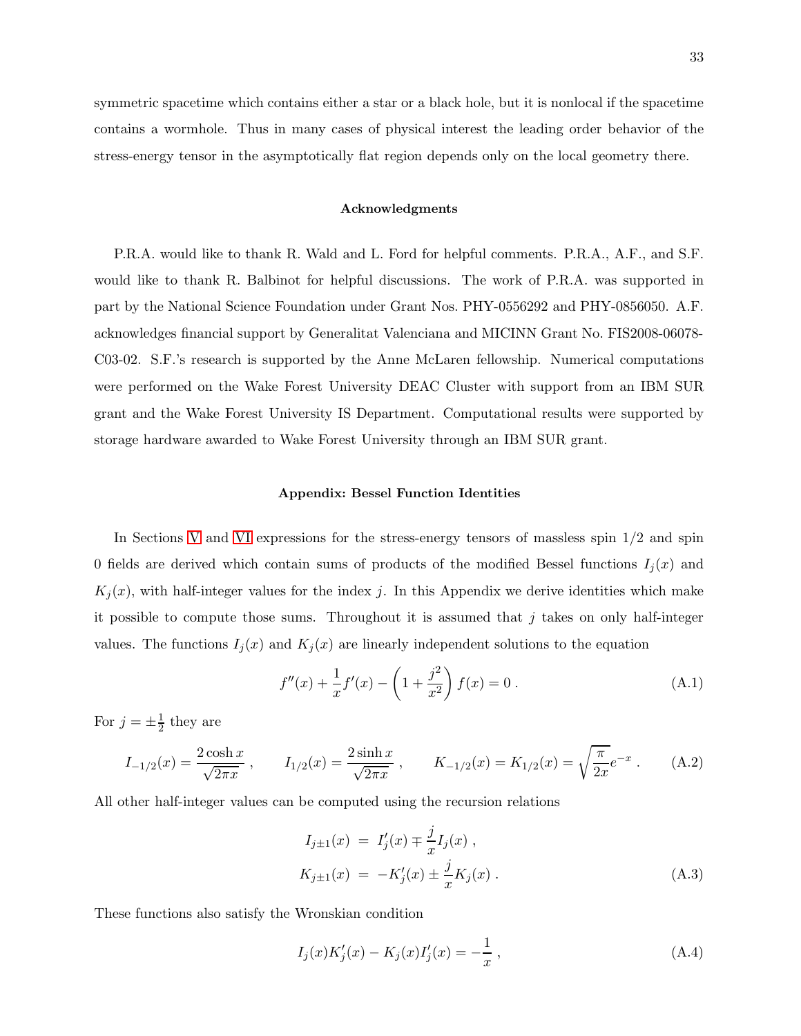symmetric spacetime which contains either a star or a black hole, but it is nonlocal if the spacetime contains a wormhole. Thus in many cases of physical interest the leading order behavior of the stress-energy tensor in the asymptotically flat region depends only on the local geometry there.

### Acknowledgments

P.R.A. would like to thank R. Wald and L. Ford for helpful comments. P.R.A., A.F., and S.F. would like to thank R. Balbinot for helpful discussions. The work of P.R.A. was supported in part by the National Science Foundation under Grant Nos. PHY-0556292 and PHY-0856050. A.F. acknowledges financial support by Generalitat Valenciana and MICINN Grant No. FIS2008-06078-C03-02. S.F.'s research is supported by the Anne McLaren fellowship. Numerical computations were performed on the Wake Forest University DEAC Cluster with support from an IBM SUR grant and the Wake Forest University IS Department. Computational results were supported by storage hardware awarded to Wake Forest University through an IBM SUR grant.

### Appendix: Bessel Function Identities

In Sections V and VI expressions for the stress-energy tensors of massless spin 1/2 and spin 0 fields are derived which contain sums of products of the modified Bessel functions $I_j(x)$ and $K_j(x)$, with half-integer values for the index $j$. In this Appendix we derive identities which make it possible to compute those sums. Throughout it is assumed that $j$ takes on only half-integer values. The functions $I_j(x)$ and $K_j(x)$ are linearly independent solutions to the equation

$$f''(x) + \frac{1}{x} f'(x) - \left(1 + \frac{j^2}{x^2}\right) f(x) = 0 \,. \tag{A.1}$$

For $j = \pm\frac{1}{2}$ they are

$$I_{-1/2}(x) = \frac{2\cosh x}{\sqrt{2\pi x}} \,, \qquad I_{1/2}(x) = \frac{2\sinh x}{\sqrt{2\pi x}} \,, \qquad K_{-1/2}(x) = K_{1/2}(x) = \sqrt{\frac{\pi}{2x}} e^{-x} \,. \tag{A.2}$$

All other half-integer values can be computed using the recursion relations

$$\begin{aligned} I_{j\pm 1}(x) &= I_j'(x) \mp \frac{j}{x} I_j(x) \,, \\ K_{j\pm 1}(x) &= -K_j'(x) \pm \frac{j}{x} K_j(x) \,. \end{aligned} \tag{A.3}$$

These functions also satisfy the Wronskian condition

$$I_j(x) K_j'(x) - K_j(x) I_j'(x) = -\frac{1}{x} \,, \tag{A.4}$$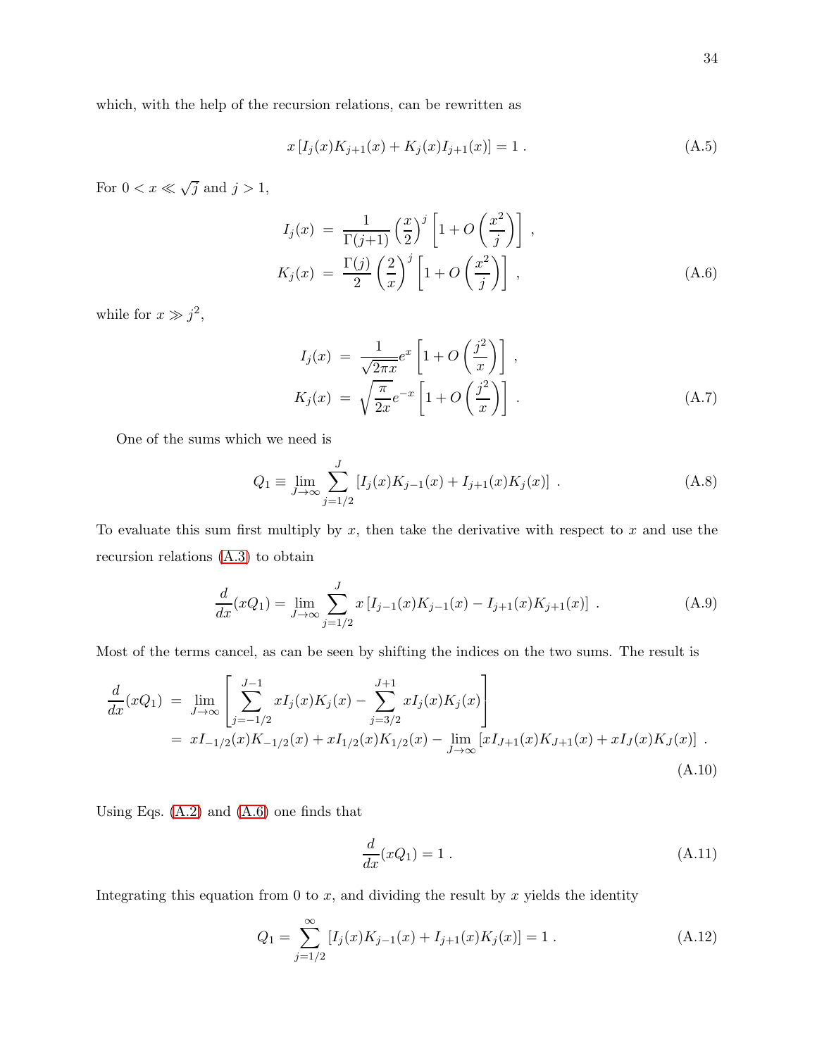which, with the help of the recursion relations, can be rewritten as

$$x\left[I_j(x)K_{j+1}(x) + K_j(x)I_{j+1}(x)\right] = 1 \; . \tag{A.5}$$

For $0 < x \ll \sqrt{j}$ and $j > 1$,

$$\begin{aligned}
I_j(x) &= \frac{1}{\Gamma(j{+}1)}\left(\frac{x}{2}\right)^j \left[1 + O\left(\frac{x^2}{j}\right)\right] \; , \\
K_j(x) &= \frac{\Gamma(j)}{2}\left(\frac{2}{x}\right)^j \left[1 + O\left(\frac{x^2}{j}\right)\right] \; ,
\end{aligned} \tag{A.6}$$

while for $x \gg j^2$,

$$\begin{aligned}
I_j(x) &= \frac{1}{\sqrt{2\pi x}} e^x \left[1 + O\left(\frac{j^2}{x}\right)\right] \; , \\
K_j(x) &= \sqrt{\frac{\pi}{2x}} e^{-x} \left[1 + O\left(\frac{j^2}{x}\right)\right] \; .
\end{aligned} \tag{A.7}$$

One of the sums which we need is

$$Q_1 \equiv \lim_{J\to\infty} \sum_{j=1/2}^{J} \left[I_j(x)K_{j-1}(x) + I_{j+1}(x)K_j(x)\right] \; . \tag{A.8}$$

To evaluate this sum first multiply by $x$, then take the derivative with respect to $x$ and use the recursion relations (A.3) to obtain

$$\frac{d}{dx}(xQ_1) = \lim_{J\to\infty} \sum_{j=1/2}^{J} x\left[I_{j-1}(x)K_{j-1}(x) - I_{j+1}(x)K_{j+1}(x)\right] \; . \tag{A.9}$$

Most of the terms cancel, as can be seen by shifting the indices on the two sums. The result is

$$\begin{aligned}
\frac{d}{dx}(xQ_1) &= \lim_{J\to\infty}\left[\sum_{j=-1/2}^{J-1} xI_j(x)K_j(x) - \sum_{j=3/2}^{J+1} xI_j(x)K_j(x)\right] \\
&= xI_{-1/2}(x)K_{-1/2}(x) + xI_{1/2}(x)K_{1/2}(x) - \lim_{J\to\infty}\left[xI_{J+1}(x)K_{J+1}(x) + xI_J(x)K_J(x)\right] \; .
\end{aligned} \tag{A.10}$$

Using Eqs. (A.2) and (A.6) one finds that

$$\frac{d}{dx}(xQ_1) = 1 \; . \tag{A.11}$$

Integrating this equation from 0 to $x$, and dividing the result by $x$ yields the identity

$$Q_1 = \sum_{j=1/2}^{\infty} \left[I_j(x)K_{j-1}(x) + I_{j+1}(x)K_j(x)\right] = 1 \; . \tag{A.12}$$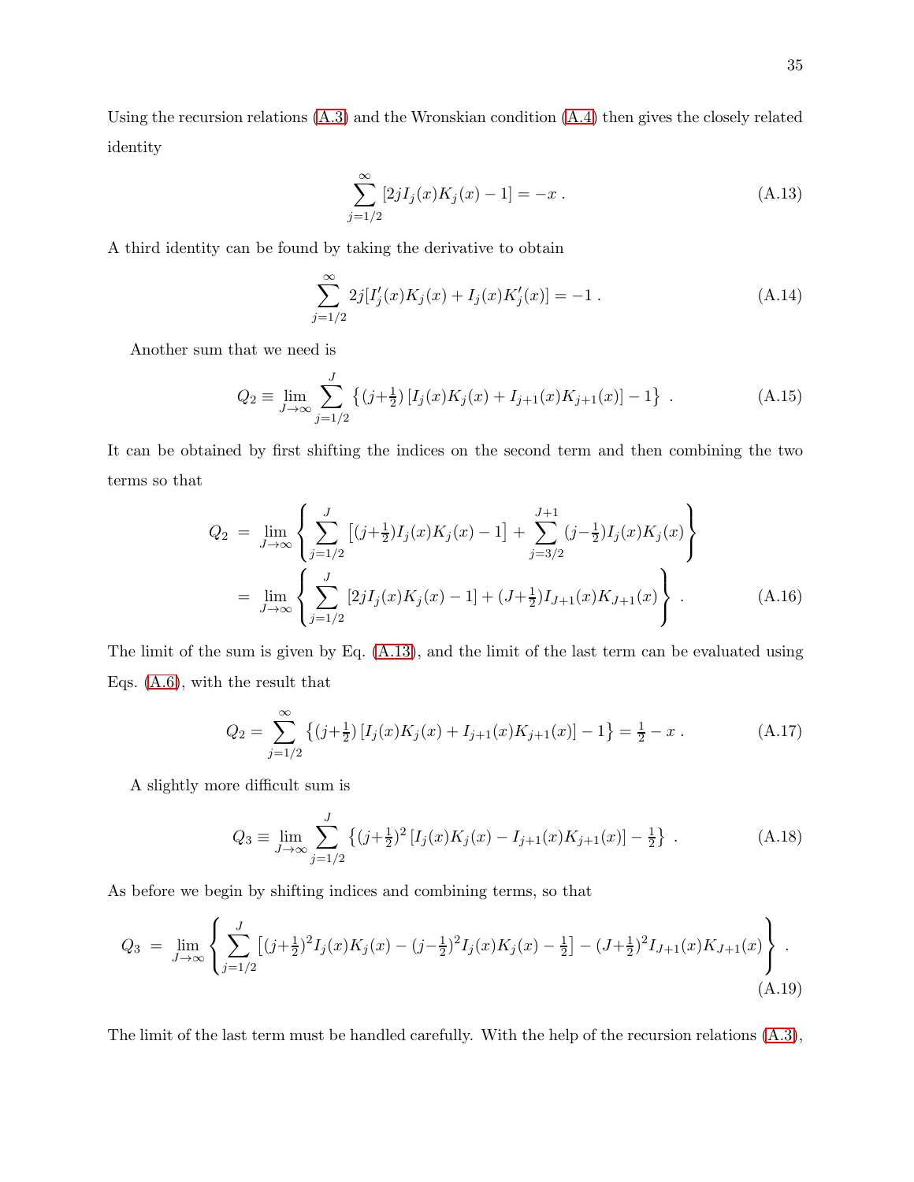Using the recursion relations (A.3) and the Wronskian condition (A.4) then gives the closely related identity

$$\sum_{j=1/2}^{\infty} [2jI_j(x)K_j(x) - 1] = -x \; . \tag{A.13}$$

A third identity can be found by taking the derivative to obtain

$$\sum_{j=1/2}^{\infty} 2j[I_j'(x)K_j(x) + I_j(x)K_j'(x)] = -1 \; . \tag{A.14}$$

Another sum that we need is

$$Q_2 \equiv \lim_{J\to\infty} \sum_{j=1/2}^{J} \left\{ (j+\tfrac{1}{2}) \left[ I_j(x)K_j(x) + I_{j+1}(x)K_{j+1}(x) \right] - 1 \right\} \; . \tag{A.15}$$

It can be obtained by first shifting the indices on the second term and then combining the two terms so that

$$\begin{aligned} Q_2 &= \lim_{J\to\infty} \left\{ \sum_{j=1/2}^{J} \left[ (j+\tfrac{1}{2}) I_j(x)K_j(x) - 1 \right] + \sum_{j=3/2}^{J+1} (j-\tfrac{1}{2}) I_j(x)K_j(x) \right\} \\ &= \lim_{J\to\infty} \left\{ \sum_{j=1/2}^{J} [2jI_j(x)K_j(x) - 1] + (J+\tfrac{1}{2}) I_{J+1}(x)K_{J+1}(x) \right\} \; . \end{aligned} \tag{A.16}$$

The limit of the sum is given by Eq. (A.13), and the limit of the last term can be evaluated using Eqs. (A.6), with the result that

$$Q_2 = \sum_{j=1/2}^{\infty} \left\{ (j+\tfrac{1}{2}) \left[ I_j(x)K_j(x) + I_{j+1}(x)K_{j+1}(x) \right] - 1 \right\} = \tfrac{1}{2} - x \; . \tag{A.17}$$

A slightly more difficult sum is

$$Q_3 \equiv \lim_{J\to\infty} \sum_{j=1/2}^{J} \left\{ (j+\tfrac{1}{2})^2 \left[ I_j(x)K_j(x) - I_{j+1}(x)K_{j+1}(x) \right] - \tfrac{1}{2} \right\} \; . \tag{A.18}$$

As before we begin by shifting indices and combining terms, so that

$$Q_3 = \lim_{J\to\infty} \left\{ \sum_{j=1/2}^{J} \left[ (j+\tfrac{1}{2})^2 I_j(x)K_j(x) - (j-\tfrac{1}{2})^2 I_j(x)K_j(x) - \tfrac{1}{2} \right] - (J+\tfrac{1}{2})^2 I_{J+1}(x)K_{J+1}(x) \right\} \; . \tag{A.19}$$

The limit of the last term must be handled carefully. With the help of the recursion relations (A.3),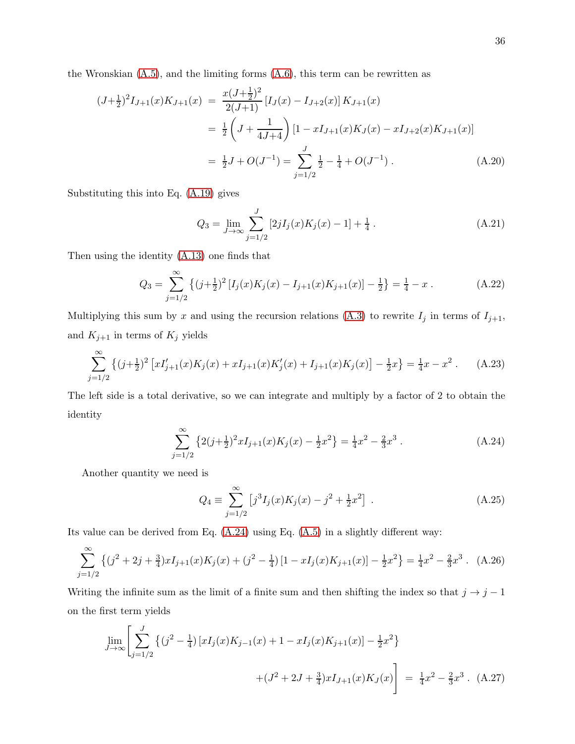the Wronskian (A.5), and the limiting forms (A.6), this term can be rewritten as

$$
\begin{aligned}
(J+\tfrac{1}{2})^2 I_{J+1}(x)K_{J+1}(x) &= \frac{x(J+\frac{1}{2})^2}{2(J+1)}\left[I_J(x) - I_{J+2}(x)\right]K_{J+1}(x) \\
&= \tfrac{1}{2}\left(J + \frac{1}{4J+4}\right)\left[1 - xI_{J+1}(x)K_J(x) - xI_{J+2}(x)K_{J+1}(x)\right] \\
&= \tfrac{1}{2}J + O(J^{-1}) = \sum_{j=1/2}^{J} \tfrac{1}{2} - \tfrac{1}{4} + O(J^{-1}) \,. \qquad \text{(A.20)}
\end{aligned}
$$

Substituting this into Eq. (A.19) gives

$$
Q_3 = \lim_{J\to\infty} \sum_{j=1/2}^{J} \left[2jI_j(x)K_j(x) - 1\right] + \tfrac{1}{4} \,. \qquad \text{(A.21)}
$$

Then using the identity (A.13) one finds that

$$
Q_3 = \sum_{j=1/2}^{\infty} \left\{(j+\tfrac{1}{2})^2\left[I_j(x)K_j(x) - I_{j+1}(x)K_{j+1}(x)\right] - \tfrac{1}{2}\right\} = \tfrac{1}{4} - x \,. \qquad \text{(A.22)}
$$

Multiplying this sum by $x$ and using the recursion relations (A.3) to rewrite $I_j$ in terms of $I_{j+1}$, and $K_{j+1}$ in terms of $K_j$ yields

$$
\sum_{j=1/2}^{\infty} \left\{(j+\tfrac{1}{2})^2\left[xI'_{j+1}(x)K_j(x) + xI_{j+1}(x)K'_j(x) + I_{j+1}(x)K_j(x)\right] - \tfrac{1}{2}x\right\} = \tfrac{1}{4}x - x^2 \,. \qquad \text{(A.23)}
$$

The left side is a total derivative, so we can integrate and multiply by a factor of 2 to obtain the identity

$$
\sum_{j=1/2}^{\infty} \left\{2(j+\tfrac{1}{2})^2 xI_{j+1}(x)K_j(x) - \tfrac{1}{2}x^2\right\} = \tfrac{1}{4}x^2 - \tfrac{2}{3}x^3 \,. \qquad \text{(A.24)}
$$

Another quantity we need is

$$
Q_4 \equiv \sum_{j=1/2}^{\infty} \left[j^3 I_j(x)K_j(x) - j^2 + \tfrac{1}{2}x^2\right] \,. \qquad \text{(A.25)}
$$

Its value can be derived from Eq. (A.24) using Eq. (A.5) in a slightly different way:

$$
\sum_{j=1/2}^{\infty} \left\{(j^2+2j+\tfrac{3}{4})xI_{j+1}(x)K_j(x) + (j^2-\tfrac{1}{4})\left[1 - xI_j(x)K_{j+1}(x)\right] - \tfrac{1}{2}x^2\right\} = \tfrac{1}{4}x^2 - \tfrac{2}{3}x^3 \,. \qquad \text{(A.26)}
$$

Writing the infinite sum as the limit of a finite sum and then shifting the index so that $j \to j-1$ on the first term yields

$$
\lim_{J\to\infty}\Bigg[\sum_{j=1/2}^{J} \left\{(j^2-\tfrac{1}{4})\left[xI_j(x)K_{j-1}(x) + 1 - xI_j(x)K_{j+1}(x)\right] - \tfrac{1}{2}x^2\right\} + (J^2+2J+\tfrac{3}{4})xI_{J+1}(x)K_J(x)\Bigg] = \tfrac{1}{4}x^2 - \tfrac{2}{3}x^3 \,. \qquad \text{(A.27)}
$$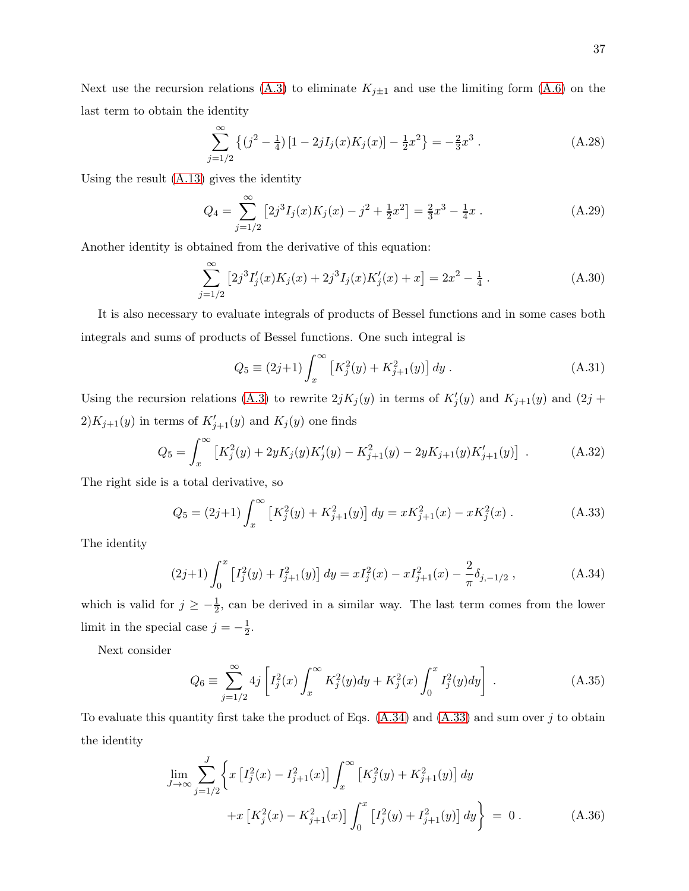Next use the recursion relations (A.3) to eliminate $K_{j\pm1}$ and use the limiting form (A.6) on the last term to obtain the identity

$$\sum_{j=1/2}^{\infty} \left\{ (j^2 - \tfrac{1}{4}) \left[1 - 2j I_j(x) K_j(x)\right] - \tfrac{1}{2}x^2 \right\} = -\tfrac{2}{3}x^3 \; . \tag{A.28}$$

Using the result (A.13) gives the identity

$$Q_4 = \sum_{j=1/2}^{\infty} \left[2j^3 I_j(x) K_j(x) - j^2 + \tfrac{1}{2}x^2\right] = \tfrac{2}{3}x^3 - \tfrac{1}{4}x \; . \tag{A.29}$$

Another identity is obtained from the derivative of this equation:

$$\sum_{j=1/2}^{\infty} \left[2j^3 I_j'(x) K_j(x) + 2j^3 I_j(x) K_j'(x) + x\right] = 2x^2 - \tfrac{1}{4} \; . \tag{A.30}$$

It is also necessary to evaluate integrals of products of Bessel functions and in some cases both integrals and sums of products of Bessel functions. One such integral is

$$Q_5 \equiv (2j{+}1) \int_x^{\infty} \left[K_j^2(y) + K_{j+1}^2(y)\right] dy \; . \tag{A.31}$$

Using the recursion relations (A.3) to rewrite $2jK_j(y)$ in terms of $K_j'(y)$ and $K_{j+1}(y)$ and $(2j + 2)K_{j+1}(y)$ in terms of $K_{j+1}'(y)$ and $K_j(y)$ one finds

$$Q_5 = \int_x^{\infty} \left[K_j^2(y) + 2yK_j(y)K_j'(y) - K_{j+1}^2(y) - 2yK_{j+1}(y)K_{j+1}'(y)\right] \; . \tag{A.32}$$

The right side is a total derivative, so

$$Q_5 = (2j{+}1) \int_x^{\infty} \left[K_j^2(y) + K_{j+1}^2(y)\right] dy = xK_{j+1}^2(x) - xK_j^2(x) \; . \tag{A.33}$$

The identity

$$(2j{+}1) \int_0^{x} \left[I_j^2(y) + I_{j+1}^2(y)\right] dy = xI_j^2(x) - xI_{j+1}^2(x) - \frac{2}{\pi}\delta_{j,-1/2} \; , \tag{A.34}$$

which is valid for $j \geq -\frac{1}{2}$, can be derived in a similar way. The last term comes from the lower limit in the special case $j = -\frac{1}{2}$.

Next consider

$$Q_6 \equiv \sum_{j=1/2}^{\infty} 4j \left[I_j^2(x) \int_x^{\infty} K_j^2(y) dy + K_j^2(x) \int_0^{x} I_j^2(y) dy\right] \; . \tag{A.35}$$

To evaluate this quantity first take the product of Eqs. (A.34) and (A.33) and sum over $j$ to obtain the identity

$$\lim_{J\to\infty} \sum_{j=1/2}^{J} \Bigg\{ x\left[I_j^2(x) - I_{j+1}^2(x)\right] \int_x^{\infty} \left[K_j^2(y) + K_{j+1}^2(y)\right] dy$$
$$+ x\left[K_j^2(x) - K_{j+1}^2(x)\right] \int_0^{x} \left[I_j^2(y) + I_{j+1}^2(y)\right] dy \Bigg\} \; = \; 0 \; . \tag{A.36}$$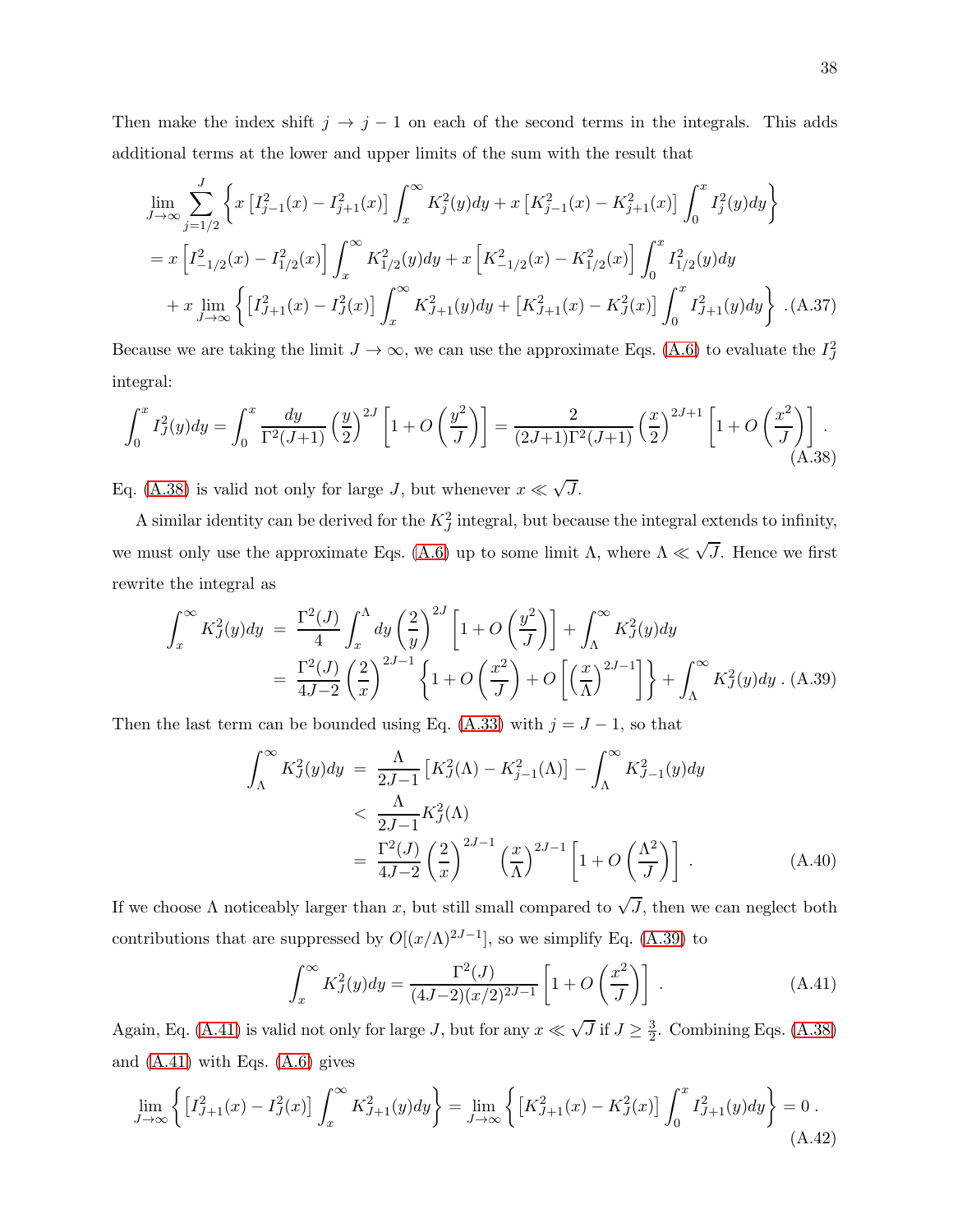Then make the index shift $j \to j-1$ on each of the second terms in the integrals. This adds additional terms at the lower and upper limits of the sum with the result that

$$
\begin{aligned}
&\lim_{J\to\infty} \sum_{j=1/2}^{J} \left\{ x\left[I_{j-1}^2(x) - I_{j+1}^2(x)\right] \int_x^\infty K_j^2(y)dy + x\left[K_{j-1}^2(x) - K_{j+1}^2(x)\right] \int_0^x I_j^2(y)dy \right\} \\
&= x\left[I_{-1/2}^2(x) - I_{1/2}^2(x)\right] \int_x^\infty K_{1/2}^2(y)dy + x\left[K_{-1/2}^2(x) - K_{1/2}^2(x)\right] \int_0^x I_{1/2}^2(y)dy \\
&\quad + x \lim_{J\to\infty} \left\{ \left[I_{J+1}^2(x) - I_J^2(x)\right] \int_x^\infty K_{J+1}^2(y)dy + \left[K_{J+1}^2(x) - K_J^2(x)\right] \int_0^x I_{J+1}^2(y)dy \right\} . \quad \text{(A.37)}
\end{aligned}
$$

Because we are taking the limit $J \to \infty$, we can use the approximate Eqs. (A.6) to evaluate the $I_J^2$ integral:

$$
\int_0^x I_J^2(y)dy = \int_0^x \frac{dy}{\Gamma^2(J+1)} \left(\frac{y}{2}\right)^{2J} \left[1 + O\left(\frac{y^2}{J}\right)\right] = \frac{2}{(2J+1)\Gamma^2(J+1)} \left(\frac{x}{2}\right)^{2J+1} \left[1 + O\left(\frac{x^2}{J}\right)\right] . \quad \text{(A.38)}
$$

Eq. (A.38) is valid not only for large $J$, but whenever $x \ll \sqrt{J}$.

A similar identity can be derived for the $K_J^2$ integral, but because the integral extends to infinity, we must only use the approximate Eqs. (A.6) up to some limit $\Lambda$, where $\Lambda \ll \sqrt{J}$. Hence we first rewrite the integral as

$$
\begin{aligned}
\int_x^\infty K_J^2(y)dy &= \frac{\Gamma^2(J)}{4} \int_x^\Lambda dy \left(\frac{2}{y}\right)^{2J} \left[1 + O\left(\frac{y^2}{J}\right)\right] + \int_\Lambda^\infty K_J^2(y)dy \\
&= \frac{\Gamma^2(J)}{4J-2} \left(\frac{2}{x}\right)^{2J-1} \left\{1 + O\left(\frac{x^2}{J}\right) + O\left[\left(\frac{x}{\Lambda}\right)^{2J-1}\right]\right\} + \int_\Lambda^\infty K_J^2(y)dy \, . \quad \text{(A.39)}
\end{aligned}
$$

Then the last term can be bounded using Eq. (A.33) with $j = J-1$, so that

$$
\begin{aligned}
\int_\Lambda^\infty K_J^2(y)dy &= \frac{\Lambda}{2J-1}\left[K_J^2(\Lambda) - K_{J-1}^2(\Lambda)\right] - \int_\Lambda^\infty K_{J-1}^2(y)dy \\
&< \frac{\Lambda}{2J-1} K_J^2(\Lambda) \\
&= \frac{\Gamma^2(J)}{4J-2} \left(\frac{2}{x}\right)^{2J-1} \left(\frac{x}{\Lambda}\right)^{2J-1} \left[1 + O\left(\frac{\Lambda^2}{J}\right)\right] . \quad \text{(A.40)}
\end{aligned}
$$

If we choose $\Lambda$ noticeably larger than $x$, but still small compared to $\sqrt{J}$, then we can neglect both contributions that are suppressed by $O[(x/\Lambda)^{2J-1}]$, so we simplify Eq. (A.39) to

$$
\int_x^\infty K_J^2(y)dy = \frac{\Gamma^2(J)}{(4J-2)(x/2)^{2J-1}} \left[1 + O\left(\frac{x^2}{J}\right)\right] . \quad \text{(A.41)}
$$

Again, Eq. (A.41) is valid not only for large $J$, but for any $x \ll \sqrt{J}$ if $J \geq \frac{3}{2}$. Combining Eqs. (A.38) and (A.41) with Eqs. (A.6) gives

$$
\lim_{J\to\infty} \left\{ \left[I_{J+1}^2(x) - I_J^2(x)\right] \int_x^\infty K_{J+1}^2(y)dy \right\} = \lim_{J\to\infty} \left\{ \left[K_{J+1}^2(x) - K_J^2(x)\right] \int_0^x I_{J+1}^2(y)dy \right\} = 0 \, . \quad \text{(A.42)}
$$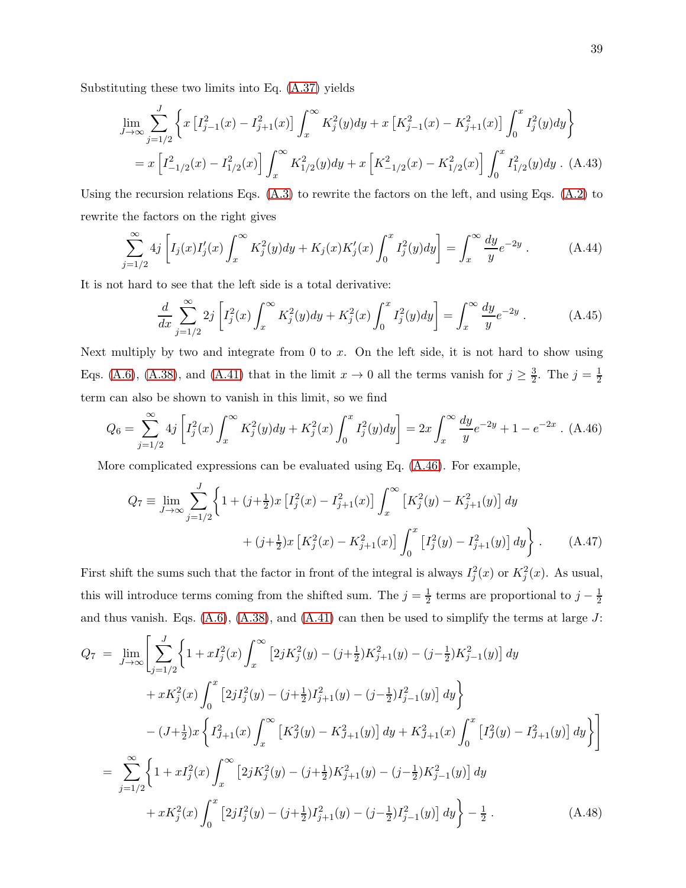Substituting these two limits into Eq. (A.37) yields

$$
\lim_{J\to\infty}\sum_{j=1/2}^{J}\left\{x\left[I_{j-1}^2(x)-I_{j+1}^2(x)\right]\int_x^\infty K_j^2(y)dy + x\left[K_{j-1}^2(x)-K_{j+1}^2(x)\right]\int_0^x I_j^2(y)dy\right\}
$$

$$
= x\left[I_{-1/2}^2(x)-I_{1/2}^2(x)\right]\int_x^\infty K_{1/2}^2(y)dy + x\left[K_{-1/2}^2(x)-K_{1/2}^2(x)\right]\int_0^x I_{1/2}^2(y)dy\;. \quad \text{(A.43)}
$$

Using the recursion relations Eqs. (A.3) to rewrite the factors on the left, and using Eqs. (A.2) to rewrite the factors on the right gives

$$
\sum_{j=1/2}^{\infty} 4j\left[I_j(x)I_j'(x)\int_x^\infty K_j^2(y)dy + K_j(x)K_j'(x)\int_0^x I_j^2(y)dy\right] = \int_x^\infty \frac{dy}{y}e^{-2y}\;. \quad \text{(A.44)}
$$

It is not hard to see that the left side is a total derivative:

$$
\frac{d}{dx}\sum_{j=1/2}^{\infty} 2j\left[I_j^2(x)\int_x^\infty K_j^2(y)dy + K_j^2(x)\int_0^x I_j^2(y)dy\right] = \int_x^\infty \frac{dy}{y}e^{-2y}\;. \quad \text{(A.45)}
$$

Next multiply by two and integrate from 0 to $x$. On the left side, it is not hard to show using Eqs. (A.6), (A.38), and (A.41) that in the limit $x\to 0$ all the terms vanish for $j\geq\frac{3}{2}$. The $j=\frac{1}{2}$ term can also be shown to vanish in this limit, so we find

$$
Q_6 = \sum_{j=1/2}^{\infty} 4j\left[I_j^2(x)\int_x^\infty K_j^2(y)dy + K_j^2(x)\int_0^x I_j^2(y)dy\right] = 2x\int_x^\infty \frac{dy}{y}e^{-2y} + 1 - e^{-2x}\;. \quad \text{(A.46)}
$$

More complicated expressions can be evaluated using Eq. (A.46). For example,

$$
Q_7 \equiv \lim_{J\to\infty}\sum_{j=1/2}^{J}\left\{1+(j+\tfrac{1}{2})x\left[I_j^2(x)-I_{j+1}^2(x)\right]\int_x^\infty\left[K_j^2(y)-K_{j+1}^2(y)\right]dy\right.
$$

$$
\left. + (j+\tfrac{1}{2})x\left[K_j^2(x)-K_{j+1}^2(x)\right]\int_0^x\left[I_j^2(y)-I_{j+1}^2(y)\right]dy\right\}\;. \quad \text{(A.47)}
$$

First shift the sums such that the factor in front of the integral is always $I_j^2(x)$ or $K_j^2(x)$. As usual, this will introduce terms coming from the shifted sum. The $j=\frac{1}{2}$ terms are proportional to $j-\frac{1}{2}$ and thus vanish. Eqs. (A.6), (A.38), and (A.41) can then be used to simplify the terms at large $J$:

$$
\begin{aligned}
Q_7 \;=\; & \lim_{J\to\infty}\left[\sum_{j=1/2}^{J}\left\{1 + xI_j^2(x)\int_x^\infty\left[2jK_j^2(y)-(j+\tfrac{1}{2})K_{j+1}^2(y)-(j-\tfrac{1}{2})K_{j-1}^2(y)\right]dy\right.\right.\\
& \left. + xK_j^2(x)\int_0^x\left[2jI_j^2(y)-(j+\tfrac{1}{2})I_{j+1}^2(y)-(j-\tfrac{1}{2})I_{j-1}^2(y)\right]dy\right\}\\
& \left. - (J+\tfrac{1}{2})x\left\{I_{J+1}^2(x)\int_x^\infty\left[K_J^2(y)-K_{J+1}^2(y)\right]dy + K_{J+1}^2(x)\int_0^x\left[I_J^2(y)-I_{J+1}^2(y)\right]dy\right\}\right]\\
\;=\; & \sum_{j=1/2}^{\infty}\left\{1 + xI_j^2(x)\int_x^\infty\left[2jK_j^2(y)-(j+\tfrac{1}{2})K_{j+1}^2(y)-(j-\tfrac{1}{2})K_{j-1}^2(y)\right]dy\right.\\
& \left. + xK_j^2(x)\int_0^x\left[2jI_j^2(y)-(j+\tfrac{1}{2})I_{j+1}^2(y)-(j-\tfrac{1}{2})I_{j-1}^2(y)\right]dy\right\} - \tfrac{1}{2}\;. \qquad \text{(A.48)}
\end{aligned}
$$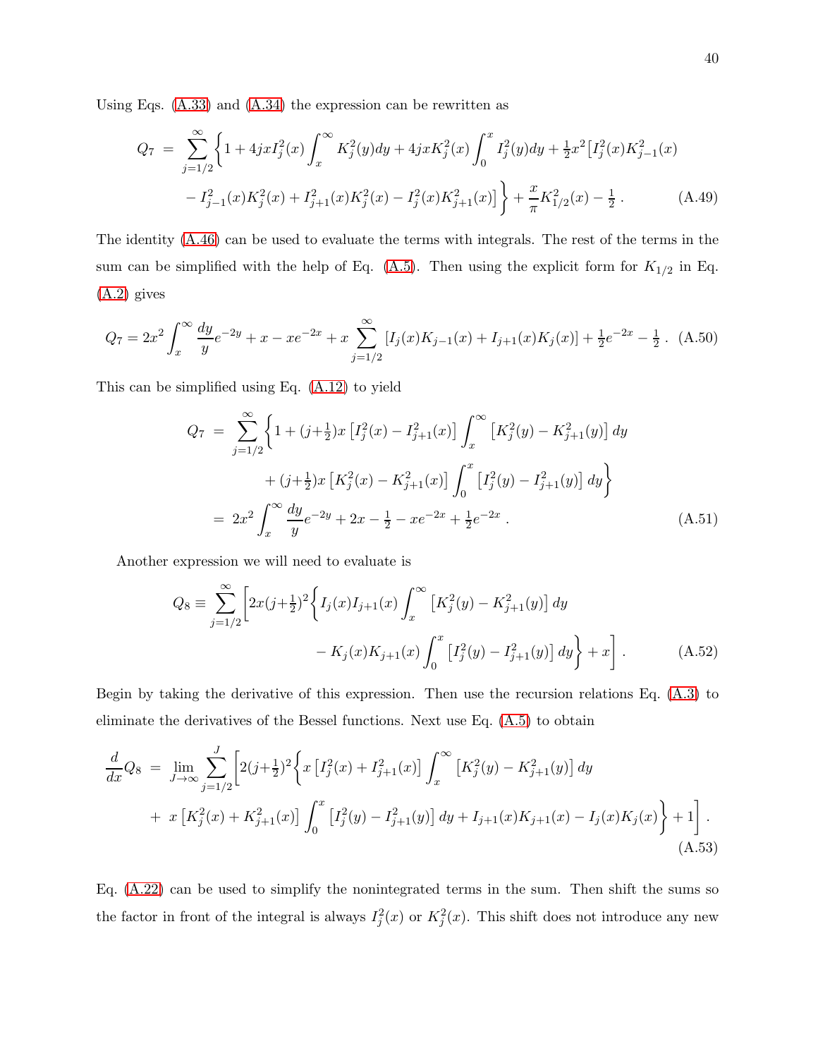Using Eqs. (A.33) and (A.34) the expression can be rewritten as

$$
\begin{aligned}
Q_7 \;=\; & \sum_{j=1/2}^{\infty}\bigg\{1 + 4jxI_j^2(x)\int_x^\infty K_j^2(y)dy + 4jxK_j^2(x)\int_0^x I_j^2(y)dy + \tfrac{1}{2}x^2\big[I_j^2(x)K_{j-1}^2(x) \\
& - I_{j-1}^2(x)K_j^2(x) + I_{j+1}^2(x)K_j^2(x) - I_j^2(x)K_{j+1}^2(x)\big]\bigg\} + \frac{x}{\pi}K_{1/2}^2(x) - \tfrac{1}{2}\,. \qquad \text{(A.49)}
\end{aligned}
$$

The identity (A.46) can be used to evaluate the terms with integrals. The rest of the terms in the sum can be simplified with the help of Eq. (A.5). Then using the explicit form for $K_{1/2}$ in Eq. (A.2) gives

$$
Q_7 = 2x^2\int_x^\infty \frac{dy}{y}e^{-2y} + x - xe^{-2x} + x\sum_{j=1/2}^{\infty}\left[I_j(x)K_{j-1}(x) + I_{j+1}(x)K_j(x)\right] + \tfrac{1}{2}e^{-2x} - \tfrac{1}{2}\,. \quad \text{(A.50)}
$$

This can be simplified using Eq. (A.12) to yield

$$
\begin{aligned}
Q_7 \;=\; & \sum_{j=1/2}^{\infty}\bigg\{1 + (j{+}\tfrac{1}{2})x\left[I_j^2(x) - I_{j+1}^2(x)\right]\int_x^\infty\left[K_j^2(y) - K_{j+1}^2(y)\right]dy \\
& \qquad + (j{+}\tfrac{1}{2})x\left[K_j^2(x) - K_{j+1}^2(x)\right]\int_0^x\left[I_j^2(y) - I_{j+1}^2(y)\right]dy\bigg\} \\
=\; & 2x^2\int_x^\infty\frac{dy}{y}e^{-2y} + 2x - \tfrac{1}{2} - xe^{-2x} + \tfrac{1}{2}e^{-2x}\,. \qquad \text{(A.51)}
\end{aligned}
$$

Another expression we will need to evaluate is

$$
\begin{aligned}
Q_8 \equiv \sum_{j=1/2}^{\infty}\bigg[ & 2x(j{+}\tfrac{1}{2})^2\bigg\{I_j(x)I_{j+1}(x)\int_x^\infty\left[K_j^2(y) - K_{j+1}^2(y)\right]dy \\
& - K_j(x)K_{j+1}(x)\int_0^x\left[I_j^2(y) - I_{j+1}^2(y)\right]dy\bigg\} + x\bigg]\,. \qquad \text{(A.52)}
\end{aligned}
$$

Begin by taking the derivative of this expression. Then use the recursion relations Eq. (A.3) to eliminate the derivatives of the Bessel functions. Next use Eq. (A.5) to obtain

$$
\begin{aligned}
\frac{d}{dx}Q_8 \;=\; & \lim_{J\to\infty}\sum_{j=1/2}^{J}\bigg[2(j{+}\tfrac{1}{2})^2\bigg\{x\left[I_j^2(x) + I_{j+1}^2(x)\right]\int_x^\infty\left[K_j^2(y) - K_{j+1}^2(y)\right]dy \\
& +\; x\left[K_j^2(x) + K_{j+1}^2(x)\right]\int_0^x\left[I_j^2(y) - I_{j+1}^2(y)\right]dy + I_{j+1}(x)K_{j+1}(x) - I_j(x)K_j(x)\bigg\} + 1\bigg]\,. \\
& \qquad \text{(A.53)}
\end{aligned}
$$

Eq. (A.22) can be used to simplify the nonintegrated terms in the sum. Then shift the sums so the factor in front of the integral is always $I_j^2(x)$ or $K_j^2(x)$. This shift does not introduce any new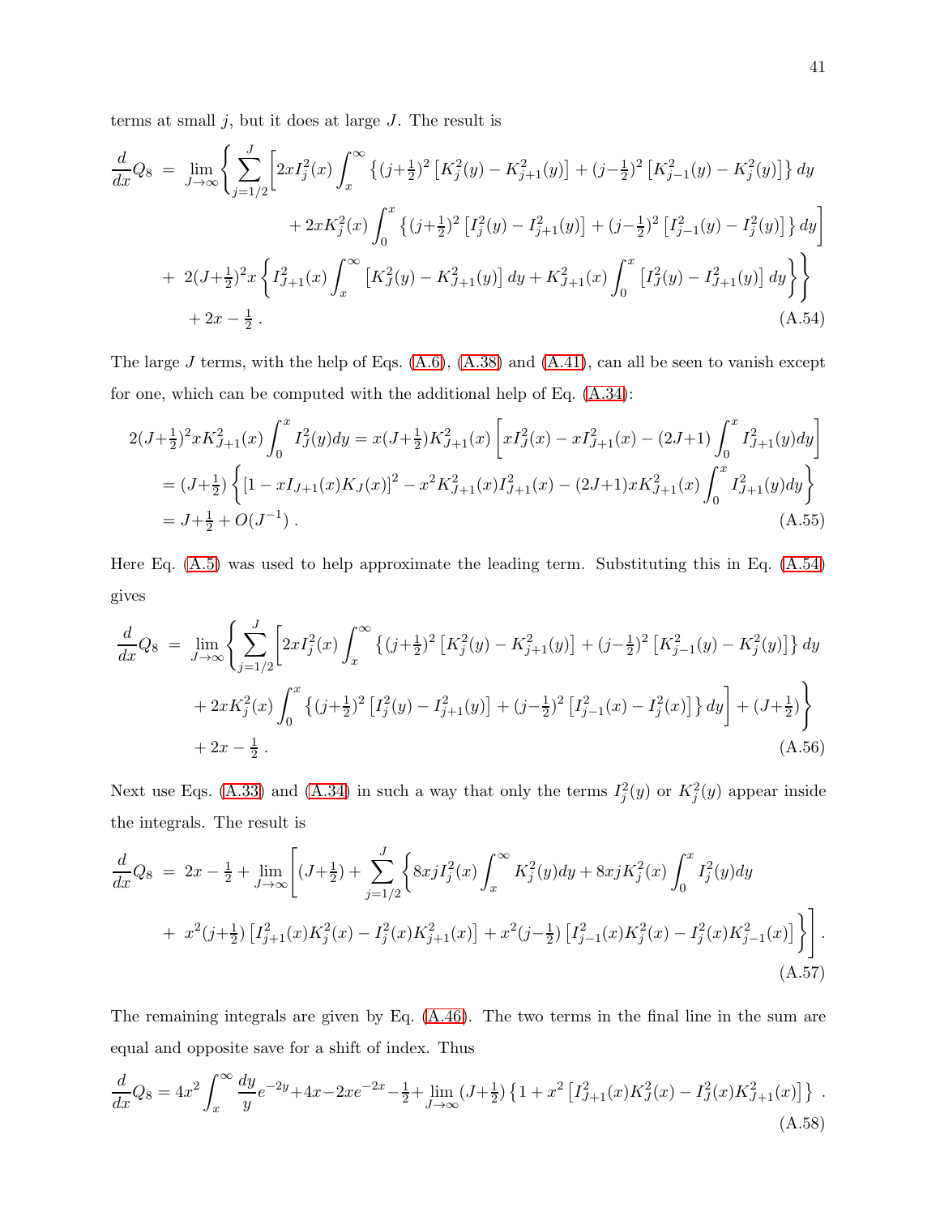terms at small $j$, but it does at large $J$. The result is

$$
\begin{aligned}
\frac{d}{dx}Q_8 \;=\; \lim_{J\to\infty}\Bigg\{ \sum_{j=1/2}^{J} \Bigg[ & 2xI_j^2(x)\int_x^\infty \left\{ (j{+}\tfrac{1}{2})^2\left[K_j^2(y)-K_{j+1}^2(y)\right] + (j{-}\tfrac{1}{2})^2\left[K_{j-1}^2(y)-K_j^2(y)\right]\right\} dy \\
& + 2xK_j^2(x)\int_0^x \left\{ (j{+}\tfrac{1}{2})^2\left[I_j^2(y)-I_{j+1}^2(y)\right] + (j{-}\tfrac{1}{2})^2\left[I_{j-1}^2(y)-I_j^2(y)\right]\right\} dy \Bigg] \\
+\; 2(J{+}\tfrac{1}{2})^2 x & \left\{ I_{J+1}^2(x)\int_x^\infty \left[K_J^2(y)-K_{J+1}^2(y)\right] dy + K_{J+1}^2(x)\int_0^x \left[I_J^2(y)-I_{J+1}^2(y)\right] dy \right\}\Bigg\} \\
& + 2x - \tfrac{1}{2}\,. \qquad \text{(A.54)}
\end{aligned}
$$

The large $J$ terms, with the help of Eqs. (A.6), (A.38) and (A.41), can all be seen to vanish except for one, which can be computed with the additional help of Eq. (A.34):

$$
\begin{aligned}
2(J{+}\tfrac{1}{2})^2 xK_{J+1}^2(x)\int_0^x I_J^2(y)dy &= x(J{+}\tfrac{1}{2})K_{J+1}^2(x)\left[xI_J^2(x) - xI_{J+1}^2(x) - (2J{+}1)\int_0^x I_{J+1}^2(y)dy\right] \\
&= (J{+}\tfrac{1}{2})\left\{ \left[1 - xI_{J+1}(x)K_J(x)\right]^2 - x^2K_{J+1}^2(x)I_{J+1}^2(x) - (2J{+}1)xK_{J+1}^2(x)\int_0^x I_{J+1}^2(y)dy \right\} \\
&= J{+}\tfrac{1}{2} + O(J^{-1})\,. \qquad \text{(A.55)}
\end{aligned}
$$

Here Eq. (A.5) was used to help approximate the leading term. Substituting this in Eq. (A.54) gives

$$
\begin{aligned}
\frac{d}{dx}Q_8 \;=\; \lim_{J\to\infty}\Bigg\{ \sum_{j=1/2}^{J} \Bigg[ & 2xI_j^2(x)\int_x^\infty \left\{ (j{+}\tfrac{1}{2})^2\left[K_j^2(y)-K_{j+1}^2(y)\right] + (j{-}\tfrac{1}{2})^2\left[K_{j-1}^2(y)-K_j^2(y)\right]\right\} dy \\
& + 2xK_j^2(x)\int_0^x \left\{ (j{+}\tfrac{1}{2})^2\left[I_j^2(y)-I_{j+1}^2(y)\right] + (j{-}\tfrac{1}{2})^2\left[I_{j-1}^2(x)-I_j^2(x)\right]\right\} dy \Bigg] + (J{+}\tfrac{1}{2}) \Bigg\} \\
& + 2x - \tfrac{1}{2}\,. \qquad \text{(A.56)}
\end{aligned}
$$

Next use Eqs. (A.33) and (A.34) in such a way that only the terms $I_j^2(y)$ or $K_j^2(y)$ appear inside the integrals. The result is

$$
\begin{aligned}
\frac{d}{dx}Q_8 \;=\; 2x - \tfrac{1}{2} + \lim_{J\to\infty}\Bigg[ (J{+}\tfrac{1}{2}) + \sum_{j=1/2}^{J}\Bigg\{ & 8xjI_j^2(x)\int_x^\infty K_j^2(y)dy + 8xjK_j^2(x)\int_0^x I_j^2(y)dy \\
+\; x^2(j{+}\tfrac{1}{2})\left[I_{j+1}^2(x)K_j^2(x) - I_j^2(x)K_{j+1}^2(x)\right] & + x^2(j{-}\tfrac{1}{2})\left[I_{j-1}^2(x)K_j^2(x) - I_j^2(x)K_{j-1}^2(x)\right]\Bigg\}\Bigg]\,. \qquad \text{(A.57)}
\end{aligned}
$$

The remaining integrals are given by Eq. (A.46). The two terms in the final line in the sum are equal and opposite save for a shift of index. Thus

$$
\frac{d}{dx}Q_8 = 4x^2\int_x^\infty \frac{dy}{y}e^{-2y} + 4x - 2xe^{-2x} - \tfrac{1}{2} + \lim_{J\to\infty}(J{+}\tfrac{1}{2})\left\{1 + x^2\left[I_{J+1}^2(x)K_J^2(x) - I_J^2(x)K_{J+1}^2(x)\right]\right\}\,. \qquad \text{(A.58)}
$$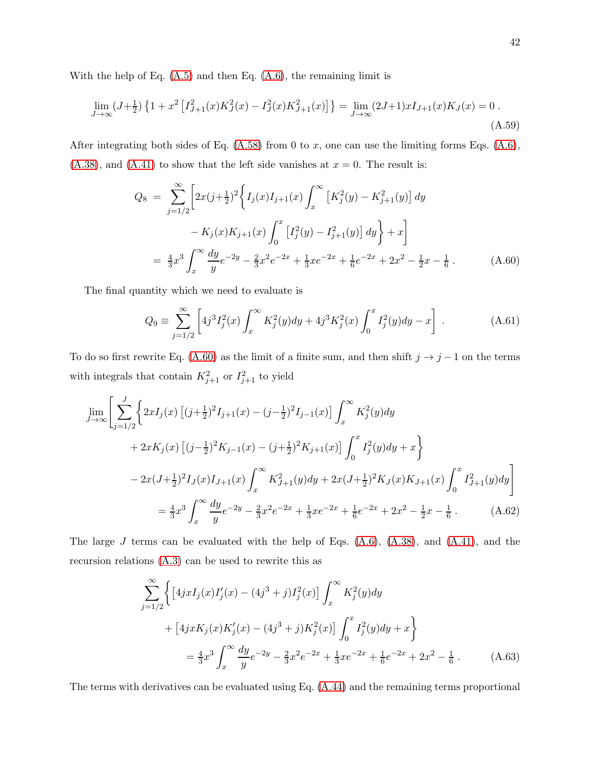With the help of Eq. (A.5) and then Eq. (A.6), the remaining limit is

$$\lim_{J\to\infty}(J+\tfrac{1}{2})\left\{1+x^2\left[I_{J+1}^2(x)K_J^2(x)-I_J^2(x)K_{J+1}^2(x)\right]\right\}=\lim_{J\to\infty}(2J+1)xI_{J+1}(x)K_J(x)=0\,. \tag{A.59}$$

After integrating both sides of Eq. (A.58) from 0 to $x$, one can use the limiting forms Eqs. (A.6), (A.38), and (A.41) to show that the left side vanishes at $x=0$. The result is:

$$\begin{aligned}
Q_8 \;=\; & \sum_{j=1/2}^{\infty}\Bigg[2x(j+\tfrac{1}{2})^2\Bigg\{I_j(x)I_{j+1}(x)\int_x^\infty\left[K_j^2(y)-K_{j+1}^2(y)\right]dy \\
& \qquad -K_j(x)K_{j+1}(x)\int_0^x\left[I_j^2(y)-I_{j+1}^2(y)\right]dy\Bigg\}+x\Bigg] \\
=\; & \tfrac{4}{3}x^3\int_x^\infty\frac{dy}{y}e^{-2y}-\tfrac{2}{3}x^2e^{-2x}+\tfrac{1}{3}xe^{-2x}+\tfrac{1}{6}e^{-2x}+2x^2-\tfrac{1}{2}x-\tfrac{1}{6}\,.
\end{aligned} \tag{A.60}$$

The final quantity which we need to evaluate is

$$Q_9\equiv\sum_{j=1/2}^{\infty}\left[4j^3I_j^2(x)\int_x^\infty K_j^2(y)dy+4j^3K_j^2(x)\int_0^x I_j^2(y)dy-x\right]\,. \tag{A.61}$$

To do so first rewrite Eq. (A.60) as the limit of a finite sum, and then shift $j\to j-1$ on the terms with integrals that contain $K_{j+1}^2$ or $I_{j+1}^2$ to yield

$$\begin{aligned}
\lim_{J\to\infty}\Bigg[&\sum_{j=1/2}^{J}\Bigg\{2xI_j(x)\left[(j+\tfrac{1}{2})^2I_{j+1}(x)-(j-\tfrac{1}{2})^2I_{j-1}(x)\right]\int_x^\infty K_j^2(y)dy \\
&+2xK_j(x)\left[(j-\tfrac{1}{2})^2K_{j-1}(x)-(j+\tfrac{1}{2})^2K_{j+1}(x)\right]\int_0^x I_j^2(y)dy+x\Bigg\} \\
&-2x(J+\tfrac{1}{2})^2I_J(x)I_{J+1}(x)\int_x^\infty K_{J+1}^2(y)dy+2x(J+\tfrac{1}{2})^2K_J(x)K_{J+1}(x)\int_0^x I_{J+1}^2(y)dy\Bigg] \\
&=\tfrac{4}{3}x^3\int_x^\infty\frac{dy}{y}e^{-2y}-\tfrac{2}{3}x^2e^{-2x}+\tfrac{1}{3}xe^{-2x}+\tfrac{1}{6}e^{-2x}+2x^2-\tfrac{1}{2}x-\tfrac{1}{6}\,.
\end{aligned} \tag{A.62}$$

The large $J$ terms can be evaluated with the help of Eqs. (A.6), (A.38), and (A.41), and the recursion relations (A.3) can be used to rewrite this as

$$\begin{aligned}
\sum_{j=1/2}^{\infty}\Bigg\{&\left[4jxI_j(x)I_j'(x)-(4j^3+j)I_j^2(x)\right]\int_x^\infty K_j^2(y)dy \\
&+\left[4jxK_j(x)K_j'(x)-(4j^3+j)K_j^2(x)\right]\int_0^x I_j^2(y)dy+x\Bigg\} \\
&=\tfrac{4}{3}x^3\int_x^\infty\frac{dy}{y}e^{-2y}-\tfrac{2}{3}x^2e^{-2x}+\tfrac{1}{3}xe^{-2x}+\tfrac{1}{6}e^{-2x}+2x^2-\tfrac{1}{6}\,.
\end{aligned} \tag{A.63}$$

The terms with derivatives can be evaluated using Eq. (A.44) and the remaining terms proportional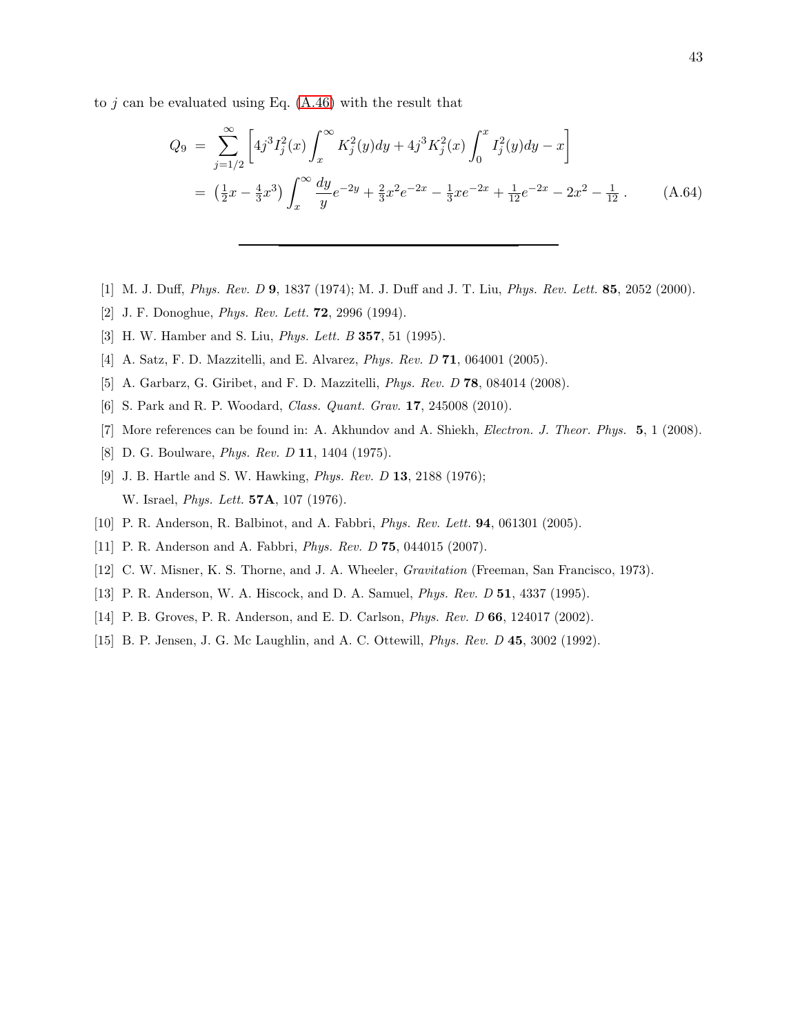to $j$ can be evaluated using Eq. (A.46) with the result that

$$
\begin{aligned}
Q_9 &= \sum_{j=1/2}^{\infty} \left[ 4j^3 I_j^2(x) \int_x^\infty K_j^2(y) dy + 4j^3 K_j^2(x) \int_0^x I_j^2(y) dy - x \right] \\
&= \left( \tfrac{1}{2}x - \tfrac{4}{3}x^3 \right) \int_x^\infty \frac{dy}{y} e^{-2y} + \tfrac{2}{3}x^2 e^{-2x} - \tfrac{1}{3}x e^{-2x} + \tfrac{1}{12} e^{-2x} - 2x^2 - \tfrac{1}{12} \,. \qquad \text{(A.64)}
\end{aligned}
$$

---

[1] M. J. Duff, *Phys. Rev. D* **9**, 1837 (1974); M. J. Duff and J. T. Liu, *Phys. Rev. Lett.* **85**, 2052 (2000).

[2] J. F. Donoghue, *Phys. Rev. Lett.* **72**, 2996 (1994).

[3] H. W. Hamber and S. Liu, *Phys. Lett. B* **357**, 51 (1995).

[4] A. Satz, F. D. Mazzitelli, and E. Alvarez, *Phys. Rev. D* **71**, 064001 (2005).

[5] A. Garbarz, G. Giribet, and F. D. Mazzitelli, *Phys. Rev. D* **78**, 084014 (2008).

[6] S. Park and R. P. Woodard, *Class. Quant. Grav.* **17**, 245008 (2010).

[7] More references can be found in: A. Akhundov and A. Shiekh, *Electron. J. Theor. Phys.* **5**, 1 (2008).

[8] D. G. Boulware, *Phys. Rev. D* **11**, 1404 (1975).

[9] J. B. Hartle and S. W. Hawking, *Phys. Rev. D* **13**, 2188 (1976); W. Israel, *Phys. Lett.* **57A**, 107 (1976).

[10] P. R. Anderson, R. Balbinot, and A. Fabbri, *Phys. Rev. Lett.* **94**, 061301 (2005).

[11] P. R. Anderson and A. Fabbri, *Phys. Rev. D* **75**, 044015 (2007).

[12] C. W. Misner, K. S. Thorne, and J. A. Wheeler, *Gravitation* (Freeman, San Francisco, 1973).

[13] P. R. Anderson, W. A. Hiscock, and D. A. Samuel, *Phys. Rev. D* **51**, 4337 (1995).

[14] P. B. Groves, P. R. Anderson, and E. D. Carlson, *Phys. Rev. D* **66**, 124017 (2002).

[15] B. P. Jensen, J. G. Mc Laughlin, and A. C. Ottewill, *Phys. Rev. D* **45**, 3002 (1992).